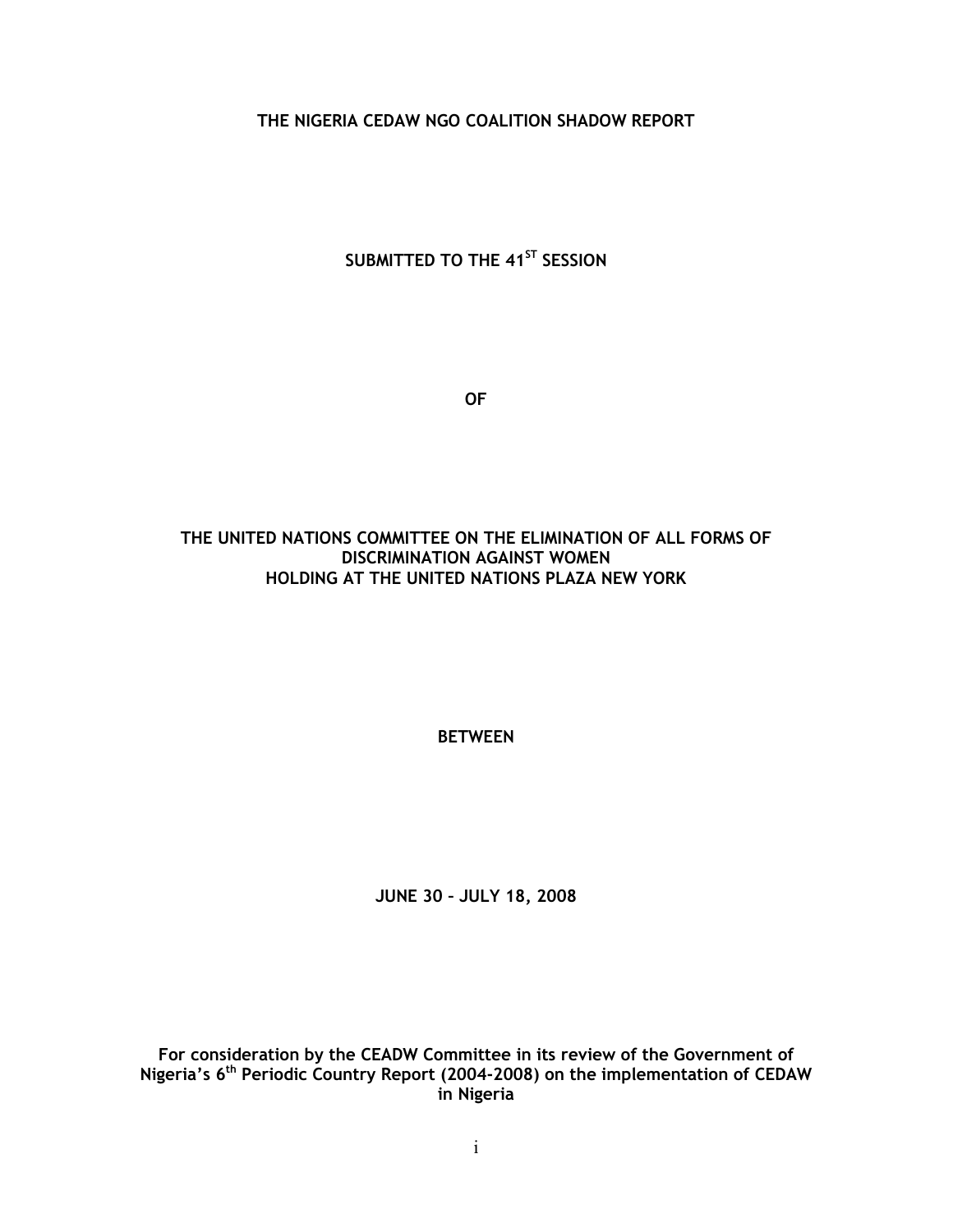# THE NIGERIA CEDAW NGO COALITION SHADOW REPORT

## SUBMITTED TO THE 41ST SESSION

## OF

## THE UNITED NATIONS COMMITTEE ON THE ELIMINATION OF ALL FORMS OF DISCRIMINATION AGAINST WOMEN HOLDING AT THE UNITED NATIONS PLAZA NEW YORK

## BETWEEN

## JUNE 30 – JULY 18, 2008

**For consideration by the CEADW Committee in its review of the Government of Nigeria's 6th Periodic Country Report (2004-2008) on the implementation of CEDAW in Nigeria**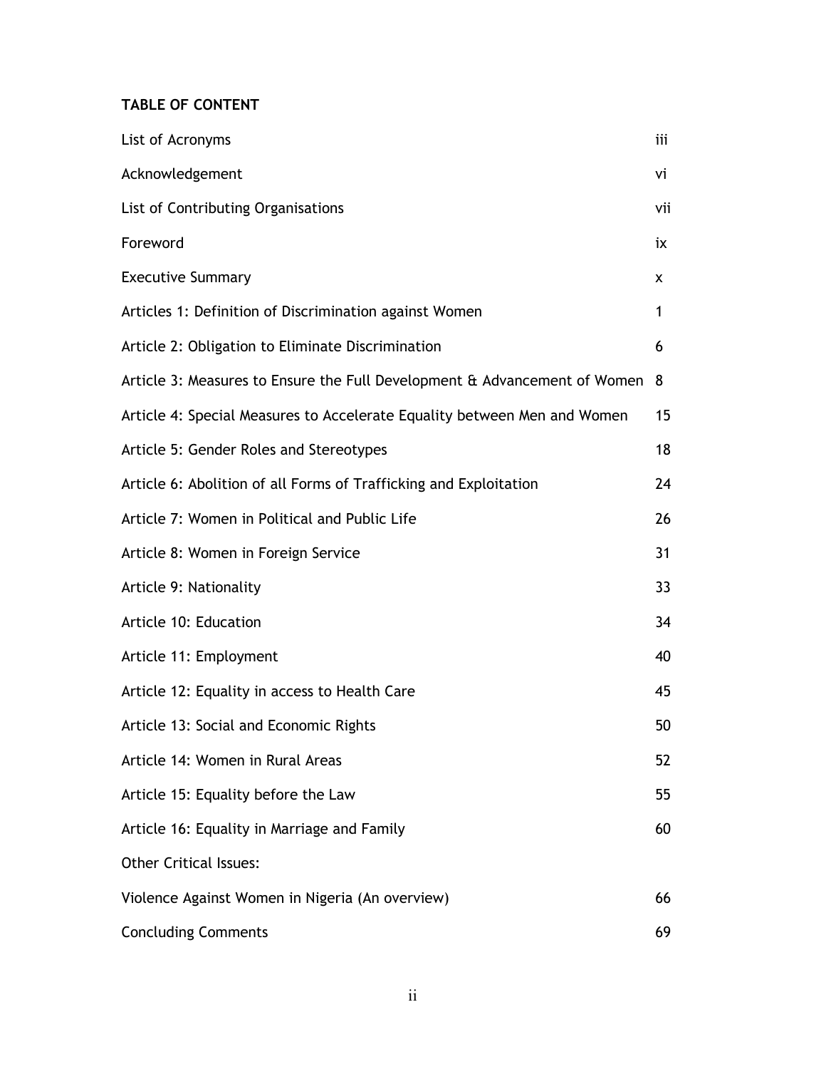## TABLE OF CONTENT

| | |
|---|---|
| List of Acronyms | iii |
| Acknowledgement | vi |
| List of Contributing Organisations | vii |
| Foreword | ix |
| Executive Summary | x |
| Articles 1: Definition of Discrimination against Women | 1 |
| Article 2: Obligation to Eliminate Discrimination | 6 |
| Article 3: Measures to Ensure the Full Development & Advancement of Women | 8 |
| Article 4: Special Measures to Accelerate Equality between Men and Women | 15 |
| Article 5: Gender Roles and Stereotypes | 18 |
| Article 6: Abolition of all Forms of Trafficking and Exploitation | 24 |
| Article 7: Women in Political and Public Life | 26 |
| Article 8: Women in Foreign Service | 31 |
| Article 9: Nationality | 33 |
| Article 10: Education | 34 |
| Article 11: Employment | 40 |
| Article 12: Equality in access to Health Care | 45 |
| Article 13: Social and Economic Rights | 50 |
| Article 14: Women in Rural Areas | 52 |
| Article 15: Equality before the Law | 55 |
| Article 16: Equality in Marriage and Family | 60 |
| Other Critical Issues: | |
| Violence Against Women in Nigeria (An overview) | 66 |
| Concluding Comments | 69 |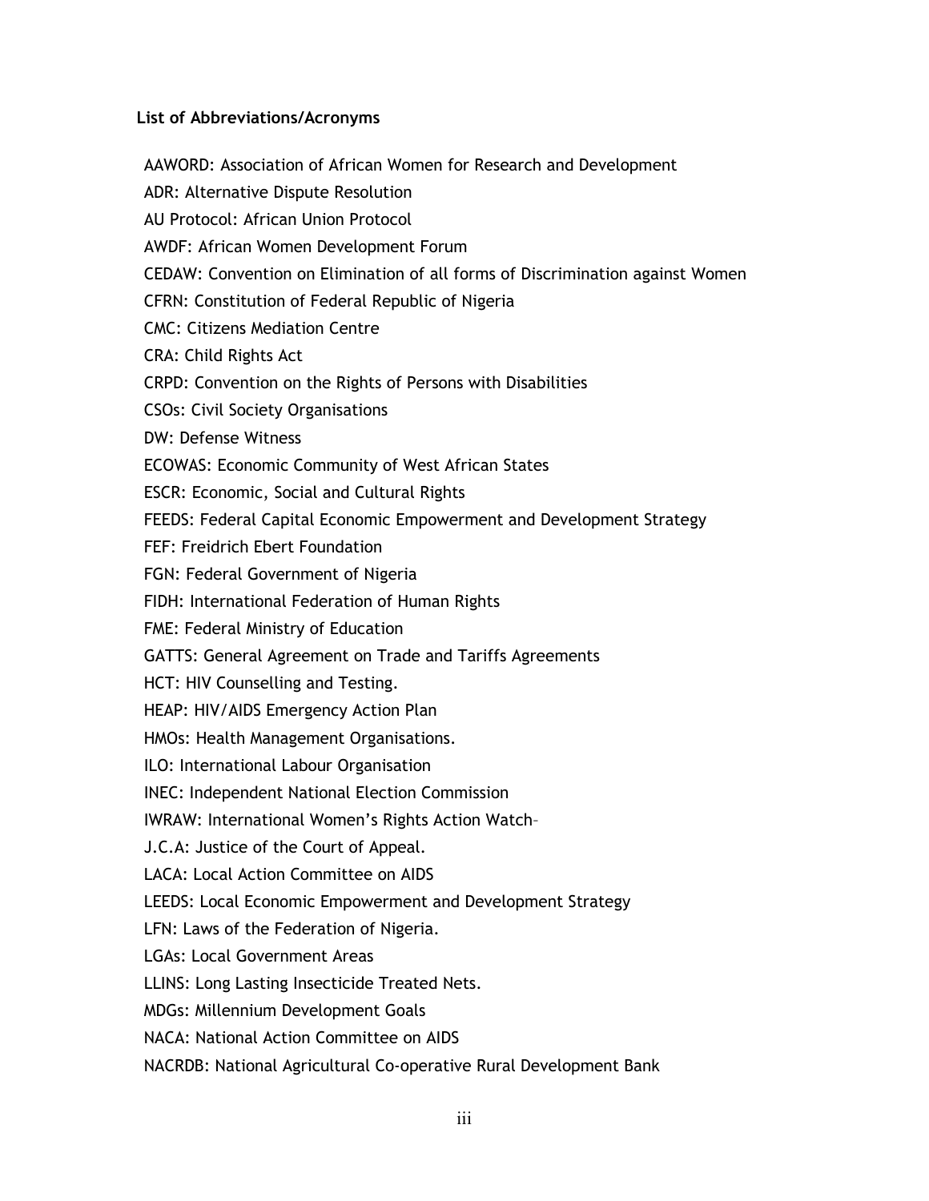**List of Abbreviations/Acronyms**

AAWORD: Association of African Women for Research and Development

ADR: Alternative Dispute Resolution

AU Protocol: African Union Protocol

AWDF: African Women Development Forum

CEDAW: Convention on Elimination of all forms of Discrimination against Women

CFRN: Constitution of Federal Republic of Nigeria

CMC: Citizens Mediation Centre

CRA: Child Rights Act

CRPD: Convention on the Rights of Persons with Disabilities

CSOs: Civil Society Organisations

DW: Defense Witness

ECOWAS: Economic Community of West African States

ESCR: Economic, Social and Cultural Rights

FEEDS: Federal Capital Economic Empowerment and Development Strategy

FEF: Freidrich Ebert Foundation

FGN: Federal Government of Nigeria

FIDH: International Federation of Human Rights

FME: Federal Ministry of Education

GATTS: General Agreement on Trade and Tariffs Agreements

HCT: HIV Counselling and Testing.

HEAP: HIV/AIDS Emergency Action Plan

HMOs: Health Management Organisations.

ILO: International Labour Organisation

INEC: Independent National Election Commission

IWRAW: International Women's Rights Action Watch–

J.C.A: Justice of the Court of Appeal.

LACA: Local Action Committee on AIDS

LEEDS: Local Economic Empowerment and Development Strategy

LFN: Laws of the Federation of Nigeria.

LGAs: Local Government Areas

LLINS: Long Lasting Insecticide Treated Nets.

MDGs: Millennium Development Goals

NACA: National Action Committee on AIDS

NACRDB: National Agricultural Co-operative Rural Development Bank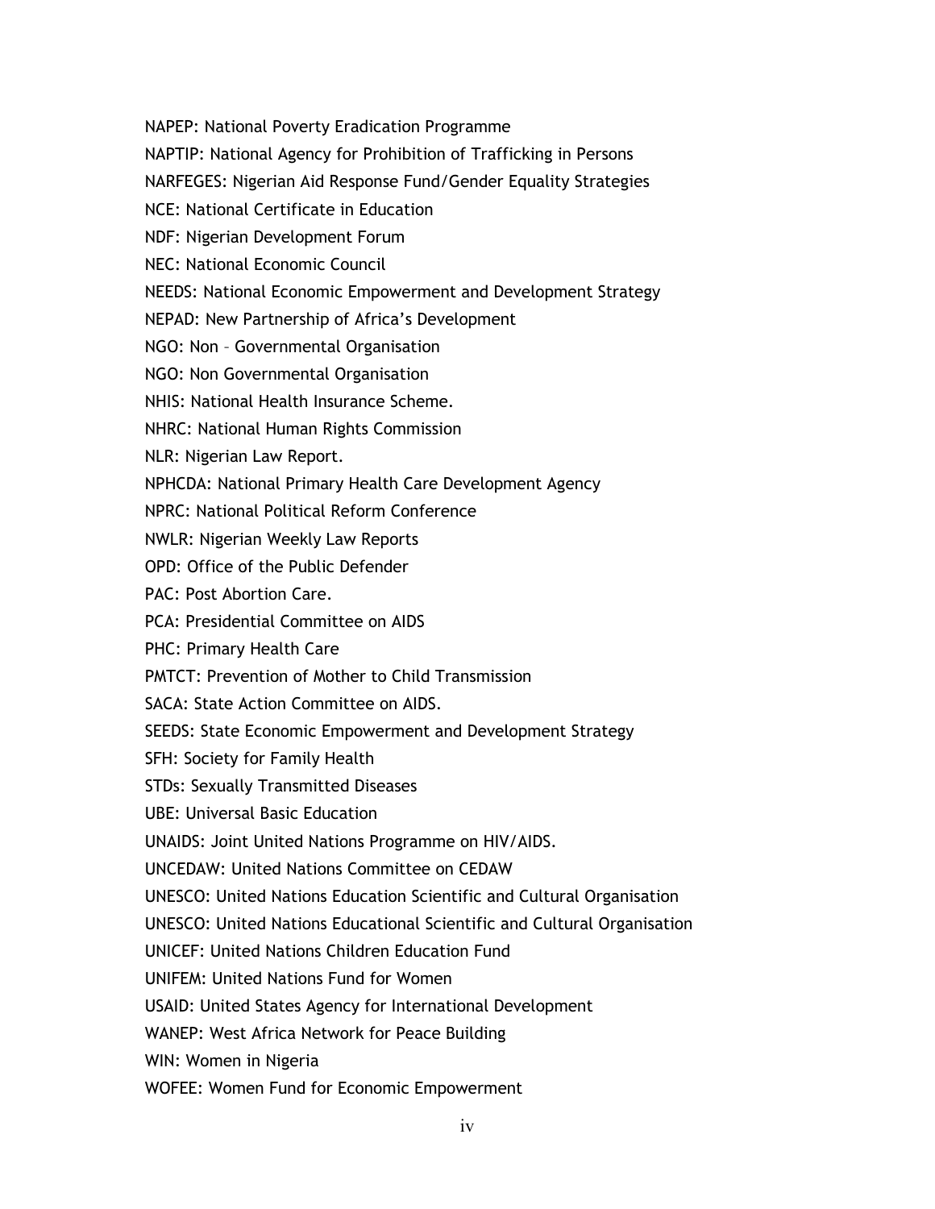NAPEP: National Poverty Eradication Programme

NAPTIP: National Agency for Prohibition of Trafficking in Persons

NARFEGES: Nigerian Aid Response Fund/Gender Equality Strategies

NCE: National Certificate in Education

NDF: Nigerian Development Forum

NEC: National Economic Council

NEEDS: National Economic Empowerment and Development Strategy

NEPAD: New Partnership of Africa's Development

NGO: Non – Governmental Organisation

NGO: Non Governmental Organisation

NHIS: National Health Insurance Scheme.

NHRC: National Human Rights Commission

NLR: Nigerian Law Report.

NPHCDA: National Primary Health Care Development Agency

NPRC: National Political Reform Conference

NWLR: Nigerian Weekly Law Reports

OPD: Office of the Public Defender

PAC: Post Abortion Care.

PCA: Presidential Committee on AIDS

PHC: Primary Health Care

PMTCT: Prevention of Mother to Child Transmission

SACA: State Action Committee on AIDS.

SEEDS: State Economic Empowerment and Development Strategy

SFH: Society for Family Health

STDs: Sexually Transmitted Diseases

UBE: Universal Basic Education

UNAIDS: Joint United Nations Programme on HIV/AIDS.

UNCEDAW: United Nations Committee on CEDAW

UNESCO: United Nations Education Scientific and Cultural Organisation

UNESCO: United Nations Educational Scientific and Cultural Organisation

UNICEF: United Nations Children Education Fund

UNIFEM: United Nations Fund for Women

USAID: United States Agency for International Development

WANEP: West Africa Network for Peace Building

WIN: Women in Nigeria

WOFEE: Women Fund for Economic Empowerment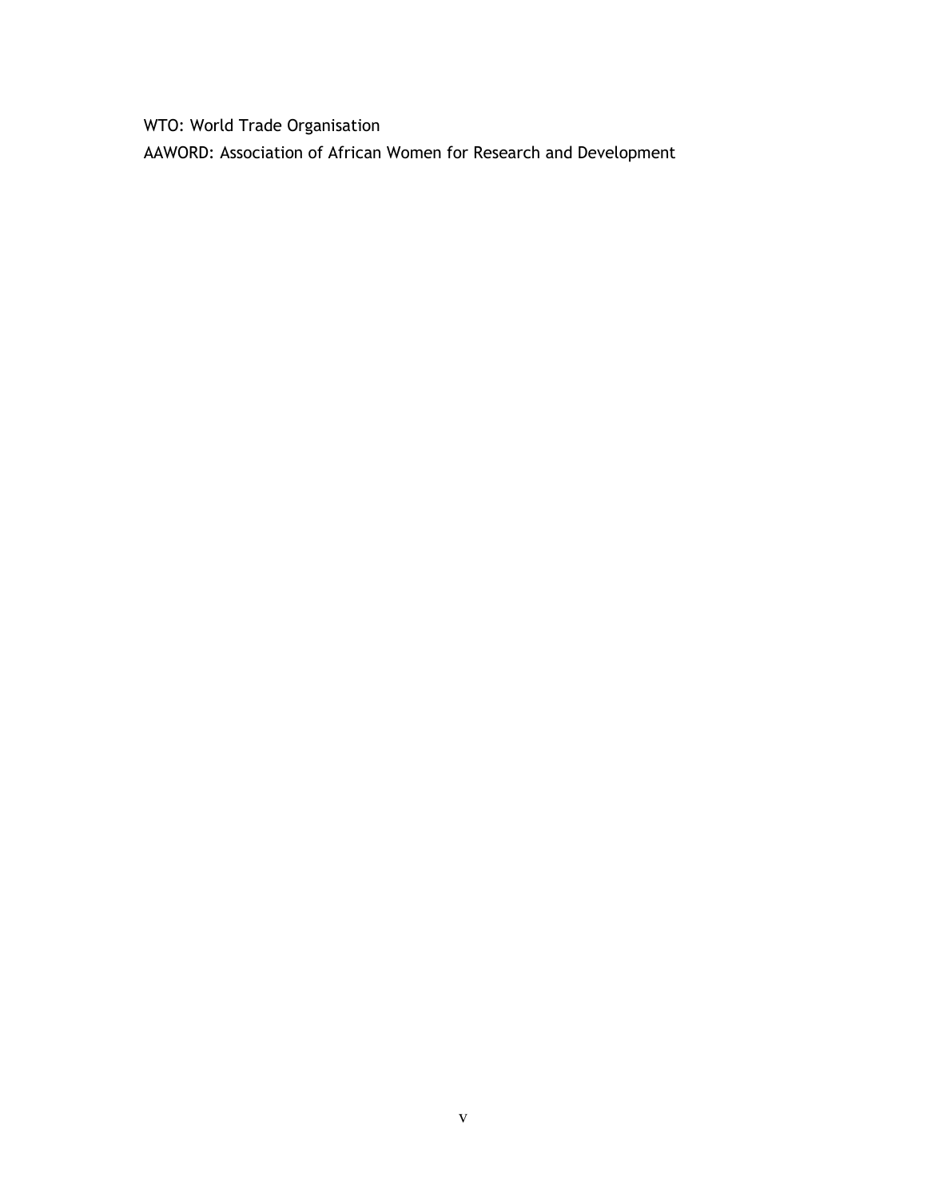WTO: World Trade Organisation

AAWORD: Association of African Women for Research and Development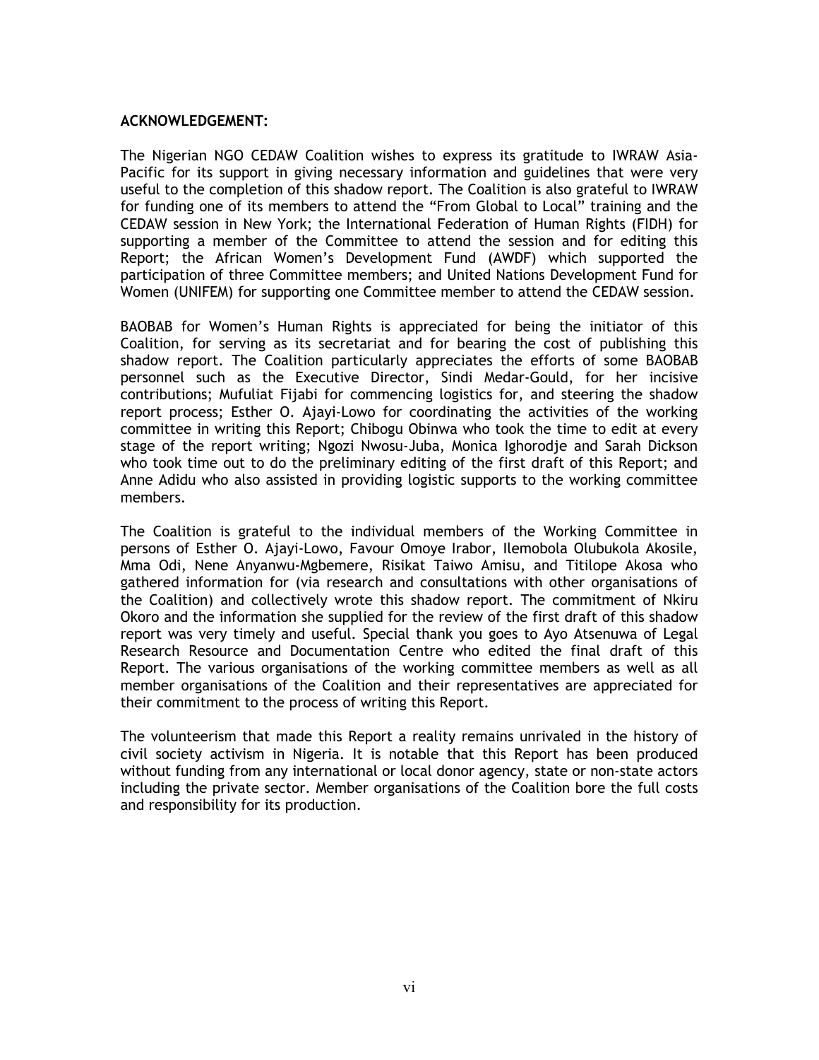**ACKNOWLEDGEMENT:**

The Nigerian NGO CEDAW Coalition wishes to express its gratitude to IWRAW Asia-Pacific for its support in giving necessary information and guidelines that were very useful to the completion of this shadow report. The Coalition is also grateful to IWRAW for funding one of its members to attend the "From Global to Local" training and the CEDAW session in New York; the International Federation of Human Rights (FIDH) for supporting a member of the Committee to attend the session and for editing this Report; the African Women's Development Fund (AWDF) which supported the participation of three Committee members; and United Nations Development Fund for Women (UNIFEM) for supporting one Committee member to attend the CEDAW session.

BAOBAB for Women's Human Rights is appreciated for being the initiator of this Coalition, for serving as its secretariat and for bearing the cost of publishing this shadow report. The Coalition particularly appreciates the efforts of some BAOBAB personnel such as the Executive Director, Sindi Medar-Gould, for her incisive contributions; Mufuliat Fijabi for commencing logistics for, and steering the shadow report process; Esther O. Ajayi-Lowo for coordinating the activities of the working committee in writing this Report; Chibogu Obinwa who took the time to edit at every stage of the report writing; Ngozi Nwosu-Juba, Monica Ighorodje and Sarah Dickson who took time out to do the preliminary editing of the first draft of this Report; and Anne Adidu who also assisted in providing logistic supports to the working committee members.

The Coalition is grateful to the individual members of the Working Committee in persons of Esther O. Ajayi-Lowo, Favour Omoye Irabor, Ilemobola Olubukola Akosile, Mma Odi, Nene Anyanwu-Mgbemere, Risikat Taiwo Amisu, and Titilope Akosa who gathered information for (via research and consultations with other organisations of the Coalition) and collectively wrote this shadow report. The commitment of Nkiru Okoro and the information she supplied for the review of the first draft of this shadow report was very timely and useful. Special thank you goes to Ayo Atsenuwa of Legal Research Resource and Documentation Centre who edited the final draft of this Report. The various organisations of the working committee members as well as all member organisations of the Coalition and their representatives are appreciated for their commitment to the process of writing this Report.

The volunteerism that made this Report a reality remains unrivaled in the history of civil society activism in Nigeria. It is notable that this Report has been produced without funding from any international or local donor agency, state or non-state actors including the private sector. Member organisations of the Coalition bore the full costs and responsibility for its production.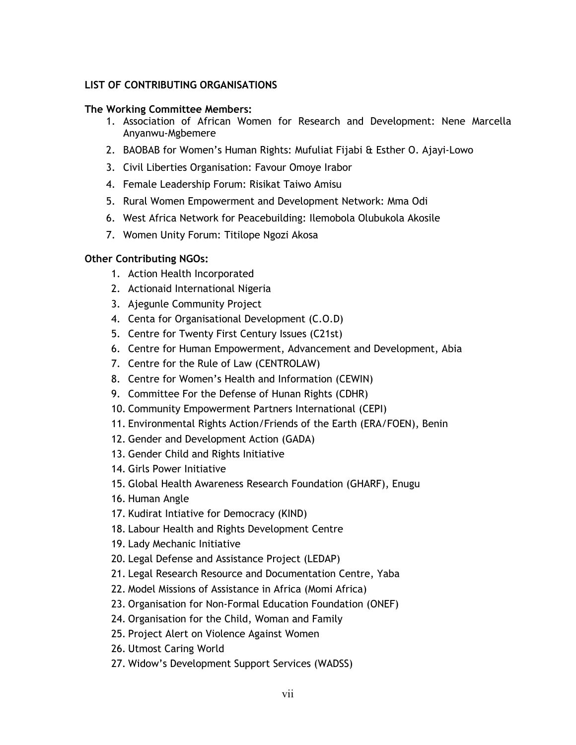## LIST OF CONTRIBUTING ORGANISATIONS

### The Working Committee Members:

1. Association of African Women for Research and Development: Nene Marcella Anyanwu-Mgbemere
2. BAOBAB for Women's Human Rights: Mufuliat Fijabi & Esther O. Ajayi-Lowo
3. Civil Liberties Organisation: Favour Omoye Irabor
4. Female Leadership Forum: Risikat Taiwo Amisu
5. Rural Women Empowerment and Development Network: Mma Odi
6. West Africa Network for Peacebuilding: Ilemobola Olubukola Akosile
7. Women Unity Forum: Titilope Ngozi Akosa

### Other Contributing NGOs:

1. Action Health Incorporated
2. Actionaid International Nigeria
3. Ajegunle Community Project
4. Centa for Organisational Development (C.O.D)
5. Centre for Twenty First Century Issues (C21st)
6. Centre for Human Empowerment, Advancement and Development, Abia
7. Centre for the Rule of Law (CENTROLAW)
8. Centre for Women's Health and Information (CEWIN)
9. Committee For the Defense of Hunan Rights (CDHR)
10. Community Empowerment Partners International (CEPI)
11. Environmental Rights Action/Friends of the Earth (ERA/FOEN), Benin
12. Gender and Development Action (GADA)
13. Gender Child and Rights Initiative
14. Girls Power Initiative
15. Global Health Awareness Research Foundation (GHARF), Enugu
16. Human Angle
17. Kudirat Intiative for Democracy (KIND)
18. Labour Health and Rights Development Centre
19. Lady Mechanic Initiative
20. Legal Defense and Assistance Project (LEDAP)
21. Legal Research Resource and Documentation Centre, Yaba
22. Model Missions of Assistance in Africa (Momi Africa)
23. Organisation for Non-Formal Education Foundation (ONEF)
24. Organisation for the Child, Woman and Family
25. Project Alert on Violence Against Women
26. Utmost Caring World
27. Widow's Development Support Services (WADSS)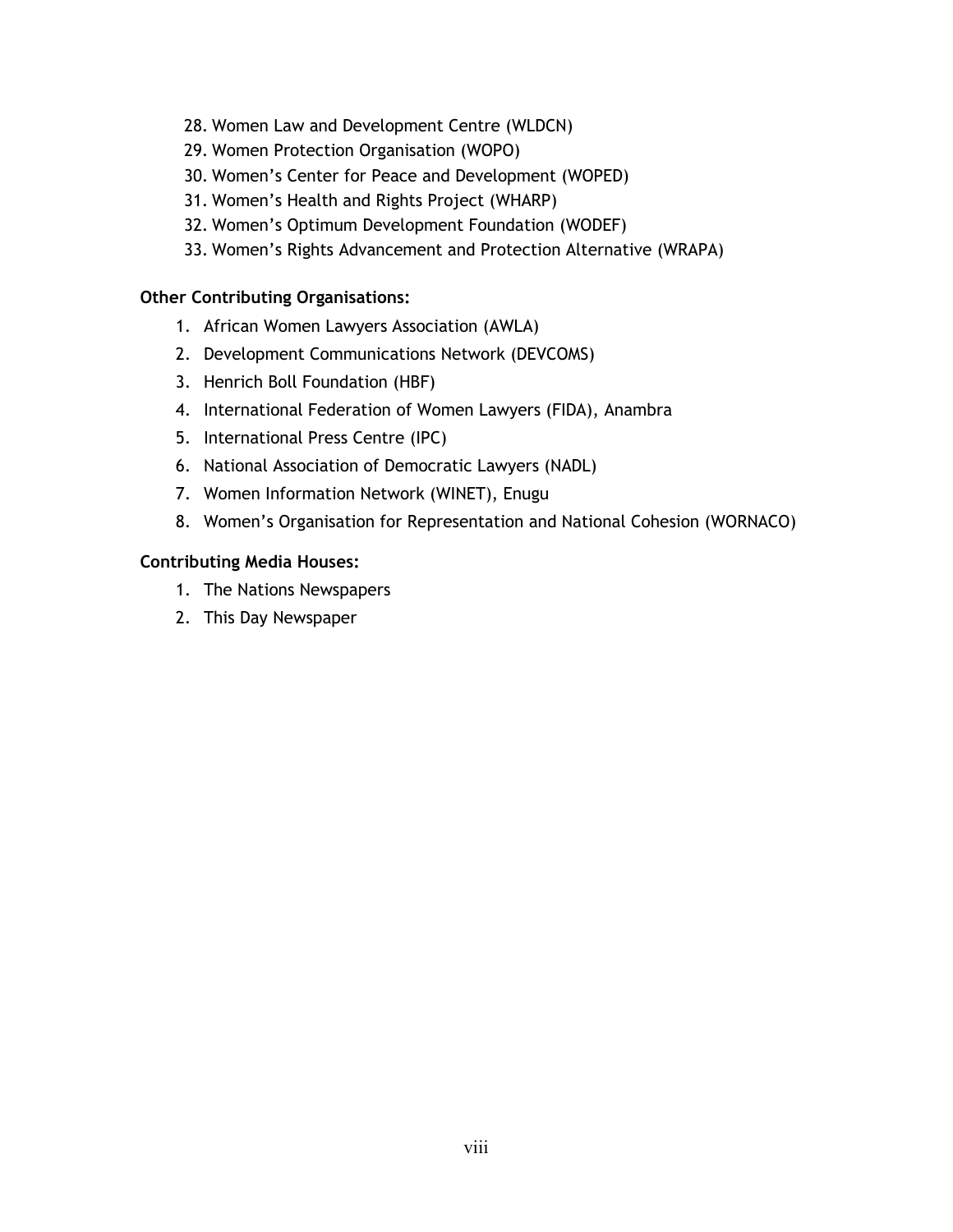28. Women Law and Development Centre (WLDCN)
29. Women Protection Organisation (WOPO)
30. Women's Center for Peace and Development (WOPED)
31. Women's Health and Rights Project (WHARP)
32. Women's Optimum Development Foundation (WODEF)
33. Women's Rights Advancement and Protection Alternative (WRAPA)

**Other Contributing Organisations:**

1. African Women Lawyers Association (AWLA)
2. Development Communications Network (DEVCOMS)
3. Henrich Boll Foundation (HBF)
4. International Federation of Women Lawyers (FIDA), Anambra
5. International Press Centre (IPC)
6. National Association of Democratic Lawyers (NADL)
7. Women Information Network (WINET), Enugu
8. Women's Organisation for Representation and National Cohesion (WORNACO)

**Contributing Media Houses:**

1. The Nations Newspapers
2. This Day Newspaper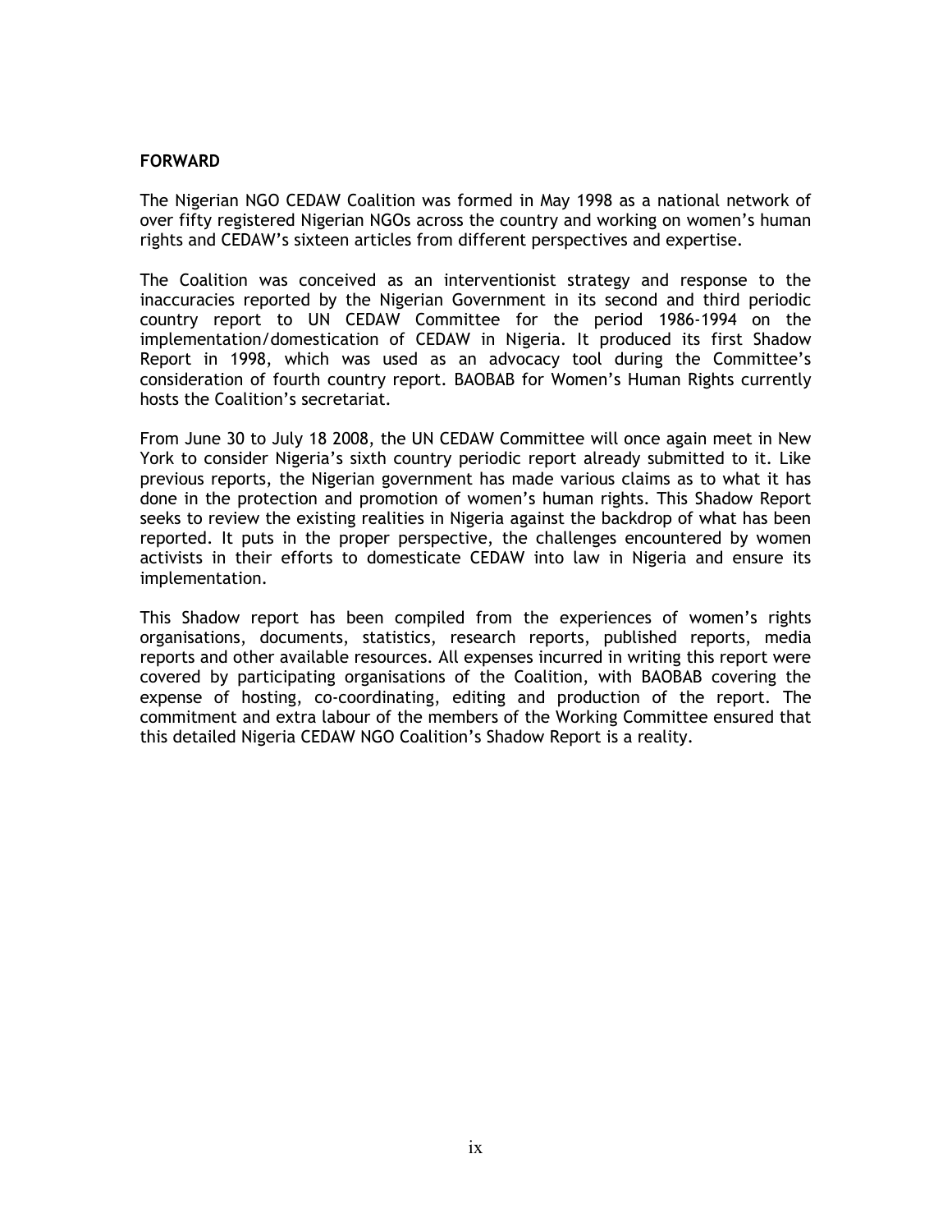## FORWARD

The Nigerian NGO CEDAW Coalition was formed in May 1998 as a national network of over fifty registered Nigerian NGOs across the country and working on women's human rights and CEDAW's sixteen articles from different perspectives and expertise.

The Coalition was conceived as an interventionist strategy and response to the inaccuracies reported by the Nigerian Government in its second and third periodic country report to UN CEDAW Committee for the period 1986-1994 on the implementation/domestication of CEDAW in Nigeria. It produced its first Shadow Report in 1998, which was used as an advocacy tool during the Committee's consideration of fourth country report. BAOBAB for Women's Human Rights currently hosts the Coalition's secretariat.

From June 30 to July 18 2008, the UN CEDAW Committee will once again meet in New York to consider Nigeria's sixth country periodic report already submitted to it. Like previous reports, the Nigerian government has made various claims as to what it has done in the protection and promotion of women's human rights. This Shadow Report seeks to review the existing realities in Nigeria against the backdrop of what has been reported. It puts in the proper perspective, the challenges encountered by women activists in their efforts to domesticate CEDAW into law in Nigeria and ensure its implementation.

This Shadow report has been compiled from the experiences of women's rights organisations, documents, statistics, research reports, published reports, media reports and other available resources. All expenses incurred in writing this report were covered by participating organisations of the Coalition, with BAOBAB covering the expense of hosting, co-coordinating, editing and production of the report. The commitment and extra labour of the members of the Working Committee ensured that this detailed Nigeria CEDAW NGO Coalition's Shadow Report is a reality.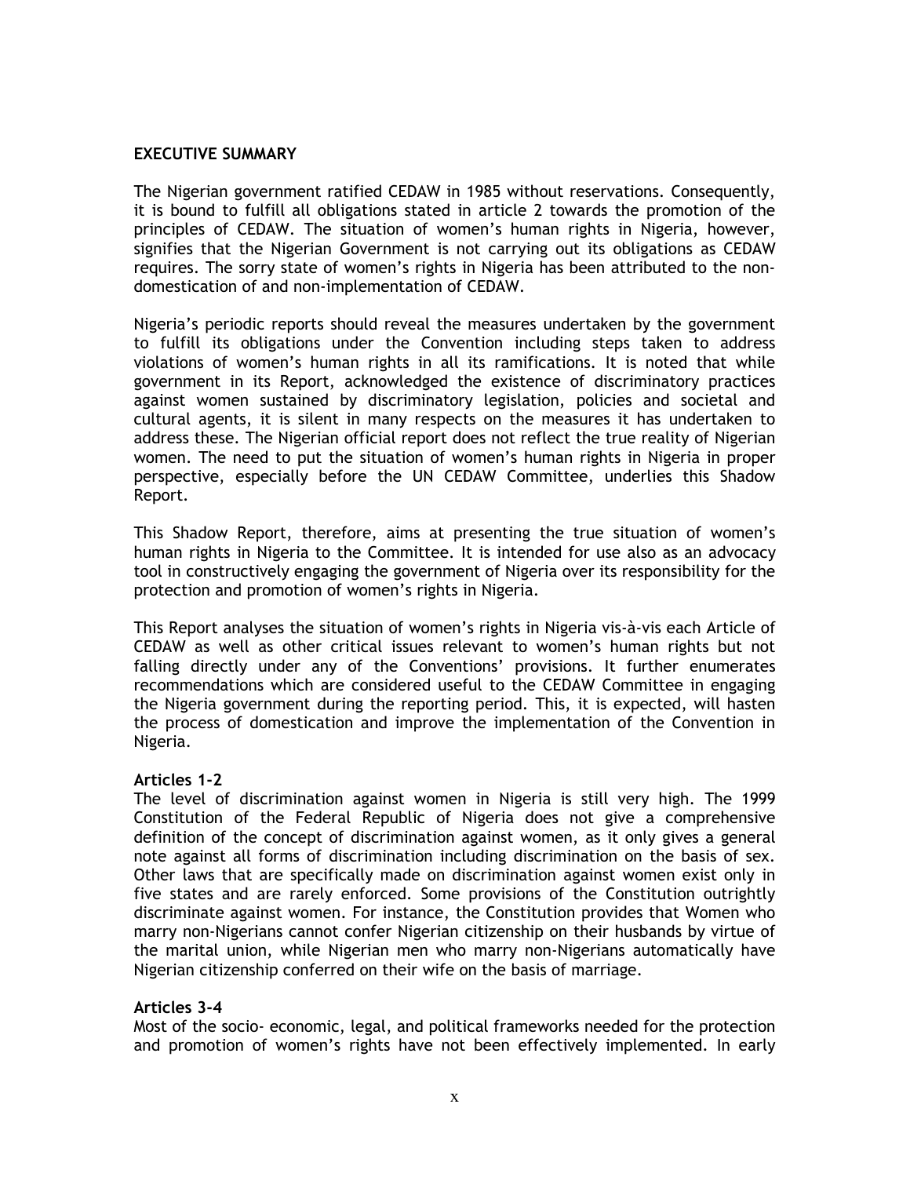## EXECUTIVE SUMMARY

The Nigerian government ratified CEDAW in 1985 without reservations. Consequently, it is bound to fulfill all obligations stated in article 2 towards the promotion of the principles of CEDAW. The situation of women's human rights in Nigeria, however, signifies that the Nigerian Government is not carrying out its obligations as CEDAW requires. The sorry state of women's rights in Nigeria has been attributed to the non-domestication of and non-implementation of CEDAW.

Nigeria's periodic reports should reveal the measures undertaken by the government to fulfill its obligations under the Convention including steps taken to address violations of women's human rights in all its ramifications. It is noted that while government in its Report, acknowledged the existence of discriminatory practices against women sustained by discriminatory legislation, policies and societal and cultural agents, it is silent in many respects on the measures it has undertaken to address these. The Nigerian official report does not reflect the true reality of Nigerian women. The need to put the situation of women's human rights in Nigeria in proper perspective, especially before the UN CEDAW Committee, underlies this Shadow Report.

This Shadow Report, therefore, aims at presenting the true situation of women's human rights in Nigeria to the Committee. It is intended for use also as an advocacy tool in constructively engaging the government of Nigeria over its responsibility for the protection and promotion of women's rights in Nigeria.

This Report analyses the situation of women's rights in Nigeria vis-à-vis each Article of CEDAW as well as other critical issues relevant to women's human rights but not falling directly under any of the Conventions' provisions. It further enumerates recommendations which are considered useful to the CEDAW Committee in engaging the Nigeria government during the reporting period. This, it is expected, will hasten the process of domestication and improve the implementation of the Convention in Nigeria.

### Articles 1-2

The level of discrimination against women in Nigeria is still very high. The 1999 Constitution of the Federal Republic of Nigeria does not give a comprehensive definition of the concept of discrimination against women, as it only gives a general note against all forms of discrimination including discrimination on the basis of sex. Other laws that are specifically made on discrimination against women exist only in five states and are rarely enforced. Some provisions of the Constitution outrightly discriminate against women. For instance, the Constitution provides that Women who marry non-Nigerians cannot confer Nigerian citizenship on their husbands by virtue of the marital union, while Nigerian men who marry non-Nigerians automatically have Nigerian citizenship conferred on their wife on the basis of marriage.

### Articles 3-4

Most of the socio- economic, legal, and political frameworks needed for the protection and promotion of women's rights have not been effectively implemented. In early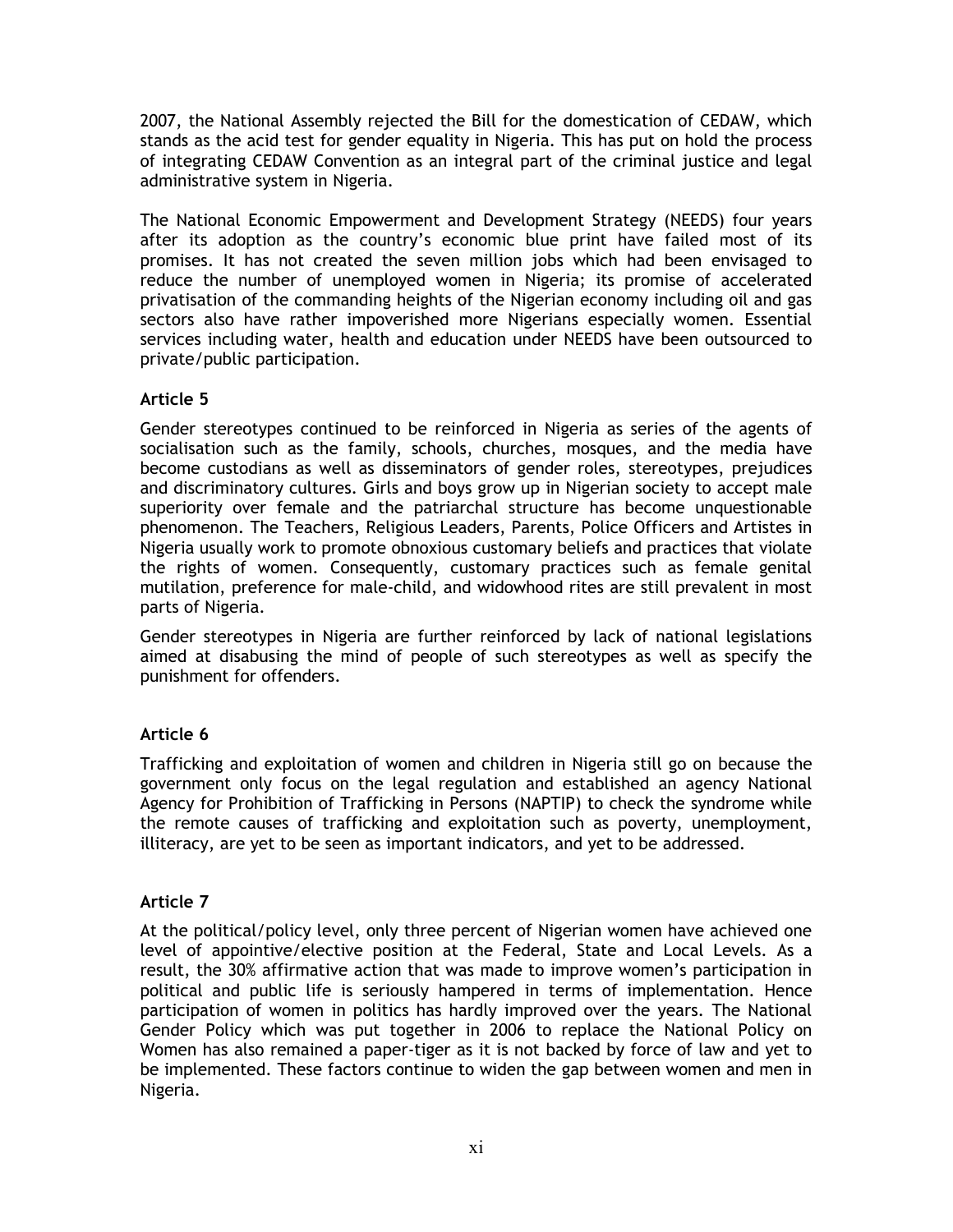2007, the National Assembly rejected the Bill for the domestication of CEDAW, which stands as the acid test for gender equality in Nigeria. This has put on hold the process of integrating CEDAW Convention as an integral part of the criminal justice and legal administrative system in Nigeria.

The National Economic Empowerment and Development Strategy (NEEDS) four years after its adoption as the country's economic blue print have failed most of its promises. It has not created the seven million jobs which had been envisaged to reduce the number of unemployed women in Nigeria; its promise of accelerated privatisation of the commanding heights of the Nigerian economy including oil and gas sectors also have rather impoverished more Nigerians especially women. Essential services including water, health and education under NEEDS have been outsourced to private/public participation.

### Article 5

Gender stereotypes continued to be reinforced in Nigeria as series of the agents of socialisation such as the family, schools, churches, mosques, and the media have become custodians as well as disseminators of gender roles, stereotypes, prejudices and discriminatory cultures. Girls and boys grow up in Nigerian society to accept male superiority over female and the patriarchal structure has become unquestionable phenomenon. The Teachers, Religious Leaders, Parents, Police Officers and Artistes in Nigeria usually work to promote obnoxious customary beliefs and practices that violate the rights of women. Consequently, customary practices such as female genital mutilation, preference for male-child, and widowhood rites are still prevalent in most parts of Nigeria.

Gender stereotypes in Nigeria are further reinforced by lack of national legislations aimed at disabusing the mind of people of such stereotypes as well as specify the punishment for offenders.

### Article 6

Trafficking and exploitation of women and children in Nigeria still go on because the government only focus on the legal regulation and established an agency National Agency for Prohibition of Trafficking in Persons (NAPTIP) to check the syndrome while the remote causes of trafficking and exploitation such as poverty, unemployment, illiteracy, are yet to be seen as important indicators, and yet to be addressed.

### Article 7

At the political/policy level, only three percent of Nigerian women have achieved one level of appointive/elective position at the Federal, State and Local Levels. As a result, the 30% affirmative action that was made to improve women's participation in political and public life is seriously hampered in terms of implementation. Hence participation of women in politics has hardly improved over the years. The National Gender Policy which was put together in 2006 to replace the National Policy on Women has also remained a paper-tiger as it is not backed by force of law and yet to be implemented. These factors continue to widen the gap between women and men in Nigeria.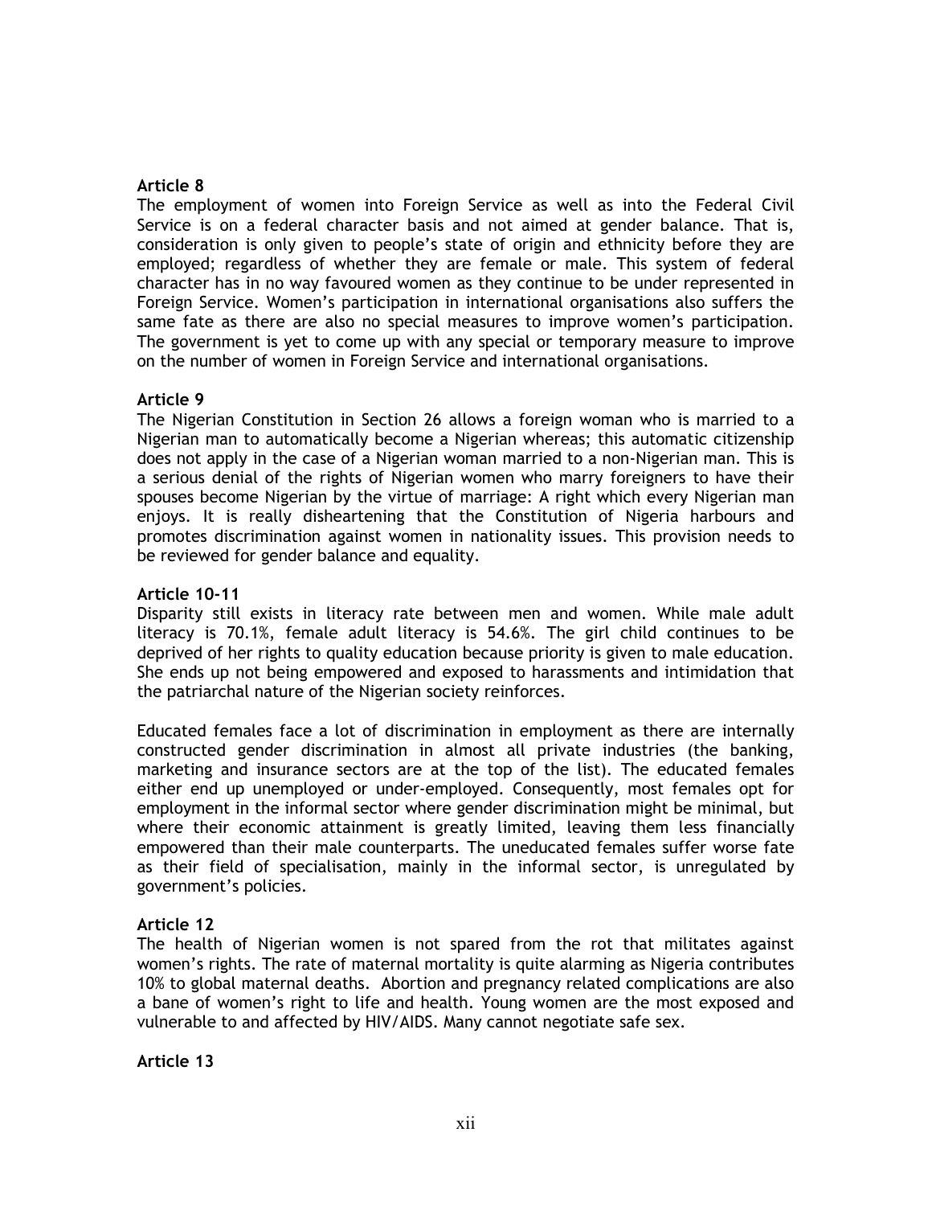**Article 8**

The employment of women into Foreign Service as well as into the Federal Civil Service is on a federal character basis and not aimed at gender balance. That is, consideration is only given to people's state of origin and ethnicity before they are employed; regardless of whether they are female or male. This system of federal character has in no way favoured women as they continue to be under represented in Foreign Service. Women's participation in international organisations also suffers the same fate as there are also no special measures to improve women's participation. The government is yet to come up with any special or temporary measure to improve on the number of women in Foreign Service and international organisations.

**Article 9**

The Nigerian Constitution in Section 26 allows a foreign woman who is married to a Nigerian man to automatically become a Nigerian whereas; this automatic citizenship does not apply in the case of a Nigerian woman married to a non-Nigerian man. This is a serious denial of the rights of Nigerian women who marry foreigners to have their spouses become Nigerian by the virtue of marriage: A right which every Nigerian man enjoys. It is really disheartening that the Constitution of Nigeria harbours and promotes discrimination against women in nationality issues. This provision needs to be reviewed for gender balance and equality.

**Article 10-11**

Disparity still exists in literacy rate between men and women. While male adult literacy is 70.1%, female adult literacy is 54.6%. The girl child continues to be deprived of her rights to quality education because priority is given to male education. She ends up not being empowered and exposed to harassments and intimidation that the patriarchal nature of the Nigerian society reinforces.

Educated females face a lot of discrimination in employment as there are internally constructed gender discrimination in almost all private industries (the banking, marketing and insurance sectors are at the top of the list). The educated females either end up unemployed or under-employed. Consequently, most females opt for employment in the informal sector where gender discrimination might be minimal, but where their economic attainment is greatly limited, leaving them less financially empowered than their male counterparts. The uneducated females suffer worse fate as their field of specialisation, mainly in the informal sector, is unregulated by government's policies.

**Article 12**

The health of Nigerian women is not spared from the rot that militates against women's rights. The rate of maternal mortality is quite alarming as Nigeria contributes 10% to global maternal deaths. Abortion and pregnancy related complications are also a bane of women's right to life and health. Young women are the most exposed and vulnerable to and affected by HIV/AIDS. Many cannot negotiate safe sex.

**Article 13**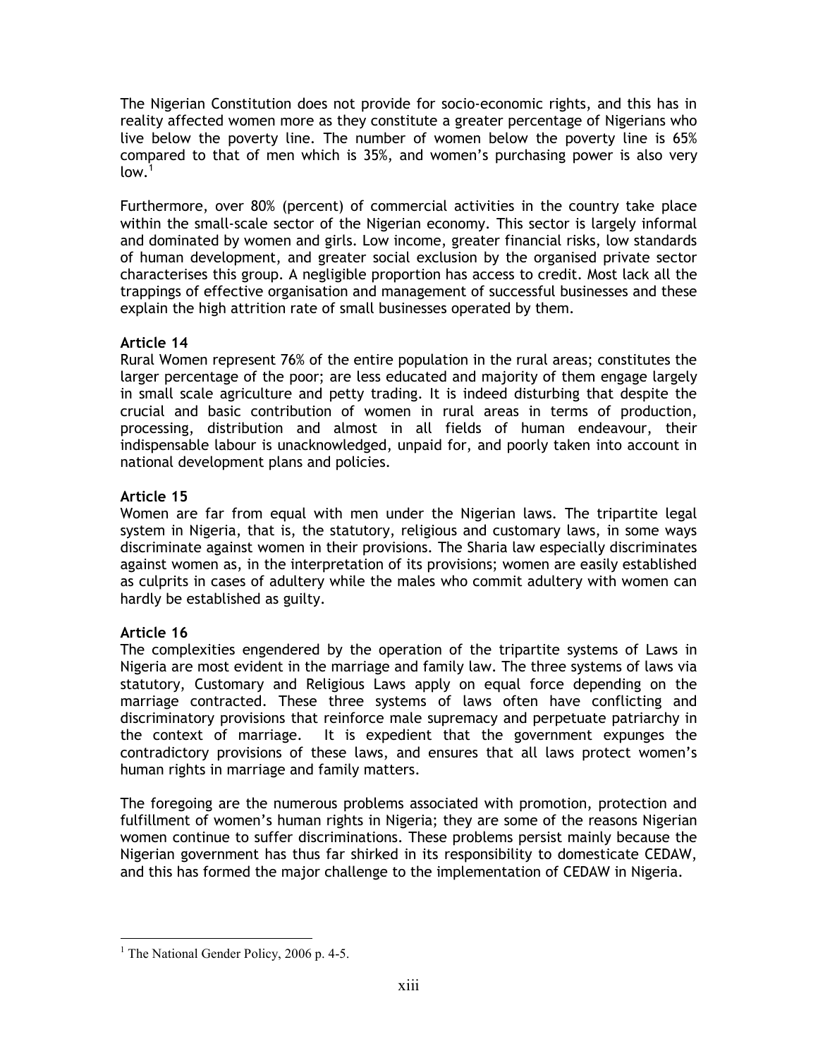The Nigerian Constitution does not provide for socio-economic rights, and this has in reality affected women more as they constitute a greater percentage of Nigerians who live below the poverty line. The number of women below the poverty line is 65% compared to that of men which is 35%, and women's purchasing power is also very low.[1]

Furthermore, over 80% (percent) of commercial activities in the country take place within the small-scale sector of the Nigerian economy. This sector is largely informal and dominated by women and girls. Low income, greater financial risks, low standards of human development, and greater social exclusion by the organised private sector characterises this group. A negligible proportion has access to credit. Most lack all the trappings of effective organisation and management of successful businesses and these explain the high attrition rate of small businesses operated by them.

**Article 14**

Rural Women represent 76% of the entire population in the rural areas; constitutes the larger percentage of the poor; are less educated and majority of them engage largely in small scale agriculture and petty trading. It is indeed disturbing that despite the crucial and basic contribution of women in rural areas in terms of production, processing, distribution and almost in all fields of human endeavour, their indispensable labour is unacknowledged, unpaid for, and poorly taken into account in national development plans and policies.

**Article 15**

Women are far from equal with men under the Nigerian laws. The tripartite legal system in Nigeria, that is, the statutory, religious and customary laws, in some ways discriminate against women in their provisions. The Sharia law especially discriminates against women as, in the interpretation of its provisions; women are easily established as culprits in cases of adultery while the males who commit adultery with women can hardly be established as guilty.

**Article 16**

The complexities engendered by the operation of the tripartite systems of Laws in Nigeria are most evident in the marriage and family law. The three systems of laws via statutory, Customary and Religious Laws apply on equal force depending on the marriage contracted. These three systems of laws often have conflicting and discriminatory provisions that reinforce male supremacy and perpetuate patriarchy in the context of marriage. It is expedient that the government expunges the contradictory provisions of these laws, and ensures that all laws protect women's human rights in marriage and family matters.

The foregoing are the numerous problems associated with promotion, protection and fulfillment of women's human rights in Nigeria; they are some of the reasons Nigerian women continue to suffer discriminations. These problems persist mainly because the Nigerian government has thus far shirked in its responsibility to domesticate CEDAW, and this has formed the major challenge to the implementation of CEDAW in Nigeria.

---

[1] The National Gender Policy, 2006 p. 4-5.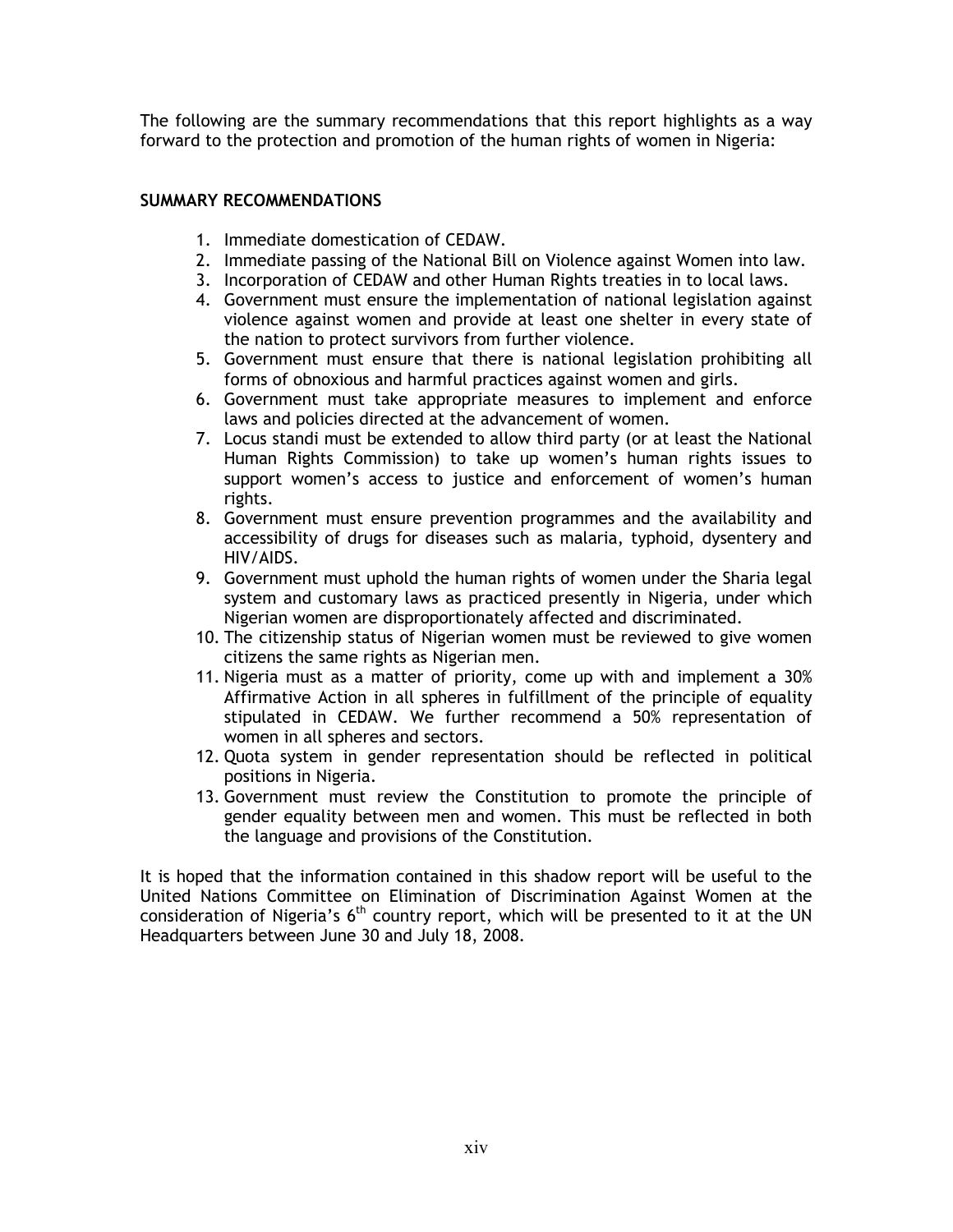The following are the summary recommendations that this report highlights as a way forward to the protection and promotion of the human rights of women in Nigeria:

**SUMMARY RECOMMENDATIONS**

1. Immediate domestication of CEDAW.
2. Immediate passing of the National Bill on Violence against Women into law.
3. Incorporation of CEDAW and other Human Rights treaties in to local laws.
4. Government must ensure the implementation of national legislation against violence against women and provide at least one shelter in every state of the nation to protect survivors from further violence.
5. Government must ensure that there is national legislation prohibiting all forms of obnoxious and harmful practices against women and girls.
6. Government must take appropriate measures to implement and enforce laws and policies directed at the advancement of women.
7. Locus standi must be extended to allow third party (or at least the National Human Rights Commission) to take up women's human rights issues to support women's access to justice and enforcement of women's human rights.
8. Government must ensure prevention programmes and the availability and accessibility of drugs for diseases such as malaria, typhoid, dysentery and HIV/AIDS.
9. Government must uphold the human rights of women under the Sharia legal system and customary laws as practiced presently in Nigeria, under which Nigerian women are disproportionately affected and discriminated.
10. The citizenship status of Nigerian women must be reviewed to give women citizens the same rights as Nigerian men.
11. Nigeria must as a matter of priority, come up with and implement a 30% Affirmative Action in all spheres in fulfillment of the principle of equality stipulated in CEDAW. We further recommend a 50% representation of women in all spheres and sectors.
12. Quota system in gender representation should be reflected in political positions in Nigeria.
13. Government must review the Constitution to promote the principle of gender equality between men and women. This must be reflected in both the language and provisions of the Constitution.

It is hoped that the information contained in this shadow report will be useful to the United Nations Committee on Elimination of Discrimination Against Women at the consideration of Nigeria's 6th country report, which will be presented to it at the UN Headquarters between June 30 and July 18, 2008.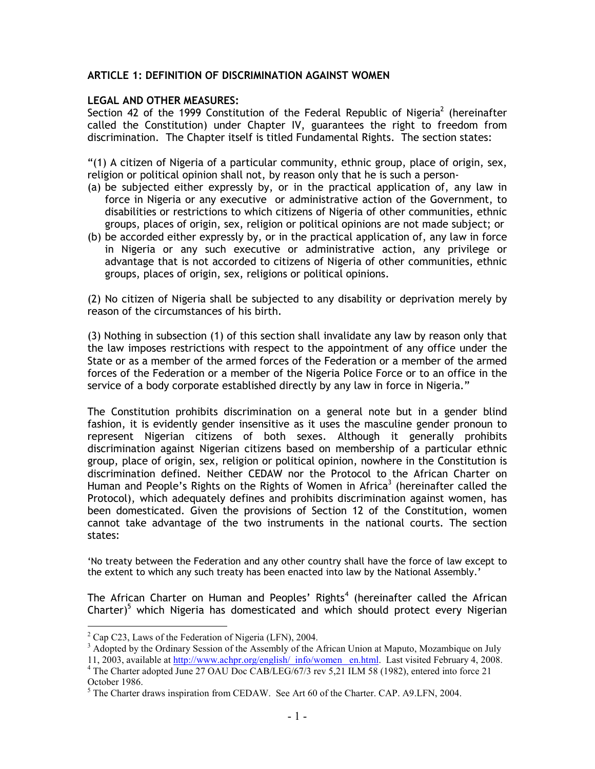## ARTICLE 1: DEFINITION OF DISCRIMINATION AGAINST WOMEN

**LEGAL AND OTHER MEASURES:**
Section 42 of the 1999 Constitution of the Federal Republic of Nigeria[2] (hereinafter called the Constitution) under Chapter IV, guarantees the right to freedom from discrimination. The Chapter itself is titled Fundamental Rights. The section states:

"(1) A citizen of Nigeria of a particular community, ethnic group, place of origin, sex, religion or political opinion shall not, by reason only that he is such a person-

(a) be subjected either expressly by, or in the practical application of, any law in force in Nigeria or any executive or administrative action of the Government, to disabilities or restrictions to which citizens of Nigeria of other communities, ethnic groups, places of origin, sex, religion or political opinions are not made subject; or
(b) be accorded either expressly by, or in the practical application of, any law in force in Nigeria or any such executive or administrative action, any privilege or advantage that is not accorded to citizens of Nigeria of other communities, ethnic groups, places of origin, sex, religions or political opinions.

(2) No citizen of Nigeria shall be subjected to any disability or deprivation merely by reason of the circumstances of his birth.

(3) Nothing in subsection (1) of this section shall invalidate any law by reason only that the law imposes restrictions with respect to the appointment of any office under the State or as a member of the armed forces of the Federation or a member of the armed forces of the Federation or a member of the Nigeria Police Force or to an office in the service of a body corporate established directly by any law in force in Nigeria."

The Constitution prohibits discrimination on a general note but in a gender blind fashion, it is evidently gender insensitive as it uses the masculine gender pronoun to represent Nigerian citizens of both sexes. Although it generally prohibits discrimination against Nigerian citizens based on membership of a particular ethnic group, place of origin, sex, religion or political opinion, nowhere in the Constitution is discrimination defined. Neither CEDAW nor the Protocol to the African Charter on Human and People's Rights on the Rights of Women in Africa[3] (hereinafter called the Protocol), which adequately defines and prohibits discrimination against women, has been domesticated. Given the provisions of Section 12 of the Constitution, women cannot take advantage of the two instruments in the national courts. The section states:

'No treaty between the Federation and any other country shall have the force of law except to the extent to which any such treaty has been enacted into law by the National Assembly.'

The African Charter on Human and Peoples' Rights[4] (hereinafter called the African Charter)[5] which Nigeria has domesticated and which should protect every Nigerian

---

[2] Cap C23, Laws of the Federation of Nigeria (LFN), 2004.

[3] Adopted by the Ordinary Session of the Assembly of the African Union at Maputo, Mozambique on July 11, 2003, available at http://www.achpr.org/english/_info/women_en.html. Last visited February 4, 2008.

[4] The Charter adopted June 27 OAU Doc CAB/LEG/67/3 rev 5,21 ILM 58 (1982), entered into force 21 October 1986.

[5] The Charter draws inspiration from CEDAW. See Art 60 of the Charter. CAP. A9.LFN, 2004.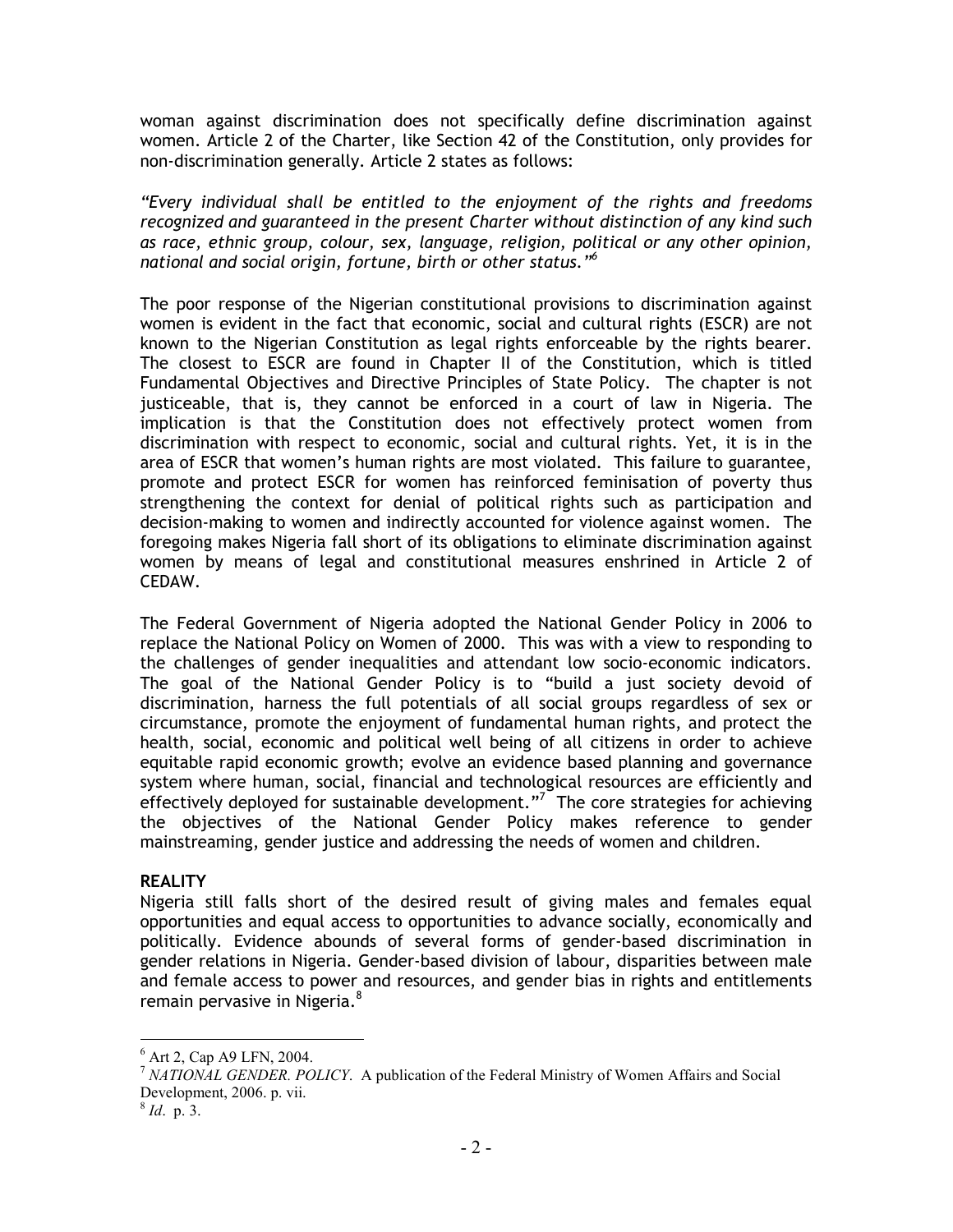woman against discrimination does not specifically define discrimination against women. Article 2 of the Charter, like Section 42 of the Constitution, only provides for non-discrimination generally. Article 2 states as follows:

*"Every individual shall be entitled to the enjoyment of the rights and freedoms recognized and guaranteed in the present Charter without distinction of any kind such as race, ethnic group, colour, sex, language, religion, political or any other opinion, national and social origin, fortune, birth or other status."*[6]

The poor response of the Nigerian constitutional provisions to discrimination against women is evident in the fact that economic, social and cultural rights (ESCR) are not known to the Nigerian Constitution as legal rights enforceable by the rights bearer. The closest to ESCR are found in Chapter II of the Constitution, which is titled Fundamental Objectives and Directive Principles of State Policy. The chapter is not justiceable, that is, they cannot be enforced in a court of law in Nigeria. The implication is that the Constitution does not effectively protect women from discrimination with respect to economic, social and cultural rights. Yet, it is in the area of ESCR that women's human rights are most violated. This failure to guarantee, promote and protect ESCR for women has reinforced feminisation of poverty thus strengthening the context for denial of political rights such as participation and decision-making to women and indirectly accounted for violence against women. The foregoing makes Nigeria fall short of its obligations to eliminate discrimination against women by means of legal and constitutional measures enshrined in Article 2 of CEDAW.

The Federal Government of Nigeria adopted the National Gender Policy in 2006 to replace the National Policy on Women of 2000. This was with a view to responding to the challenges of gender inequalities and attendant low socio-economic indicators. The goal of the National Gender Policy is to "build a just society devoid of discrimination, harness the full potentials of all social groups regardless of sex or circumstance, promote the enjoyment of fundamental human rights, and protect the health, social, economic and political well being of all citizens in order to achieve equitable rapid economic growth; evolve an evidence based planning and governance system where human, social, financial and technological resources are efficiently and effectively deployed for sustainable development."[7] The core strategies for achieving the objectives of the National Gender Policy makes reference to gender mainstreaming, gender justice and addressing the needs of women and children.

**REALITY**

Nigeria still falls short of the desired result of giving males and females equal opportunities and equal access to opportunities to advance socially, economically and politically. Evidence abounds of several forms of gender-based discrimination in gender relations in Nigeria. Gender-based division of labour, disparities between male and female access to power and resources, and gender bias in rights and entitlements remain pervasive in Nigeria.[8]

---

[6] Art 2, Cap A9 LFN, 2004.

[7] *NATIONAL GENDER. POLICY*. A publication of the Federal Ministry of Women Affairs and Social Development, 2006. p. vii.

[8] *Id.* p. 3.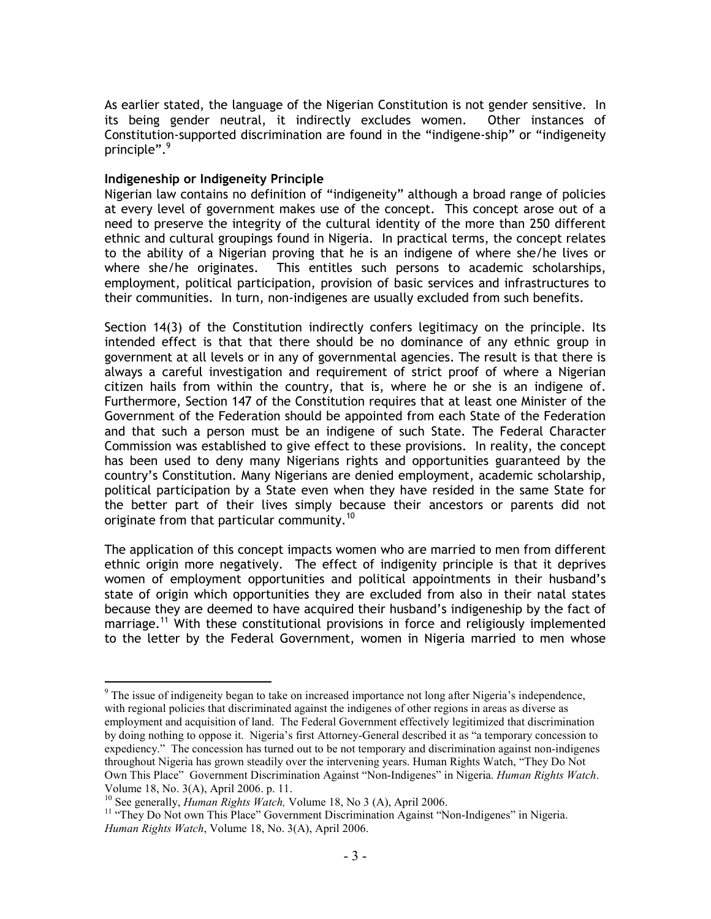As earlier stated, the language of the Nigerian Constitution is not gender sensitive. In its being gender neutral, it indirectly excludes women. Other instances of Constitution-supported discrimination are found in the "indigene-ship" or "indigeneity principle".[9]

**Indigeneship or Indigeneity Principle**

Nigerian law contains no definition of "indigeneity" although a broad range of policies at every level of government makes use of the concept. This concept arose out of a need to preserve the integrity of the cultural identity of the more than 250 different ethnic and cultural groupings found in Nigeria. In practical terms, the concept relates to the ability of a Nigerian proving that he is an indigene of where she/he lives or where she/he originates. This entitles such persons to academic scholarships, employment, political participation, provision of basic services and infrastructures to their communities. In turn, non-indigenes are usually excluded from such benefits.

Section 14(3) of the Constitution indirectly confers legitimacy on the principle. Its intended effect is that that there should be no dominance of any ethnic group in government at all levels or in any of governmental agencies. The result is that there is always a careful investigation and requirement of strict proof of where a Nigerian citizen hails from within the country, that is, where he or she is an indigene of. Furthermore, Section 147 of the Constitution requires that at least one Minister of the Government of the Federation should be appointed from each State of the Federation and that such a person must be an indigene of such State. The Federal Character Commission was established to give effect to these provisions. In reality, the concept has been used to deny many Nigerians rights and opportunities guaranteed by the country's Constitution. Many Nigerians are denied employment, academic scholarship, political participation by a State even when they have resided in the same State for the better part of their lives simply because their ancestors or parents did not originate from that particular community.[10]

The application of this concept impacts women who are married to men from different ethnic origin more negatively. The effect of indigenity principle is that it deprives women of employment opportunities and political appointments in their husband's state of origin which opportunities they are excluded from also in their natal states because they are deemed to have acquired their husband's indigeneship by the fact of marriage.[11] With these constitutional provisions in force and religiously implemented to the letter by the Federal Government, women in Nigeria married to men whose

---

[9] The issue of indigeneity began to take on increased importance not long after Nigeria's independence, with regional policies that discriminated against the indigenes of other regions in areas as diverse as employment and acquisition of land. The Federal Government effectively legitimized that discrimination by doing nothing to oppose it. Nigeria's first Attorney-General described it as "a temporary concession to expediency." The concession has turned out to be not temporary and discrimination against non-indigenes throughout Nigeria has grown steadily over the intervening years. Human Rights Watch, "They Do Not Own This Place" Government Discrimination Against "Non-Indigenes" in Nigeria. *Human Rights Watch*. Volume 18, No. 3(A), April 2006. p. 11.

[10] See generally, *Human Rights Watch,* Volume 18, No 3 (A), April 2006.

[11] "They Do Not own This Place" Government Discrimination Against "Non-Indigenes" in Nigeria. *Human Rights Watch*, Volume 18, No. 3(A), April 2006.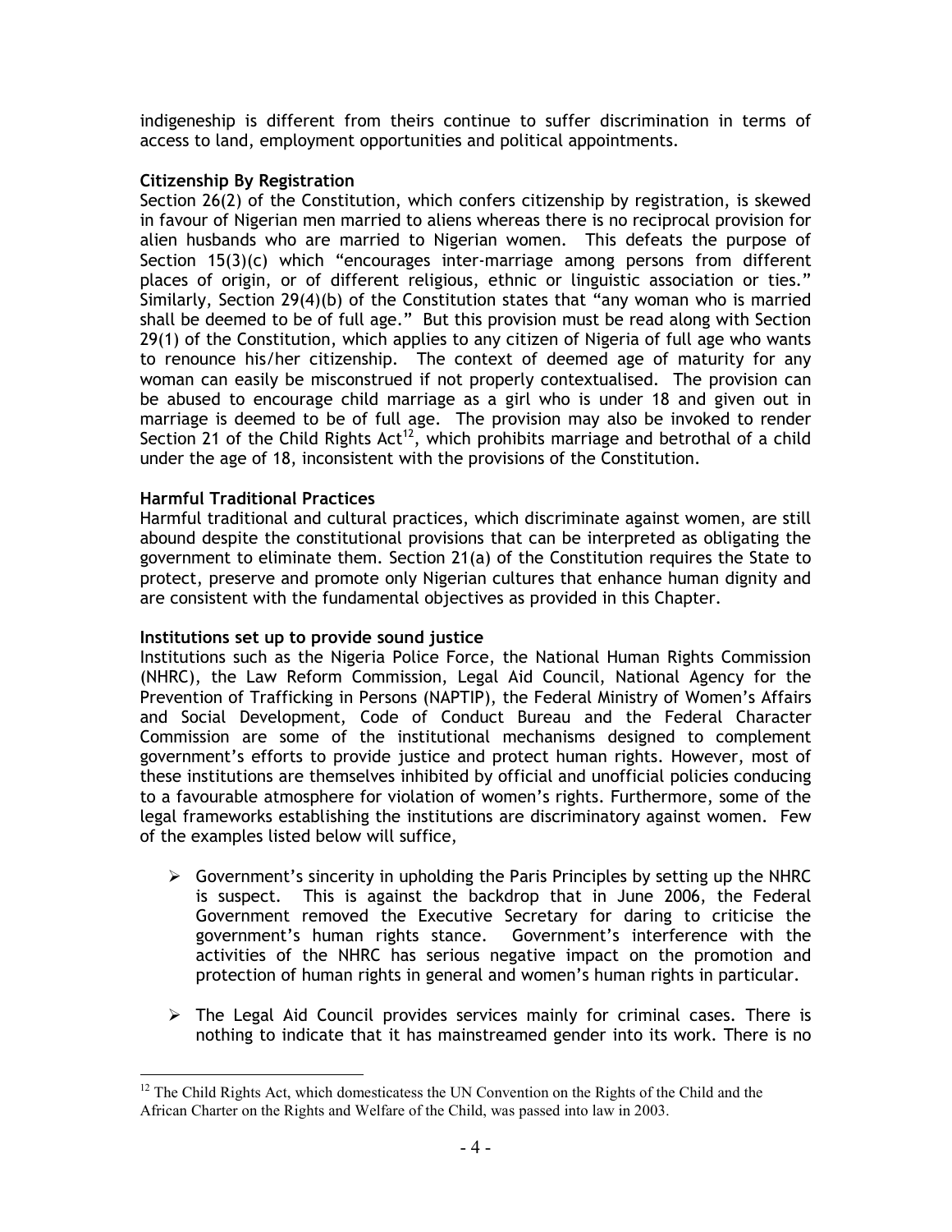indigeneship is different from theirs continue to suffer discrimination in terms of access to land, employment opportunities and political appointments.

**Citizenship By Registration**

Section 26(2) of the Constitution, which confers citizenship by registration, is skewed in favour of Nigerian men married to aliens whereas there is no reciprocal provision for alien husbands who are married to Nigerian women. This defeats the purpose of Section 15(3)(c) which "encourages inter-marriage among persons from different places of origin, or of different religious, ethnic or linguistic association or ties." Similarly, Section 29(4)(b) of the Constitution states that "any woman who is married shall be deemed to be of full age." But this provision must be read along with Section 29(1) of the Constitution, which applies to any citizen of Nigeria of full age who wants to renounce his/her citizenship. The context of deemed age of maturity for any woman can easily be misconstrued if not properly contextualised. The provision can be abused to encourage child marriage as a girl who is under 18 and given out in marriage is deemed to be of full age. The provision may also be invoked to render Section 21 of the Child Rights Act[12], which prohibits marriage and betrothal of a child under the age of 18, inconsistent with the provisions of the Constitution.

**Harmful Traditional Practices**

Harmful traditional and cultural practices, which discriminate against women, are still abound despite the constitutional provisions that can be interpreted as obligating the government to eliminate them. Section 21(a) of the Constitution requires the State to protect, preserve and promote only Nigerian cultures that enhance human dignity and are consistent with the fundamental objectives as provided in this Chapter.

**Institutions set up to provide sound justice**

Institutions such as the Nigeria Police Force, the National Human Rights Commission (NHRC), the Law Reform Commission, Legal Aid Council, National Agency for the Prevention of Trafficking in Persons (NAPTIP), the Federal Ministry of Women's Affairs and Social Development, Code of Conduct Bureau and the Federal Character Commission are some of the institutional mechanisms designed to complement government's efforts to provide justice and protect human rights. However, most of these institutions are themselves inhibited by official and unofficial policies conducing to a favourable atmosphere for violation of women's rights. Furthermore, some of the legal frameworks establishing the institutions are discriminatory against women. Few of the examples listed below will suffice,

- Government's sincerity in upholding the Paris Principles by setting up the NHRC is suspect. This is against the backdrop that in June 2006, the Federal Government removed the Executive Secretary for daring to criticise the government's human rights stance. Government's interference with the activities of the NHRC has serious negative impact on the promotion and protection of human rights in general and women's human rights in particular.

- The Legal Aid Council provides services mainly for criminal cases. There is nothing to indicate that it has mainstreamed gender into its work. There is no

[12] The Child Rights Act, which domesticatess the UN Convention on the Rights of the Child and the African Charter on the Rights and Welfare of the Child, was passed into law in 2003.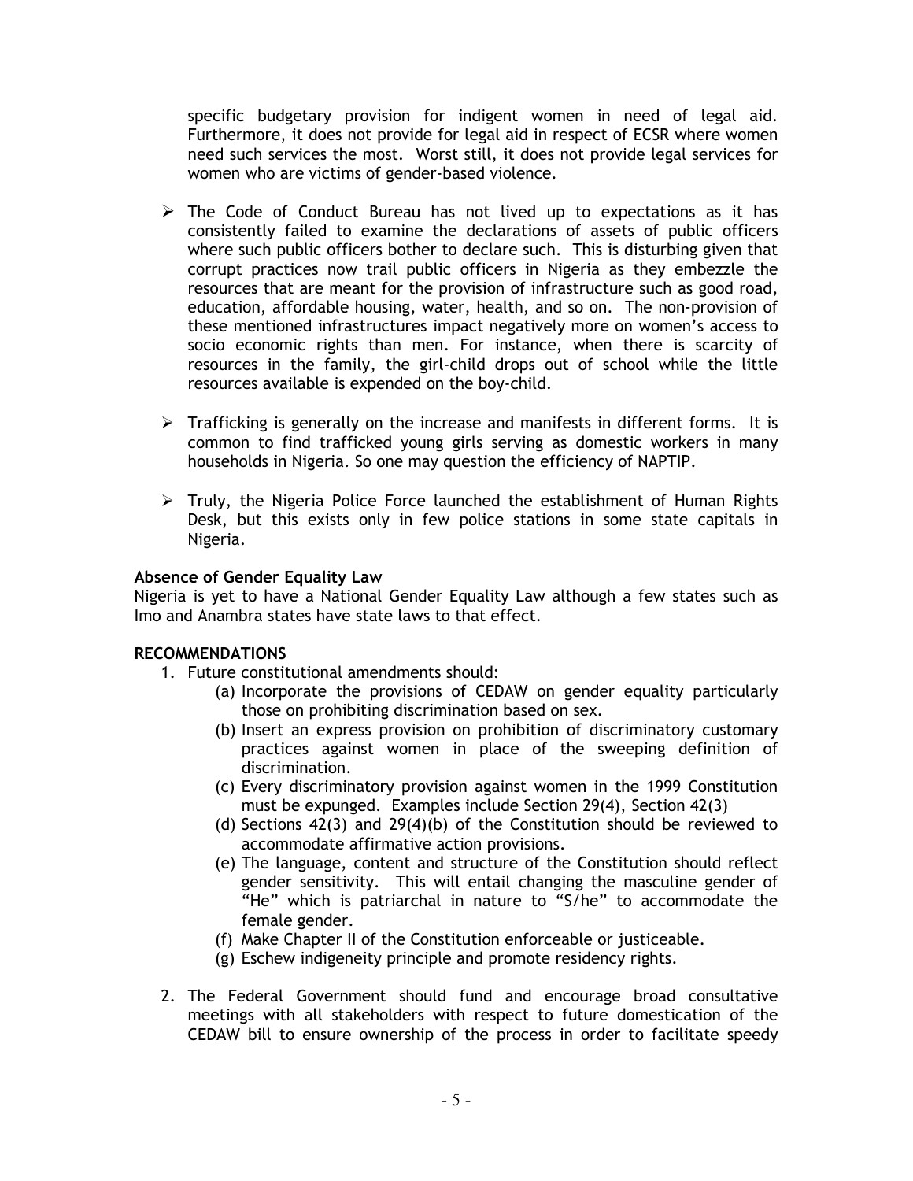specific budgetary provision for indigent women in need of legal aid. Furthermore, it does not provide for legal aid in respect of ECSR where women need such services the most. Worst still, it does not provide legal services for women who are victims of gender-based violence.

- The Code of Conduct Bureau has not lived up to expectations as it has consistently failed to examine the declarations of assets of public officers where such public officers bother to declare such. This is disturbing given that corrupt practices now trail public officers in Nigeria as they embezzle the resources that are meant for the provision of infrastructure such as good road, education, affordable housing, water, health, and so on. The non-provision of these mentioned infrastructures impact negatively more on women's access to socio economic rights than men. For instance, when there is scarcity of resources in the family, the girl-child drops out of school while the little resources available is expended on the boy-child.

- Trafficking is generally on the increase and manifests in different forms. It is common to find trafficked young girls serving as domestic workers in many households in Nigeria. So one may question the efficiency of NAPTIP.

- Truly, the Nigeria Police Force launched the establishment of Human Rights Desk, but this exists only in few police stations in some state capitals in Nigeria.

**Absence of Gender Equality Law**

Nigeria is yet to have a National Gender Equality Law although a few states such as Imo and Anambra states have state laws to that effect.

**RECOMMENDATIONS**

1. Future constitutional amendments should:
   (a) Incorporate the provisions of CEDAW on gender equality particularly those on prohibiting discrimination based on sex.
   (b) Insert an express provision on prohibition of discriminatory customary practices against women in place of the sweeping definition of discrimination.
   (c) Every discriminatory provision against women in the 1999 Constitution must be expunged. Examples include Section 29(4), Section 42(3)
   (d) Sections 42(3) and 29(4)(b) of the Constitution should be reviewed to accommodate affirmative action provisions.
   (e) The language, content and structure of the Constitution should reflect gender sensitivity. This will entail changing the masculine gender of "He" which is patriarchal in nature to "S/he" to accommodate the female gender.
   (f) Make Chapter II of the Constitution enforceable or justiceable.
   (g) Eschew indigeneity principle and promote residency rights.

2. The Federal Government should fund and encourage broad consultative meetings with all stakeholders with respect to future domestication of the CEDAW bill to ensure ownership of the process in order to facilitate speedy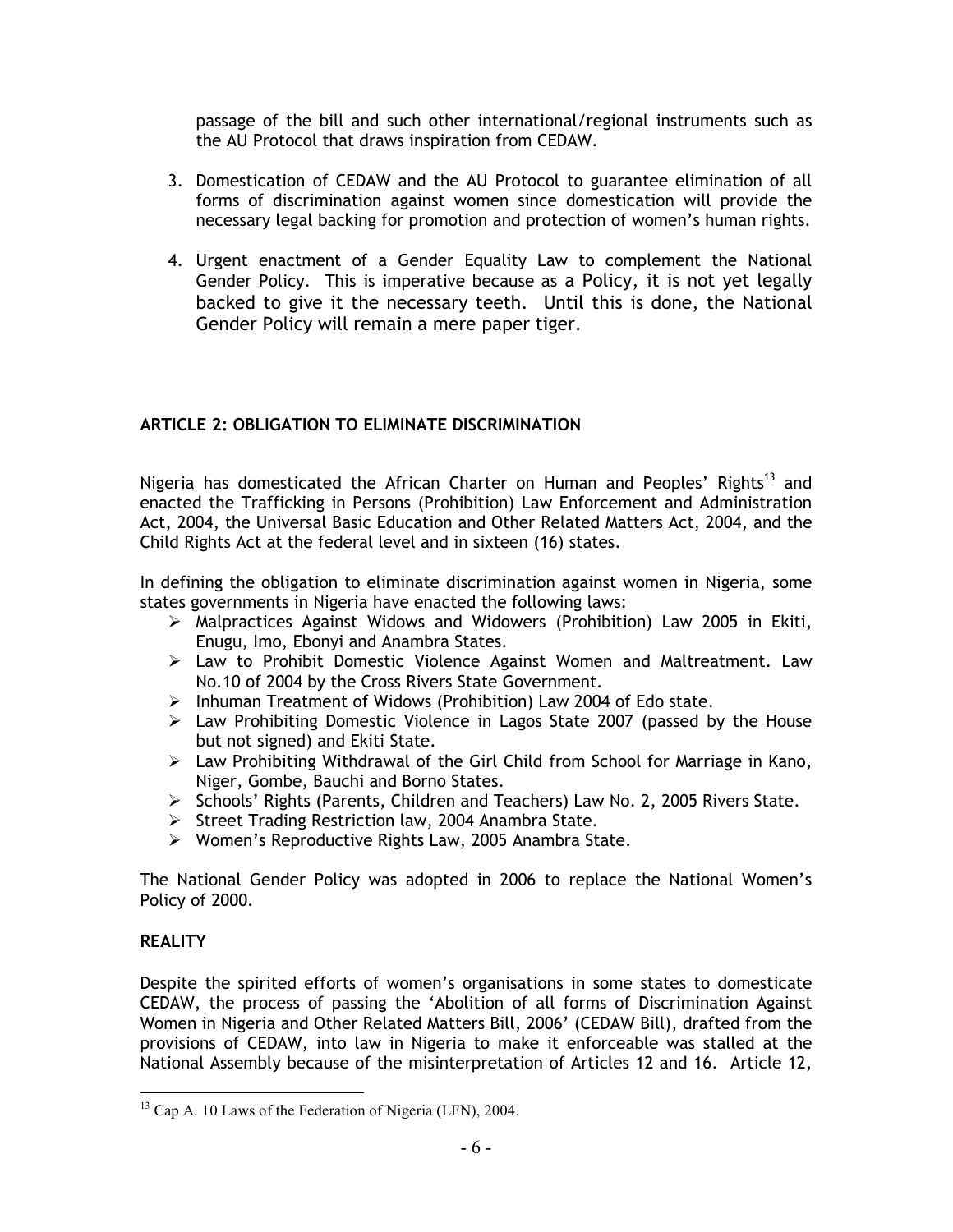passage of the bill and such other international/regional instruments such as the AU Protocol that draws inspiration from CEDAW.

3. Domestication of CEDAW and the AU Protocol to guarantee elimination of all forms of discrimination against women since domestication will provide the necessary legal backing for promotion and protection of women's human rights.

4. Urgent enactment of a Gender Equality Law to complement the National Gender Policy. This is imperative because as a Policy, it is not yet legally backed to give it the necessary teeth. Until this is done, the National Gender Policy will remain a mere paper tiger.

## ARTICLE 2: OBLIGATION TO ELIMINATE DISCRIMINATION

Nigeria has domesticated the African Charter on Human and Peoples' Rights[13] and enacted the Trafficking in Persons (Prohibition) Law Enforcement and Administration Act, 2004, the Universal Basic Education and Other Related Matters Act, 2004, and the Child Rights Act at the federal level and in sixteen (16) states.

In defining the obligation to eliminate discrimination against women in Nigeria, some states governments in Nigeria have enacted the following laws:

- Malpractices Against Widows and Widowers (Prohibition) Law 2005 in Ekiti, Enugu, Imo, Ebonyi and Anambra States.
- Law to Prohibit Domestic Violence Against Women and Maltreatment. Law No.10 of 2004 by the Cross Rivers State Government.
- Inhuman Treatment of Widows (Prohibition) Law 2004 of Edo state.
- Law Prohibiting Domestic Violence in Lagos State 2007 (passed by the House but not signed) and Ekiti State.
- Law Prohibiting Withdrawal of the Girl Child from School for Marriage in Kano, Niger, Gombe, Bauchi and Borno States.
- Schools' Rights (Parents, Children and Teachers) Law No. 2, 2005 Rivers State.
- Street Trading Restriction law, 2004 Anambra State.
- Women's Reproductive Rights Law, 2005 Anambra State.

The National Gender Policy was adopted in 2006 to replace the National Women's Policy of 2000.

### REALITY

Despite the spirited efforts of women's organisations in some states to domesticate CEDAW, the process of passing the 'Abolition of all forms of Discrimination Against Women in Nigeria and Other Related Matters Bill, 2006' (CEDAW Bill), drafted from the provisions of CEDAW, into law in Nigeria to make it enforceable was stalled at the National Assembly because of the misinterpretation of Articles 12 and 16. Article 12,

---

[13] Cap A. 10 Laws of the Federation of Nigeria (LFN), 2004.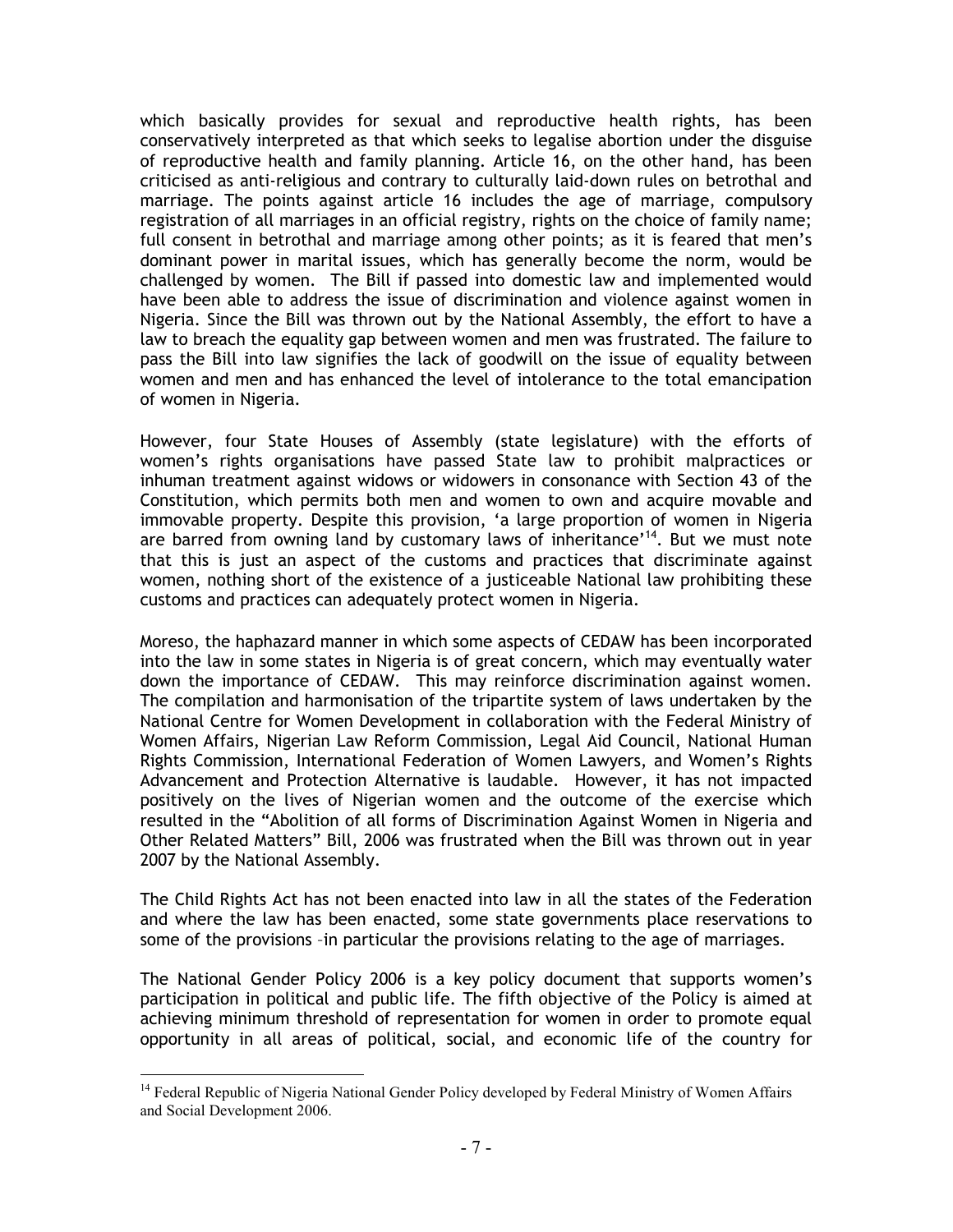which basically provides for sexual and reproductive health rights, has been conservatively interpreted as that which seeks to legalise abortion under the disguise of reproductive health and family planning. Article 16, on the other hand, has been criticised as anti-religious and contrary to culturally laid-down rules on betrothal and marriage. The points against article 16 includes the age of marriage, compulsory registration of all marriages in an official registry, rights on the choice of family name; full consent in betrothal and marriage among other points; as it is feared that men's dominant power in marital issues, which has generally become the norm, would be challenged by women. The Bill if passed into domestic law and implemented would have been able to address the issue of discrimination and violence against women in Nigeria. Since the Bill was thrown out by the National Assembly, the effort to have a law to breach the equality gap between women and men was frustrated. The failure to pass the Bill into law signifies the lack of goodwill on the issue of equality between women and men and has enhanced the level of intolerance to the total emancipation of women in Nigeria.

However, four State Houses of Assembly (state legislature) with the efforts of women's rights organisations have passed State law to prohibit malpractices or inhuman treatment against widows or widowers in consonance with Section 43 of the Constitution, which permits both men and women to own and acquire movable and immovable property. Despite this provision, 'a large proportion of women in Nigeria are barred from owning land by customary laws of inheritance'[14]. But we must note that this is just an aspect of the customs and practices that discriminate against women, nothing short of the existence of a justiceable National law prohibiting these customs and practices can adequately protect women in Nigeria.

Moreso, the haphazard manner in which some aspects of CEDAW has been incorporated into the law in some states in Nigeria is of great concern, which may eventually water down the importance of CEDAW. This may reinforce discrimination against women. The compilation and harmonisation of the tripartite system of laws undertaken by the National Centre for Women Development in collaboration with the Federal Ministry of Women Affairs, Nigerian Law Reform Commission, Legal Aid Council, National Human Rights Commission, International Federation of Women Lawyers, and Women's Rights Advancement and Protection Alternative is laudable. However, it has not impacted positively on the lives of Nigerian women and the outcome of the exercise which resulted in the "Abolition of all forms of Discrimination Against Women in Nigeria and Other Related Matters" Bill, 2006 was frustrated when the Bill was thrown out in year 2007 by the National Assembly.

The Child Rights Act has not been enacted into law in all the states of the Federation and where the law has been enacted, some state governments place reservations to some of the provisions –in particular the provisions relating to the age of marriages.

The National Gender Policy 2006 is a key policy document that supports women's participation in political and public life. The fifth objective of the Policy is aimed at achieving minimum threshold of representation for women in order to promote equal opportunity in all areas of political, social, and economic life of the country for

[14] Federal Republic of Nigeria National Gender Policy developed by Federal Ministry of Women Affairs and Social Development 2006.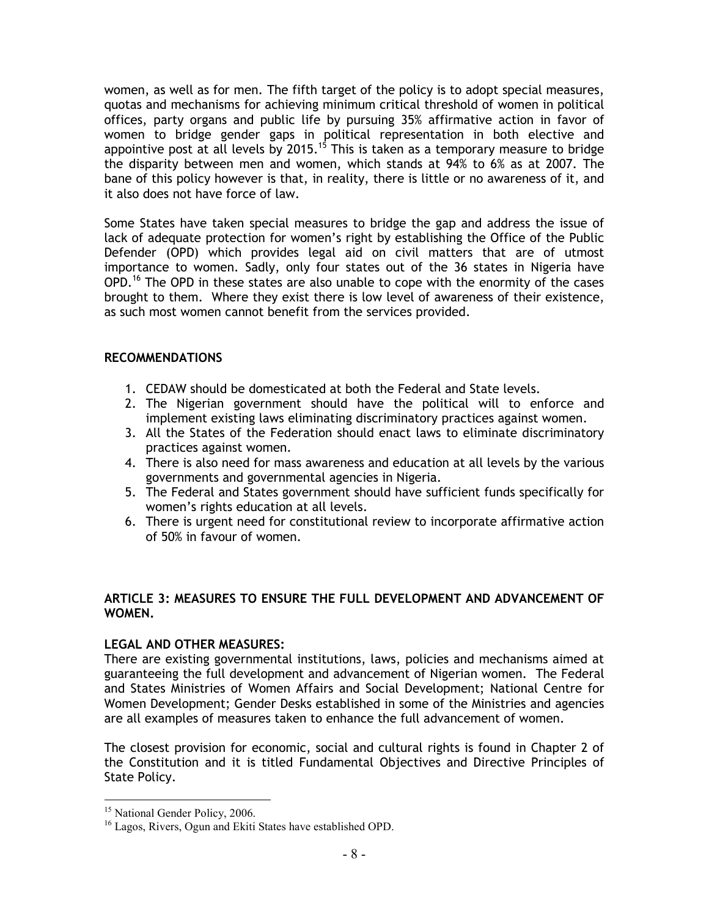women, as well as for men. The fifth target of the policy is to adopt special measures, quotas and mechanisms for achieving minimum critical threshold of women in political offices, party organs and public life by pursuing 35% affirmative action in favor of women to bridge gender gaps in political representation in both elective and appointive post at all levels by 2015.[15] This is taken as a temporary measure to bridge the disparity between men and women, which stands at 94% to 6% as at 2007. The bane of this policy however is that, in reality, there is little or no awareness of it, and it also does not have force of law.

Some States have taken special measures to bridge the gap and address the issue of lack of adequate protection for women's right by establishing the Office of the Public Defender (OPD) which provides legal aid on civil matters that are of utmost importance to women. Sadly, only four states out of the 36 states in Nigeria have OPD.[16] The OPD in these states are also unable to cope with the enormity of the cases brought to them. Where they exist there is low level of awareness of their existence, as such most women cannot benefit from the services provided.

**RECOMMENDATIONS**

1. CEDAW should be domesticated at both the Federal and State levels.
2. The Nigerian government should have the political will to enforce and implement existing laws eliminating discriminatory practices against women.
3. All the States of the Federation should enact laws to eliminate discriminatory practices against women.
4. There is also need for mass awareness and education at all levels by the various governments and governmental agencies in Nigeria.
5. The Federal and States government should have sufficient funds specifically for women's rights education at all levels.
6. There is urgent need for constitutional review to incorporate affirmative action of 50% in favour of women.

## ARTICLE 3: MEASURES TO ENSURE THE FULL DEVELOPMENT AND ADVANCEMENT OF WOMEN.

**LEGAL AND OTHER MEASURES:**

There are existing governmental institutions, laws, policies and mechanisms aimed at guaranteeing the full development and advancement of Nigerian women. The Federal and States Ministries of Women Affairs and Social Development; National Centre for Women Development; Gender Desks established in some of the Ministries and agencies are all examples of measures taken to enhance the full advancement of women.

The closest provision for economic, social and cultural rights is found in Chapter 2 of the Constitution and it is titled Fundamental Objectives and Directive Principles of State Policy.

---

[15] National Gender Policy, 2006.

[16] Lagos, Rivers, Ogun and Ekiti States have established OPD.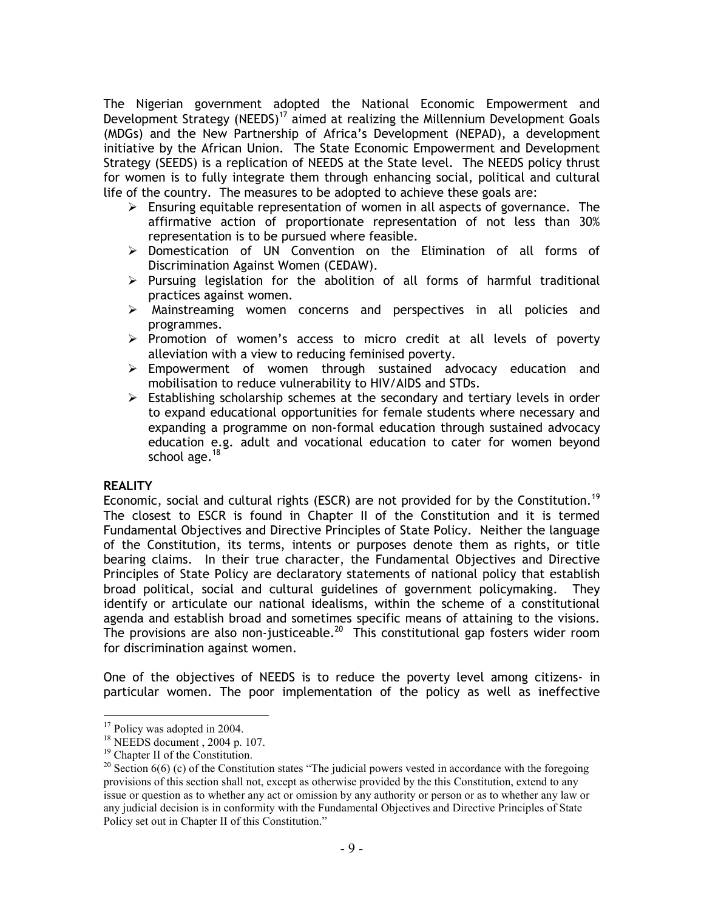The Nigerian government adopted the National Economic Empowerment and Development Strategy (NEEDS)[17] aimed at realizing the Millennium Development Goals (MDGs) and the New Partnership of Africa's Development (NEPAD), a development initiative by the African Union. The State Economic Empowerment and Development Strategy (SEEDS) is a replication of NEEDS at the State level. The NEEDS policy thrust for women is to fully integrate them through enhancing social, political and cultural life of the country. The measures to be adopted to achieve these goals are:

- Ensuring equitable representation of women in all aspects of governance. The affirmative action of proportionate representation of not less than 30% representation is to be pursued where feasible.
- Domestication of UN Convention on the Elimination of all forms of Discrimination Against Women (CEDAW).
- Pursuing legislation for the abolition of all forms of harmful traditional practices against women.
- Mainstreaming women concerns and perspectives in all policies and programmes.
- Promotion of women's access to micro credit at all levels of poverty alleviation with a view to reducing feminised poverty.
- Empowerment of women through sustained advocacy education and mobilisation to reduce vulnerability to HIV/AIDS and STDs.
- Establishing scholarship schemes at the secondary and tertiary levels in order to expand educational opportunities for female students where necessary and expanding a programme on non-formal education through sustained advocacy education e.g. adult and vocational education to cater for women beyond school age.[18]

**REALITY**

Economic, social and cultural rights (ESCR) are not provided for by the Constitution.[19] The closest to ESCR is found in Chapter II of the Constitution and it is termed Fundamental Objectives and Directive Principles of State Policy. Neither the language of the Constitution, its terms, intents or purposes denote them as rights, or title bearing claims. In their true character, the Fundamental Objectives and Directive Principles of State Policy are declaratory statements of national policy that establish broad political, social and cultural guidelines of government policymaking. They identify or articulate our national idealisms, within the scheme of a constitutional agenda and establish broad and sometimes specific means of attaining to the visions. The provisions are also non-justiceable.[20] This constitutional gap fosters wider room for discrimination against women.

One of the objectives of NEEDS is to reduce the poverty level among citizens- in particular women. The poor implementation of the policy as well as ineffective

---

[17] Policy was adopted in 2004.

[18] NEEDS document , 2004 p. 107.

[19] Chapter II of the Constitution.

[20] Section 6(6) (c) of the Constitution states "The judicial powers vested in accordance with the foregoing provisions of this section shall not, except as otherwise provided by the this Constitution, extend to any issue or question as to whether any act or omission by any authority or person or as to whether any law or any judicial decision is in conformity with the Fundamental Objectives and Directive Principles of State Policy set out in Chapter II of this Constitution."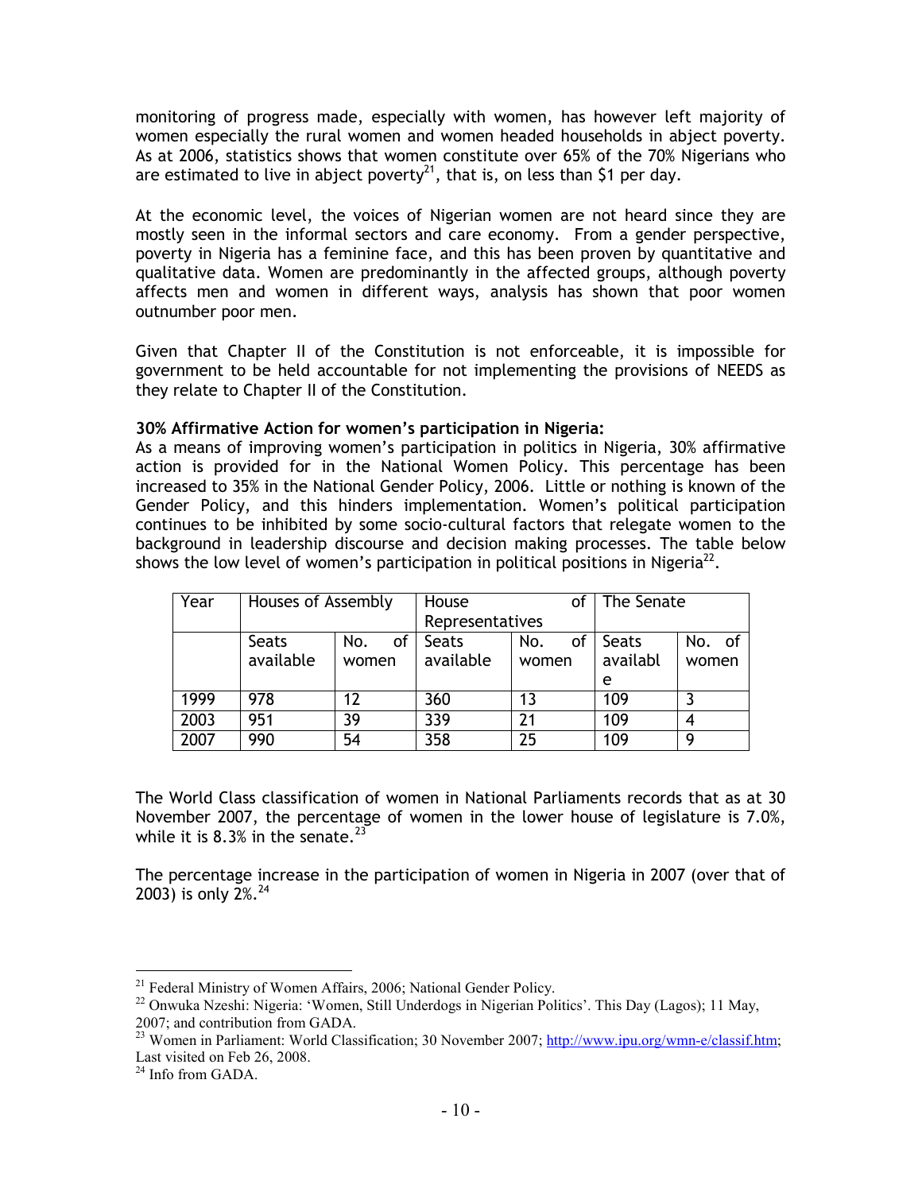monitoring of progress made, especially with women, has however left majority of women especially the rural women and women headed households in abject poverty. As at 2006, statistics shows that women constitute over 65% of the 70% Nigerians who are estimated to live in abject poverty[21], that is, on less than $1 per day.

At the economic level, the voices of Nigerian women are not heard since they are mostly seen in the informal sectors and care economy. From a gender perspective, poverty in Nigeria has a feminine face, and this has been proven by quantitative and qualitative data. Women are predominantly in the affected groups, although poverty affects men and women in different ways, analysis has shown that poor women outnumber poor men.

Given that Chapter II of the Constitution is not enforceable, it is impossible for government to be held accountable for not implementing the provisions of NEEDS as they relate to Chapter II of the Constitution.

**30% Affirmative Action for women's participation in Nigeria:**

As a means of improving women's participation in politics in Nigeria, 30% affirmative action is provided for in the National Women Policy. This percentage has been increased to 35% in the National Gender Policy, 2006. Little or nothing is known of the Gender Policy, and this hinders implementation. Women's political participation continues to be inhibited by some socio-cultural factors that relegate women to the background in leadership discourse and decision making processes. The table below shows the low level of women's participation in political positions in Nigeria[22].

| Year | Houses of Assembly | | House of Representatives | | The Senate | |
|---|---|---|---|---|---|---|
| | Seats available | No. of women | Seats available | No. of women | Seats available | No. of women |
| 1999 | 978 | 12 | 360 | 13 | 109 | 3 |
| 2003 | 951 | 39 | 339 | 21 | 109 | 4 |
| 2007 | 990 | 54 | 358 | 25 | 109 | 9 |

The World Class classification of women in National Parliaments records that as at 30 November 2007, the percentage of women in the lower house of legislature is 7.0%, while it is 8.3% in the senate.[23]

The percentage increase in the participation of women in Nigeria in 2007 (over that of 2003) is only 2%.[24]

---

[21] Federal Ministry of Women Affairs, 2006; National Gender Policy.

[22] Onwuka Nzeshi: Nigeria: 'Women, Still Underdogs in Nigerian Politics'. This Day (Lagos); 11 May, 2007; and contribution from GADA.

[23] Women in Parliament: World Classification; 30 November 2007; http://www.ipu.org/wmn-e/classif.htm; Last visited on Feb 26, 2008.

[24] Info from GADA.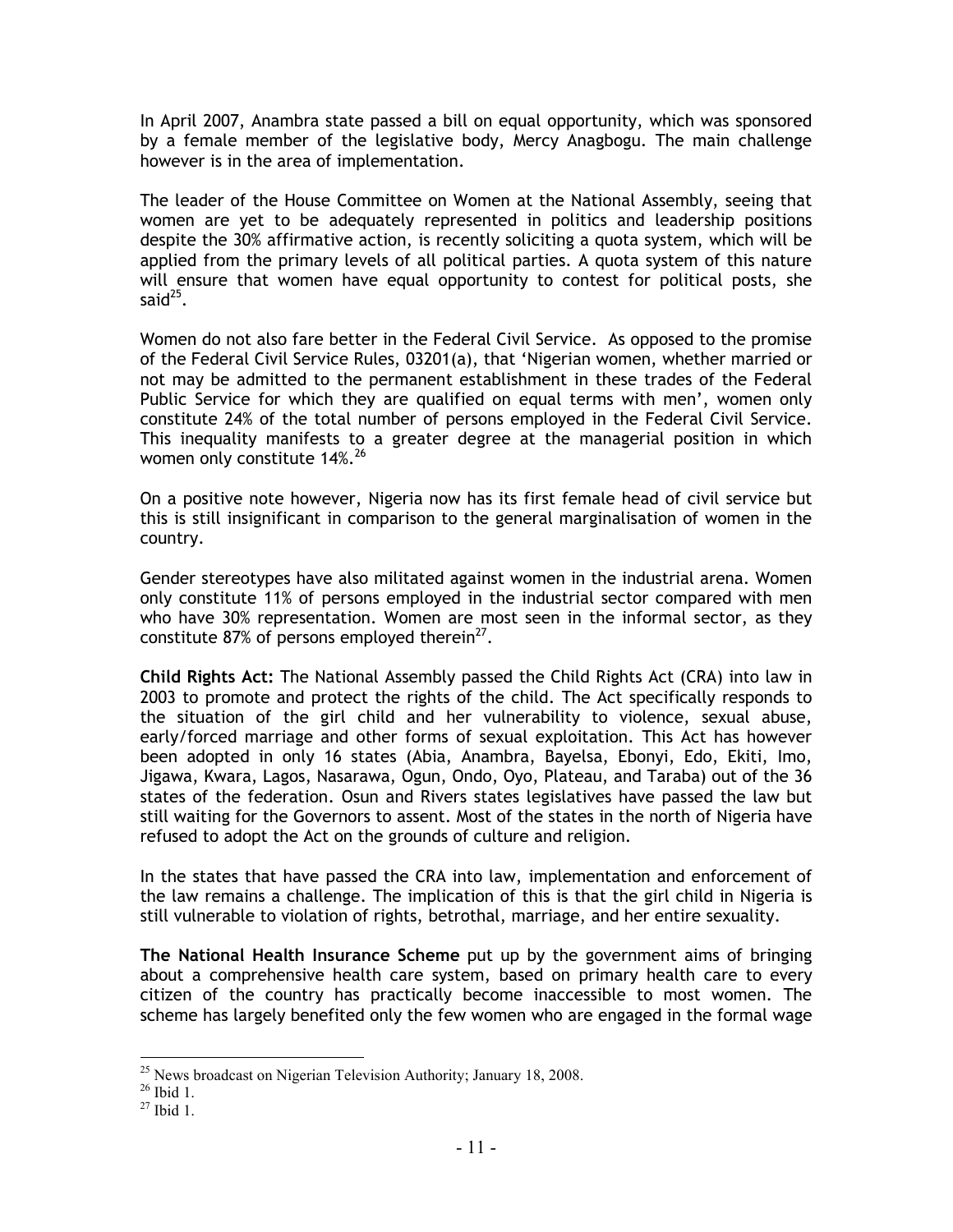In April 2007, Anambra state passed a bill on equal opportunity, which was sponsored by a female member of the legislative body, Mercy Anagbogu. The main challenge however is in the area of implementation.

The leader of the House Committee on Women at the National Assembly, seeing that women are yet to be adequately represented in politics and leadership positions despite the 30% affirmative action, is recently soliciting a quota system, which will be applied from the primary levels of all political parties. A quota system of this nature will ensure that women have equal opportunity to contest for political posts, she said[25].

Women do not also fare better in the Federal Civil Service. As opposed to the promise of the Federal Civil Service Rules, 03201(a), that 'Nigerian women, whether married or not may be admitted to the permanent establishment in these trades of the Federal Public Service for which they are qualified on equal terms with men', women only constitute 24% of the total number of persons employed in the Federal Civil Service. This inequality manifests to a greater degree at the managerial position in which women only constitute 14%.[26]

On a positive note however, Nigeria now has its first female head of civil service but this is still insignificant in comparison to the general marginalisation of women in the country.

Gender stereotypes have also militated against women in the industrial arena. Women only constitute 11% of persons employed in the industrial sector compared with men who have 30% representation. Women are most seen in the informal sector, as they constitute 87% of persons employed therein[27].

**Child Rights Act:** The National Assembly passed the Child Rights Act (CRA) into law in 2003 to promote and protect the rights of the child. The Act specifically responds to the situation of the girl child and her vulnerability to violence, sexual abuse, early/forced marriage and other forms of sexual exploitation. This Act has however been adopted in only 16 states (Abia, Anambra, Bayelsa, Ebonyi, Edo, Ekiti, Imo, Jigawa, Kwara, Lagos, Nasarawa, Ogun, Ondo, Oyo, Plateau, and Taraba) out of the 36 states of the federation. Osun and Rivers states legislatives have passed the law but still waiting for the Governors to assent. Most of the states in the north of Nigeria have refused to adopt the Act on the grounds of culture and religion.

In the states that have passed the CRA into law, implementation and enforcement of the law remains a challenge. The implication of this is that the girl child in Nigeria is still vulnerable to violation of rights, betrothal, marriage, and her entire sexuality.

**The National Health Insurance Scheme** put up by the government aims of bringing about a comprehensive health care system, based on primary health care to every citizen of the country has practically become inaccessible to most women. The scheme has largely benefited only the few women who are engaged in the formal wage

---

[25] News broadcast on Nigerian Television Authority; January 18, 2008.

[26] Ibid 1.

[27] Ibid 1.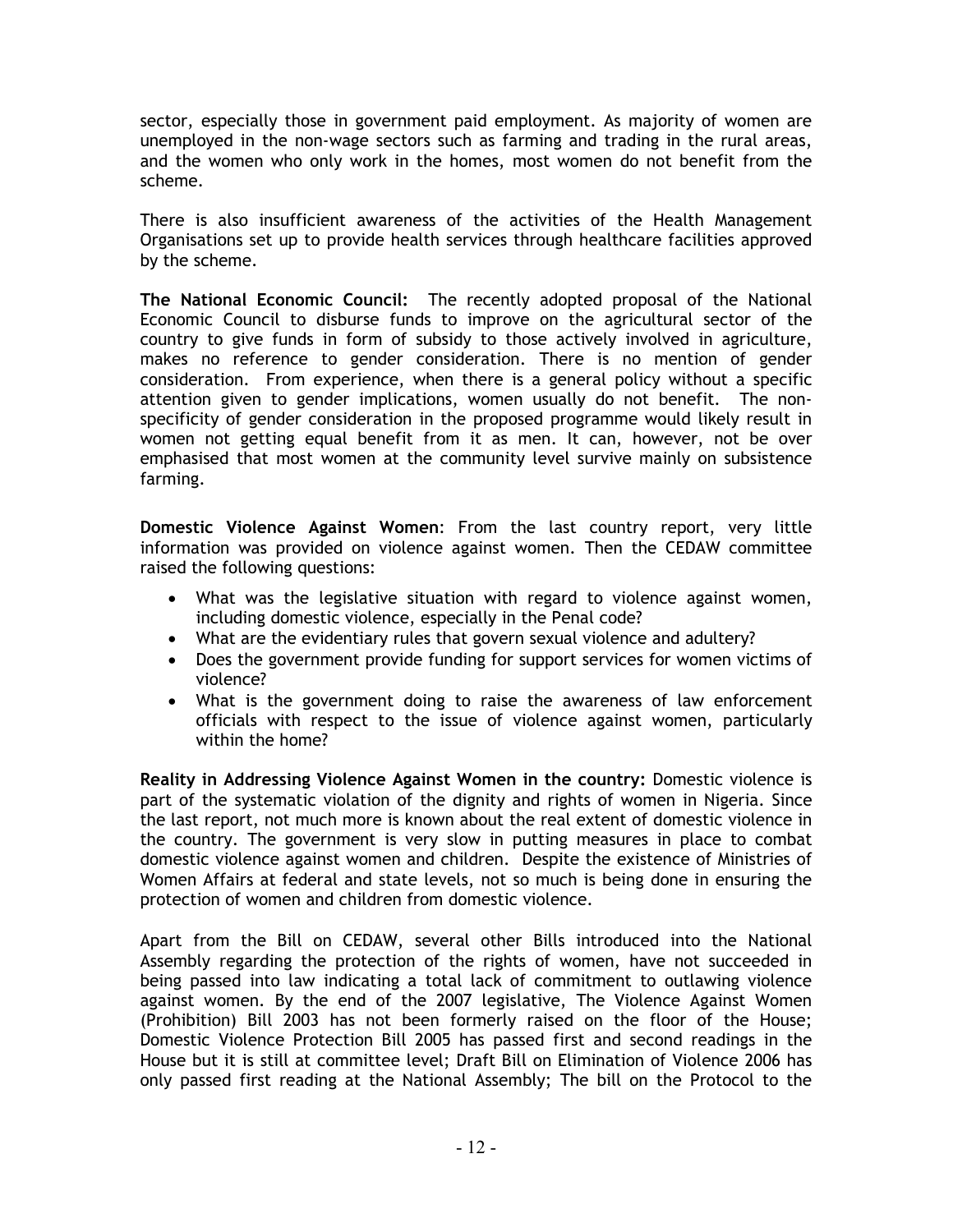sector, especially those in government paid employment. As majority of women are unemployed in the non-wage sectors such as farming and trading in the rural areas, and the women who only work in the homes, most women do not benefit from the scheme.

There is also insufficient awareness of the activities of the Health Management Organisations set up to provide health services through healthcare facilities approved by the scheme.

**The National Economic Council:** The recently adopted proposal of the National Economic Council to disburse funds to improve on the agricultural sector of the country to give funds in form of subsidy to those actively involved in agriculture, makes no reference to gender consideration. There is no mention of gender consideration. From experience, when there is a general policy without a specific attention given to gender implications, women usually do not benefit. The non-specificity of gender consideration in the proposed programme would likely result in women not getting equal benefit from it as men. It can, however, not be over emphasised that most women at the community level survive mainly on subsistence farming.

**Domestic Violence Against Women**: From the last country report, very little information was provided on violence against women. Then the CEDAW committee raised the following questions:

- What was the legislative situation with regard to violence against women, including domestic violence, especially in the Penal code?
- What are the evidentiary rules that govern sexual violence and adultery?
- Does the government provide funding for support services for women victims of violence?
- What is the government doing to raise the awareness of law enforcement officials with respect to the issue of violence against women, particularly within the home?

**Reality in Addressing Violence Against Women in the country:** Domestic violence is part of the systematic violation of the dignity and rights of women in Nigeria. Since the last report, not much more is known about the real extent of domestic violence in the country. The government is very slow in putting measures in place to combat domestic violence against women and children. Despite the existence of Ministries of Women Affairs at federal and state levels, not so much is being done in ensuring the protection of women and children from domestic violence.

Apart from the Bill on CEDAW, several other Bills introduced into the National Assembly regarding the protection of the rights of women, have not succeeded in being passed into law indicating a total lack of commitment to outlawing violence against women. By the end of the 2007 legislative, The Violence Against Women (Prohibition) Bill 2003 has not been formerly raised on the floor of the House; Domestic Violence Protection Bill 2005 has passed first and second readings in the House but it is still at committee level; Draft Bill on Elimination of Violence 2006 has only passed first reading at the National Assembly; The bill on the Protocol to the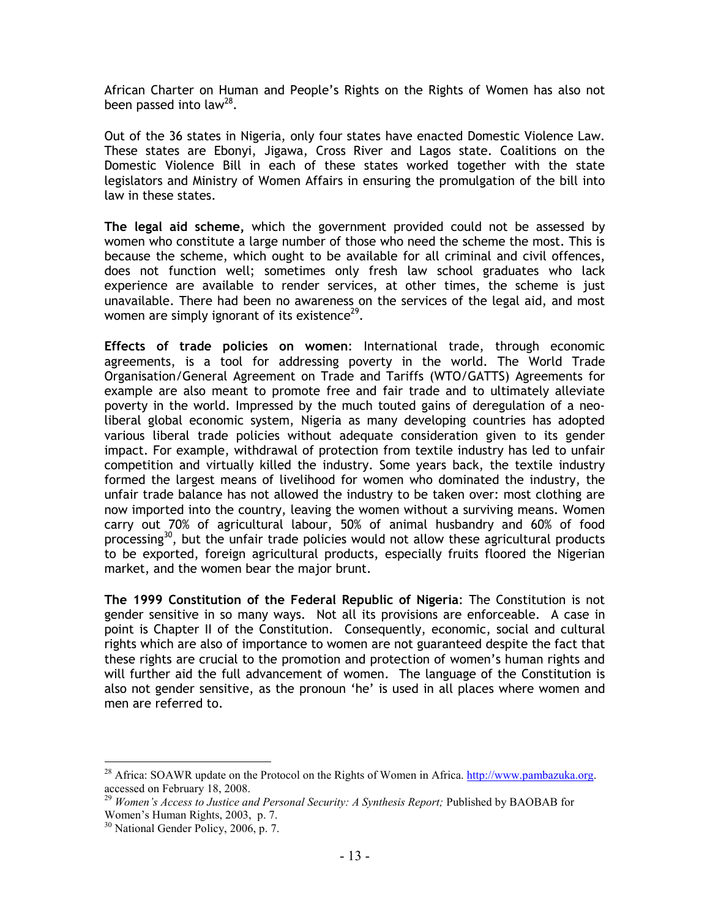African Charter on Human and People's Rights on the Rights of Women has also not been passed into law[28].

Out of the 36 states in Nigeria, only four states have enacted Domestic Violence Law. These states are Ebonyi, Jigawa, Cross River and Lagos state. Coalitions on the Domestic Violence Bill in each of these states worked together with the state legislators and Ministry of Women Affairs in ensuring the promulgation of the bill into law in these states.

**The legal aid scheme,** which the government provided could not be assessed by women who constitute a large number of those who need the scheme the most. This is because the scheme, which ought to be available for all criminal and civil offences, does not function well; sometimes only fresh law school graduates who lack experience are available to render services, at other times, the scheme is just unavailable. There had been no awareness on the services of the legal aid, and most women are simply ignorant of its existence[29].

**Effects of trade policies on women**: International trade, through economic agreements, is a tool for addressing poverty in the world. The World Trade Organisation/General Agreement on Trade and Tariffs (WTO/GATTS) Agreements for example are also meant to promote free and fair trade and to ultimately alleviate poverty in the world. Impressed by the much touted gains of deregulation of a neo-liberal global economic system, Nigeria as many developing countries has adopted various liberal trade policies without adequate consideration given to its gender impact. For example, withdrawal of protection from textile industry has led to unfair competition and virtually killed the industry. Some years back, the textile industry formed the largest means of livelihood for women who dominated the industry, the unfair trade balance has not allowed the industry to be taken over: most clothing are now imported into the country, leaving the women without a surviving means. Women carry out 70% of agricultural labour, 50% of animal husbandry and 60% of food processing[30], but the unfair trade policies would not allow these agricultural products to be exported, foreign agricultural products, especially fruits floored the Nigerian market, and the women bear the major brunt.

**The 1999 Constitution of the Federal Republic of Nigeria**: The Constitution is not gender sensitive in so many ways. Not all its provisions are enforceable. A case in point is Chapter II of the Constitution. Consequently, economic, social and cultural rights which are also of importance to women are not guaranteed despite the fact that these rights are crucial to the promotion and protection of women's human rights and will further aid the full advancement of women. The language of the Constitution is also not gender sensitive, as the pronoun 'he' is used in all places where women and men are referred to.

---

[28] Africa: SOAWR update on the Protocol on the Rights of Women in Africa. http://www.pambazuka.org. accessed on February 18, 2008.

[29] *Women's Access to Justice and Personal Security: A Synthesis Report;* Published by BAOBAB for Women's Human Rights, 2003, p. 7.

[30] National Gender Policy, 2006, p. 7.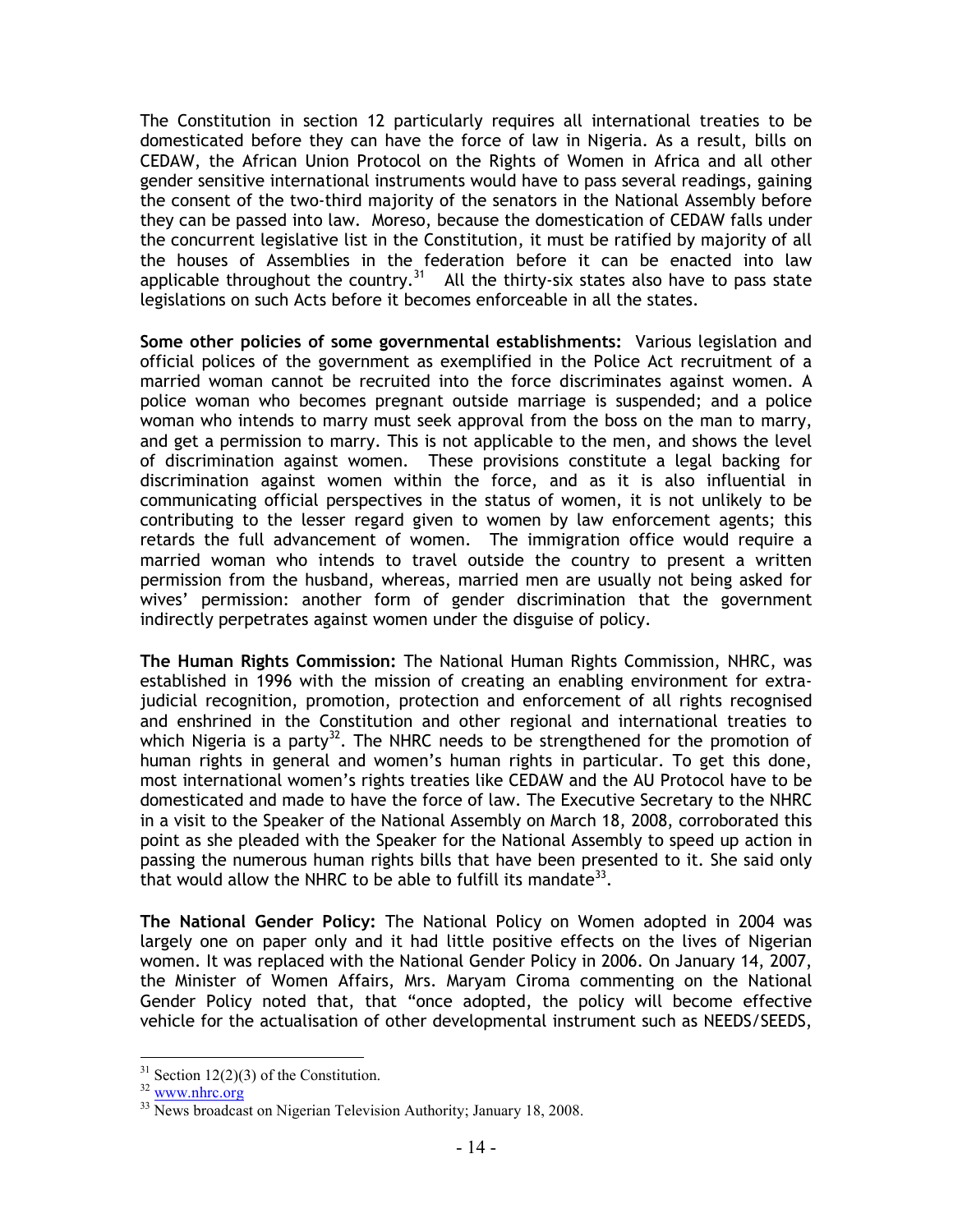The Constitution in section 12 particularly requires all international treaties to be domesticated before they can have the force of law in Nigeria. As a result, bills on CEDAW, the African Union Protocol on the Rights of Women in Africa and all other gender sensitive international instruments would have to pass several readings, gaining the consent of the two-third majority of the senators in the National Assembly before they can be passed into law. Moreso, because the domestication of CEDAW falls under the concurrent legislative list in the Constitution, it must be ratified by majority of all the houses of Assemblies in the federation before it can be enacted into law applicable throughout the country.[31] All the thirty-six states also have to pass state legislations on such Acts before it becomes enforceable in all the states.

**Some other policies of some governmental establishments:** Various legislation and official polices of the government as exemplified in the Police Act recruitment of a married woman cannot be recruited into the force discriminates against women. A police woman who becomes pregnant outside marriage is suspended; and a police woman who intends to marry must seek approval from the boss on the man to marry, and get a permission to marry. This is not applicable to the men, and shows the level of discrimination against women. These provisions constitute a legal backing for discrimination against women within the force, and as it is also influential in communicating official perspectives in the status of women, it is not unlikely to be contributing to the lesser regard given to women by law enforcement agents; this retards the full advancement of women. The immigration office would require a married woman who intends to travel outside the country to present a written permission from the husband, whereas, married men are usually not being asked for wives' permission: another form of gender discrimination that the government indirectly perpetrates against women under the disguise of policy.

**The Human Rights Commission:** The National Human Rights Commission, NHRC, was established in 1996 with the mission of creating an enabling environment for extra-judicial recognition, promotion, protection and enforcement of all rights recognised and enshrined in the Constitution and other regional and international treaties to which Nigeria is a party[32]. The NHRC needs to be strengthened for the promotion of human rights in general and women's human rights in particular. To get this done, most international women's rights treaties like CEDAW and the AU Protocol have to be domesticated and made to have the force of law. The Executive Secretary to the NHRC in a visit to the Speaker of the National Assembly on March 18, 2008, corroborated this point as she pleaded with the Speaker for the National Assembly to speed up action in passing the numerous human rights bills that have been presented to it. She said only that would allow the NHRC to be able to fulfill its mandate[33].

**The National Gender Policy:** The National Policy on Women adopted in 2004 was largely one on paper only and it had little positive effects on the lives of Nigerian women. It was replaced with the National Gender Policy in 2006. On January 14, 2007, the Minister of Women Affairs, Mrs. Maryam Ciroma commenting on the National Gender Policy noted that, that "once adopted, the policy will become effective vehicle for the actualisation of other developmental instrument such as NEEDS/SEEDS,

---

[31] Section 12(2)(3) of the Constitution.

[32] www.nhrc.org

[33] News broadcast on Nigerian Television Authority; January 18, 2008.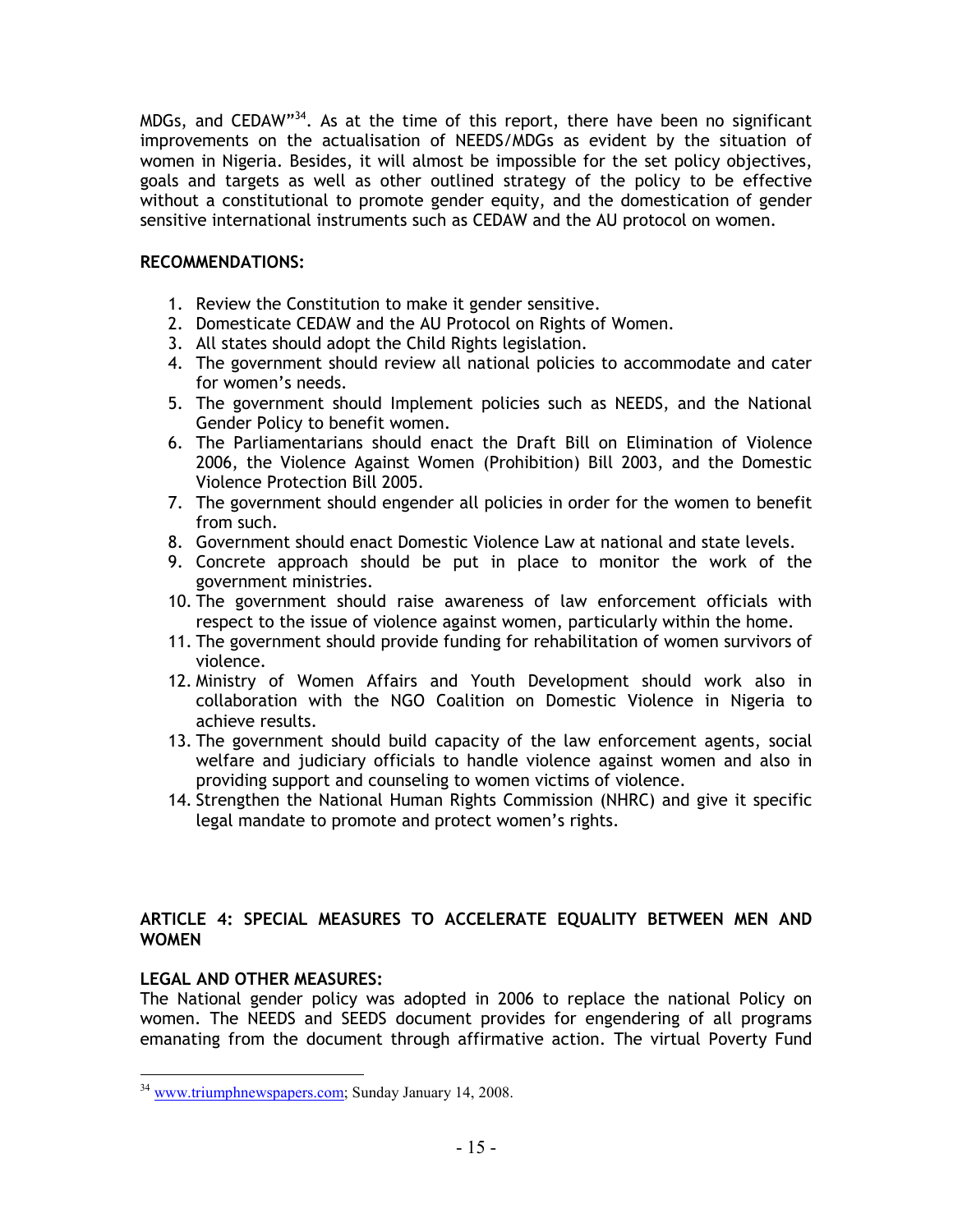MDGs, and CEDAW"[34]. As at the time of this report, there have been no significant improvements on the actualisation of NEEDS/MDGs as evident by the situation of women in Nigeria. Besides, it will almost be impossible for the set policy objectives, goals and targets as well as other outlined strategy of the policy to be effective without a constitutional to promote gender equity, and the domestication of gender sensitive international instruments such as CEDAW and the AU protocol on women.

**RECOMMENDATIONS:**

1. Review the Constitution to make it gender sensitive.
2. Domesticate CEDAW and the AU Protocol on Rights of Women.
3. All states should adopt the Child Rights legislation.
4. The government should review all national policies to accommodate and cater for women's needs.
5. The government should Implement policies such as NEEDS, and the National Gender Policy to benefit women.
6. The Parliamentarians should enact the Draft Bill on Elimination of Violence 2006, the Violence Against Women (Prohibition) Bill 2003, and the Domestic Violence Protection Bill 2005.
7. The government should engender all policies in order for the women to benefit from such.
8. Government should enact Domestic Violence Law at national and state levels.
9. Concrete approach should be put in place to monitor the work of the government ministries.
10. The government should raise awareness of law enforcement officials with respect to the issue of violence against women, particularly within the home.
11. The government should provide funding for rehabilitation of women survivors of violence.
12. Ministry of Women Affairs and Youth Development should work also in collaboration with the NGO Coalition on Domestic Violence in Nigeria to achieve results.
13. The government should build capacity of the law enforcement agents, social welfare and judiciary officials to handle violence against women and also in providing support and counseling to women victims of violence.
14. Strengthen the National Human Rights Commission (NHRC) and give it specific legal mandate to promote and protect women's rights.

## ARTICLE 4: SPECIAL MEASURES TO ACCELERATE EQUALITY BETWEEN MEN AND WOMEN

**LEGAL AND OTHER MEASURES:**

The National gender policy was adopted in 2006 to replace the national Policy on women. The NEEDS and SEEDS document provides for engendering of all programs emanating from the document through affirmative action. The virtual Poverty Fund

[34] www.triumphnewspapers.com; Sunday January 14, 2008.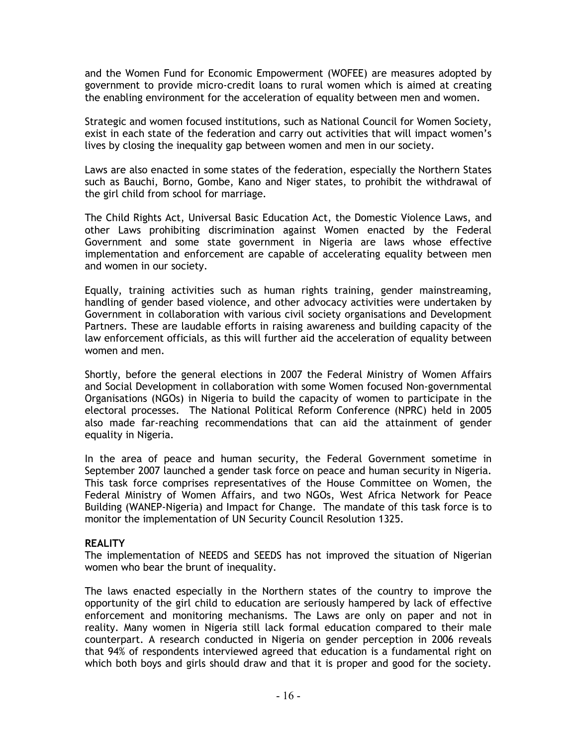and the Women Fund for Economic Empowerment (WOFEE) are measures adopted by government to provide micro-credit loans to rural women which is aimed at creating the enabling environment for the acceleration of equality between men and women.

Strategic and women focused institutions, such as National Council for Women Society, exist in each state of the federation and carry out activities that will impact women's lives by closing the inequality gap between women and men in our society.

Laws are also enacted in some states of the federation, especially the Northern States such as Bauchi, Borno, Gombe, Kano and Niger states, to prohibit the withdrawal of the girl child from school for marriage.

The Child Rights Act, Universal Basic Education Act, the Domestic Violence Laws, and other Laws prohibiting discrimination against Women enacted by the Federal Government and some state government in Nigeria are laws whose effective implementation and enforcement are capable of accelerating equality between men and women in our society.

Equally, training activities such as human rights training, gender mainstreaming, handling of gender based violence, and other advocacy activities were undertaken by Government in collaboration with various civil society organisations and Development Partners. These are laudable efforts in raising awareness and building capacity of the law enforcement officials, as this will further aid the acceleration of equality between women and men.

Shortly, before the general elections in 2007 the Federal Ministry of Women Affairs and Social Development in collaboration with some Women focused Non-governmental Organisations (NGOs) in Nigeria to build the capacity of women to participate in the electoral processes. The National Political Reform Conference (NPRC) held in 2005 also made far-reaching recommendations that can aid the attainment of gender equality in Nigeria.

In the area of peace and human security, the Federal Government sometime in September 2007 launched a gender task force on peace and human security in Nigeria. This task force comprises representatives of the House Committee on Women, the Federal Ministry of Women Affairs, and two NGOs, West Africa Network for Peace Building (WANEP-Nigeria) and Impact for Change. The mandate of this task force is to monitor the implementation of UN Security Council Resolution 1325.

**REALITY**

The implementation of NEEDS and SEEDS has not improved the situation of Nigerian women who bear the brunt of inequality.

The laws enacted especially in the Northern states of the country to improve the opportunity of the girl child to education are seriously hampered by lack of effective enforcement and monitoring mechanisms. The Laws are only on paper and not in reality. Many women in Nigeria still lack formal education compared to their male counterpart. A research conducted in Nigeria on gender perception in 2006 reveals that 94% of respondents interviewed agreed that education is a fundamental right on which both boys and girls should draw and that it is proper and good for the society.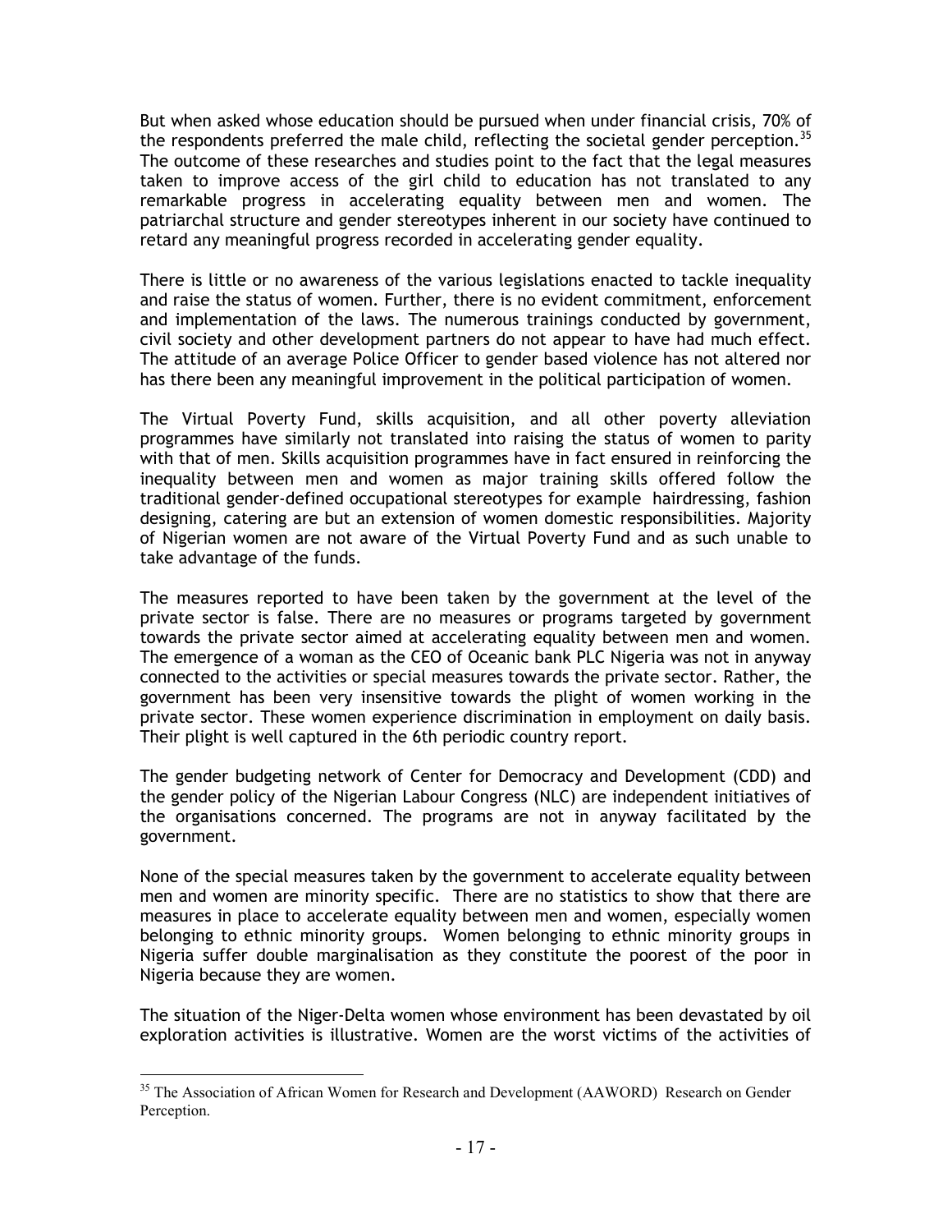But when asked whose education should be pursued when under financial crisis, 70% of the respondents preferred the male child, reflecting the societal gender perception.[35] The outcome of these researches and studies point to the fact that the legal measures taken to improve access of the girl child to education has not translated to any remarkable progress in accelerating equality between men and women. The patriarchal structure and gender stereotypes inherent in our society have continued to retard any meaningful progress recorded in accelerating gender equality.

There is little or no awareness of the various legislations enacted to tackle inequality and raise the status of women. Further, there is no evident commitment, enforcement and implementation of the laws. The numerous trainings conducted by government, civil society and other development partners do not appear to have had much effect. The attitude of an average Police Officer to gender based violence has not altered nor has there been any meaningful improvement in the political participation of women.

The Virtual Poverty Fund, skills acquisition, and all other poverty alleviation programmes have similarly not translated into raising the status of women to parity with that of men. Skills acquisition programmes have in fact ensured in reinforcing the inequality between men and women as major training skills offered follow the traditional gender-defined occupational stereotypes for example hairdressing, fashion designing, catering are but an extension of women domestic responsibilities. Majority of Nigerian women are not aware of the Virtual Poverty Fund and as such unable to take advantage of the funds.

The measures reported to have been taken by the government at the level of the private sector is false. There are no measures or programs targeted by government towards the private sector aimed at accelerating equality between men and women. The emergence of a woman as the CEO of Oceanic bank PLC Nigeria was not in anyway connected to the activities or special measures towards the private sector. Rather, the government has been very insensitive towards the plight of women working in the private sector. These women experience discrimination in employment on daily basis. Their plight is well captured in the 6th periodic country report.

The gender budgeting network of Center for Democracy and Development (CDD) and the gender policy of the Nigerian Labour Congress (NLC) are independent initiatives of the organisations concerned. The programs are not in anyway facilitated by the government.

None of the special measures taken by the government to accelerate equality between men and women are minority specific. There are no statistics to show that there are measures in place to accelerate equality between men and women, especially women belonging to ethnic minority groups. Women belonging to ethnic minority groups in Nigeria suffer double marginalisation as they constitute the poorest of the poor in Nigeria because they are women.

The situation of the Niger-Delta women whose environment has been devastated by oil exploration activities is illustrative. Women are the worst victims of the activities of

---

[35] The Association of African Women for Research and Development (AAWORD) Research on Gender Perception.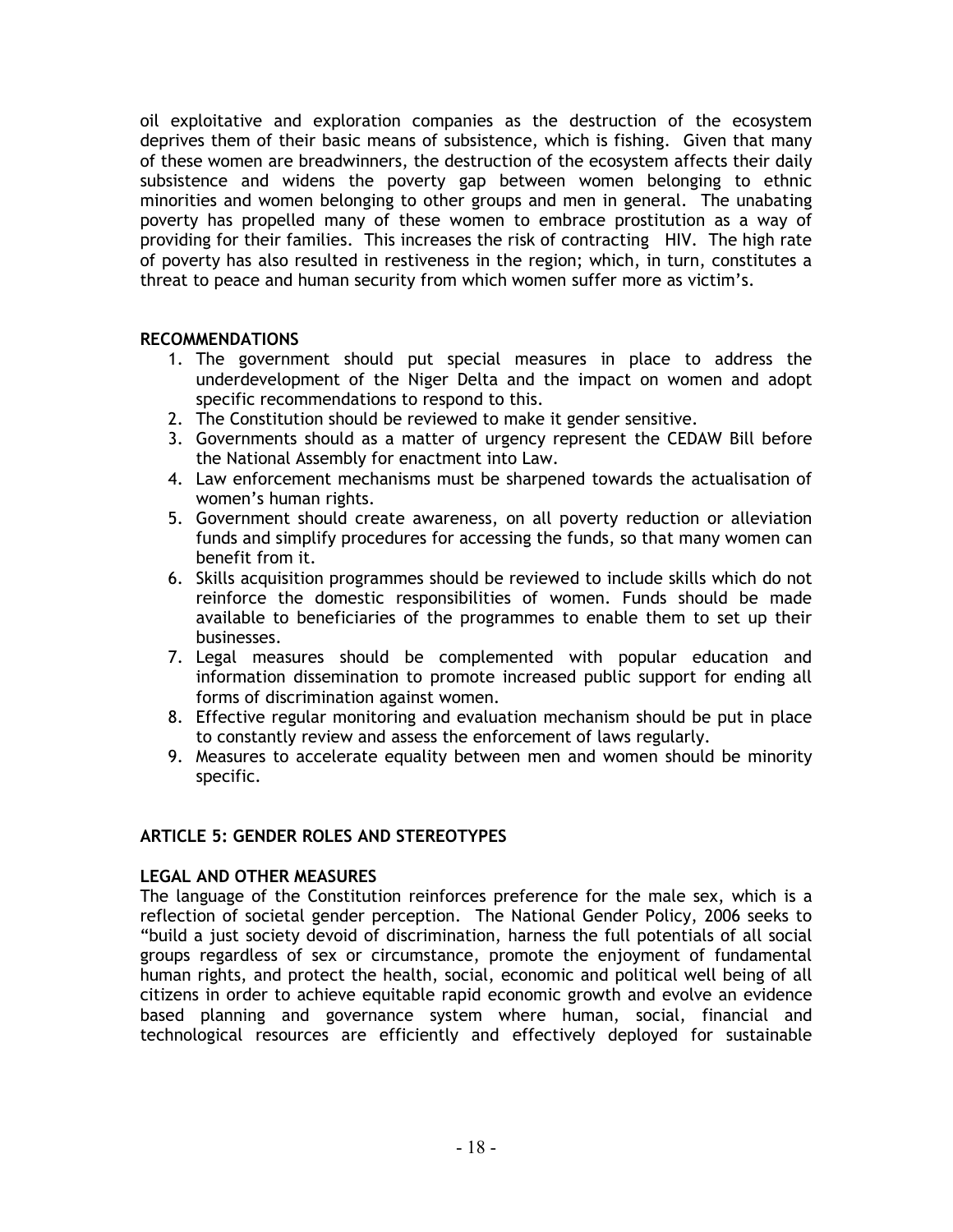oil exploitative and exploration companies as the destruction of the ecosystem deprives them of their basic means of subsistence, which is fishing. Given that many of these women are breadwinners, the destruction of the ecosystem affects their daily subsistence and widens the poverty gap between women belonging to ethnic minorities and women belonging to other groups and men in general. The unabating poverty has propelled many of these women to embrace prostitution as a way of providing for their families. This increases the risk of contracting HIV. The high rate of poverty has also resulted in restiveness in the region; which, in turn, constitutes a threat to peace and human security from which women suffer more as victim's.

**RECOMMENDATIONS**

1. The government should put special measures in place to address the underdevelopment of the Niger Delta and the impact on women and adopt specific recommendations to respond to this.
2. The Constitution should be reviewed to make it gender sensitive.
3. Governments should as a matter of urgency represent the CEDAW Bill before the National Assembly for enactment into Law.
4. Law enforcement mechanisms must be sharpened towards the actualisation of women's human rights.
5. Government should create awareness, on all poverty reduction or alleviation funds and simplify procedures for accessing the funds, so that many women can benefit from it.
6. Skills acquisition programmes should be reviewed to include skills which do not reinforce the domestic responsibilities of women. Funds should be made available to beneficiaries of the programmes to enable them to set up their businesses.
7. Legal measures should be complemented with popular education and information dissemination to promote increased public support for ending all forms of discrimination against women.
8. Effective regular monitoring and evaluation mechanism should be put in place to constantly review and assess the enforcement of laws regularly.
9. Measures to accelerate equality between men and women should be minority specific.

## ARTICLE 5: GENDER ROLES AND STEREOTYPES

**LEGAL AND OTHER MEASURES**

The language of the Constitution reinforces preference for the male sex, which is a reflection of societal gender perception. The National Gender Policy, 2006 seeks to "build a just society devoid of discrimination, harness the full potentials of all social groups regardless of sex or circumstance, promote the enjoyment of fundamental human rights, and protect the health, social, economic and political well being of all citizens in order to achieve equitable rapid economic growth and evolve an evidence based planning and governance system where human, social, financial and technological resources are efficiently and effectively deployed for sustainable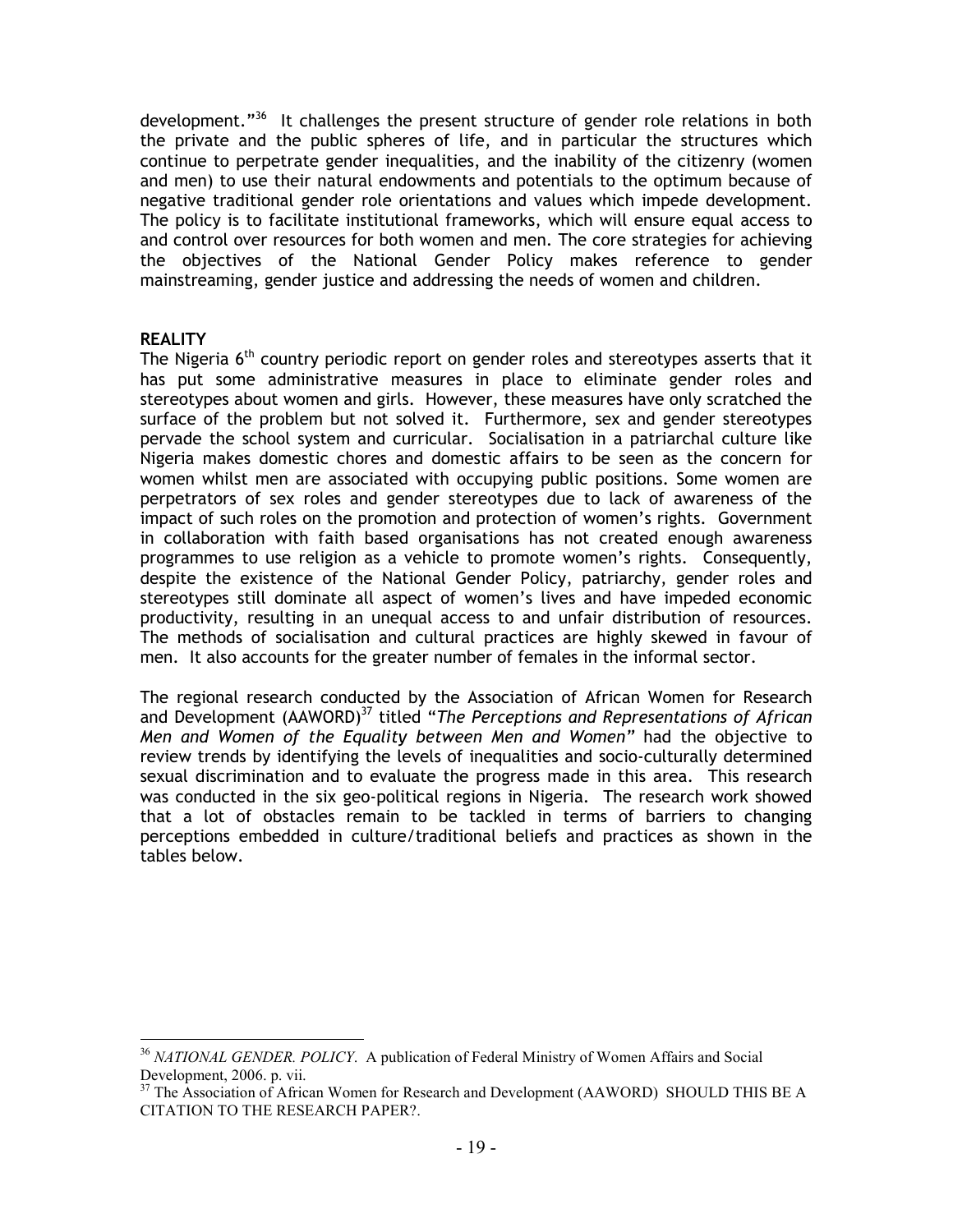development."[36] It challenges the present structure of gender role relations in both the private and the public spheres of life, and in particular the structures which continue to perpetrate gender inequalities, and the inability of the citizenry (women and men) to use their natural endowments and potentials to the optimum because of negative traditional gender role orientations and values which impede development. The policy is to facilitate institutional frameworks, which will ensure equal access to and control over resources for both women and men. The core strategies for achieving the objectives of the National Gender Policy makes reference to gender mainstreaming, gender justice and addressing the needs of women and children.

**REALITY**

The Nigeria 6th country periodic report on gender roles and stereotypes asserts that it has put some administrative measures in place to eliminate gender roles and stereotypes about women and girls. However, these measures have only scratched the surface of the problem but not solved it. Furthermore, sex and gender stereotypes pervade the school system and curricular. Socialisation in a patriarchal culture like Nigeria makes domestic chores and domestic affairs to be seen as the concern for women whilst men are associated with occupying public positions. Some women are perpetrators of sex roles and gender stereotypes due to lack of awareness of the impact of such roles on the promotion and protection of women's rights. Government in collaboration with faith based organisations has not created enough awareness programmes to use religion as a vehicle to promote women's rights. Consequently, despite the existence of the National Gender Policy, patriarchy, gender roles and stereotypes still dominate all aspect of women's lives and have impeded economic productivity, resulting in an unequal access to and unfair distribution of resources. The methods of socialisation and cultural practices are highly skewed in favour of men. It also accounts for the greater number of females in the informal sector.

The regional research conducted by the Association of African Women for Research and Development (AAWORD)[37] titled "*The Perceptions and Representations of African Men and Women of the Equality between Men and Women*" had the objective to review trends by identifying the levels of inequalities and socio-culturally determined sexual discrimination and to evaluate the progress made in this area. This research was conducted in the six geo-political regions in Nigeria. The research work showed that a lot of obstacles remain to be tackled in terms of barriers to changing perceptions embedded in culture/traditional beliefs and practices as shown in the tables below.

---

[36] *NATIONAL GENDER. POLICY*. A publication of Federal Ministry of Women Affairs and Social Development, 2006. p. vii.

[37] The Association of African Women for Research and Development (AAWORD) SHOULD THIS BE A CITATION TO THE RESEARCH PAPER?.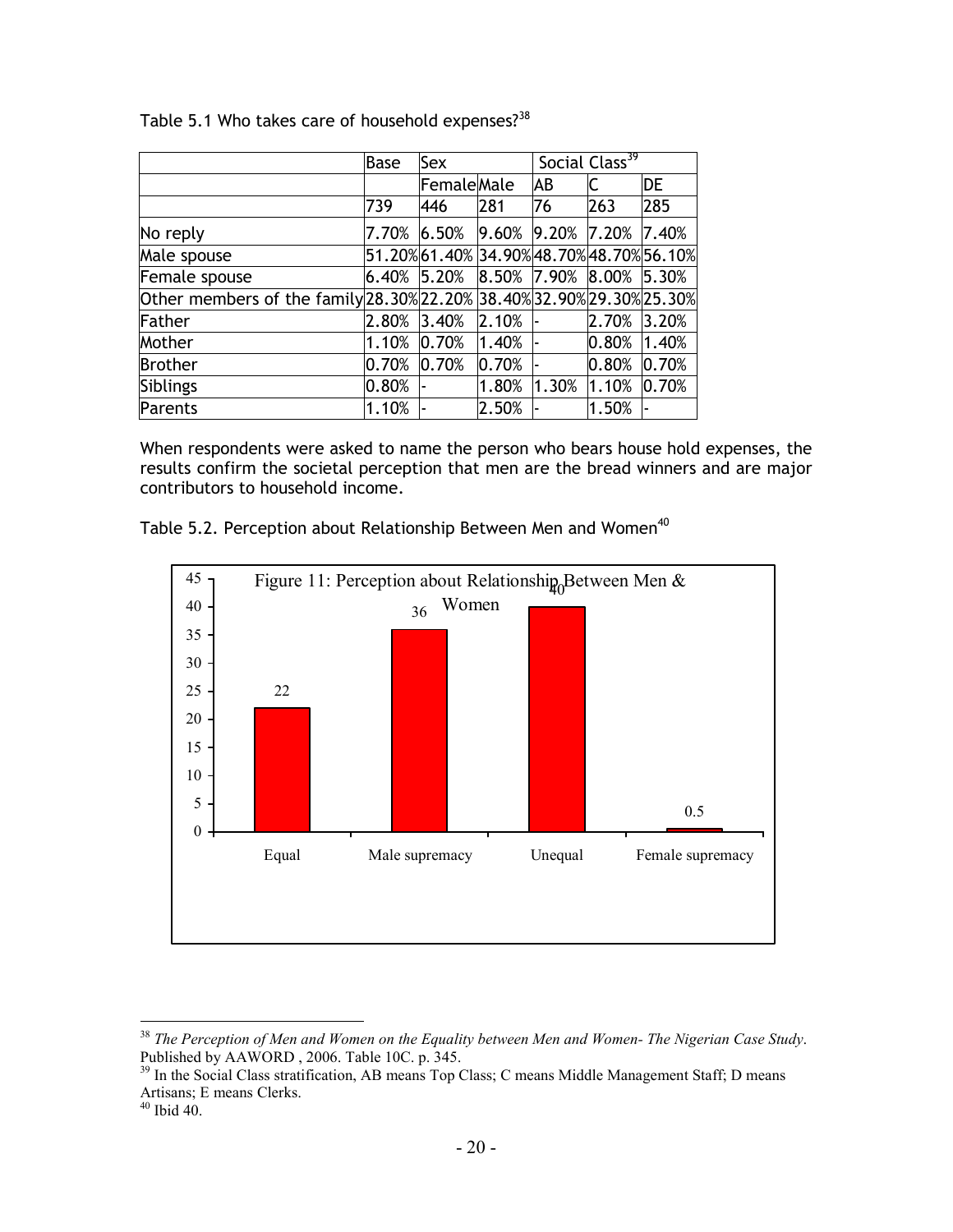Table 5.1 Who takes care of household expenses?[38]

| | Base | Sex | | Social Class[39] | | |
|---|---|---|---|---|---|---|
| | | Female | Male | AB | C | DE |
| | 739 | 446 | 281 | 76 | 263 | 285 |
| No reply | 7.70% | 6.50% | 9.60% | 9.20% | 7.20% | 7.40% |
| Male spouse | 51.20% | 61.40% | 34.90% | 48.70% | 48.70% | 56.10% |
| Female spouse | 6.40% | 5.20% | 8.50% | 7.90% | 8.00% | 5.30% |
| Other members of the family | 28.30% | 22.20% | 38.40% | 32.90% | 29.30% | 25.30% |
| Father | 2.80% | 3.40% | 2.10% | - | 2.70% | 3.20% |
| Mother | 1.10% | 0.70% | 1.40% | - | 0.80% | 1.40% |
| Brother | 0.70% | 0.70% | 0.70% | - | 0.80% | 0.70% |
| Siblings | 0.80% | - | 1.80% | 1.30% | 1.10% | 0.70% |
| Parents | 1.10% | - | 2.50% | - | 1.50% | - |

When respondents were asked to name the person who bears house hold expenses, the results confirm the societal perception that men are the bread winners and are major contributors to household income.

Table 5.2. Perception about Relationship Between Men and Women[40]

Figure 11: Perception about Relationship Between Men & Women

| Equal | Male supremacy | Unequal | Female supremacy |
|---|---|---|---|
| 22 | 36 | 40 | 0.5 |

---

[38] *The Perception of Men and Women on the Equality between Men and Women- The Nigerian Case Study*. Published by AAWORD , 2006. Table 10C. p. 345.

[39] In the Social Class stratification, AB means Top Class; C means Middle Management Staff; D means Artisans; E means Clerks.

[40] Ibid 40.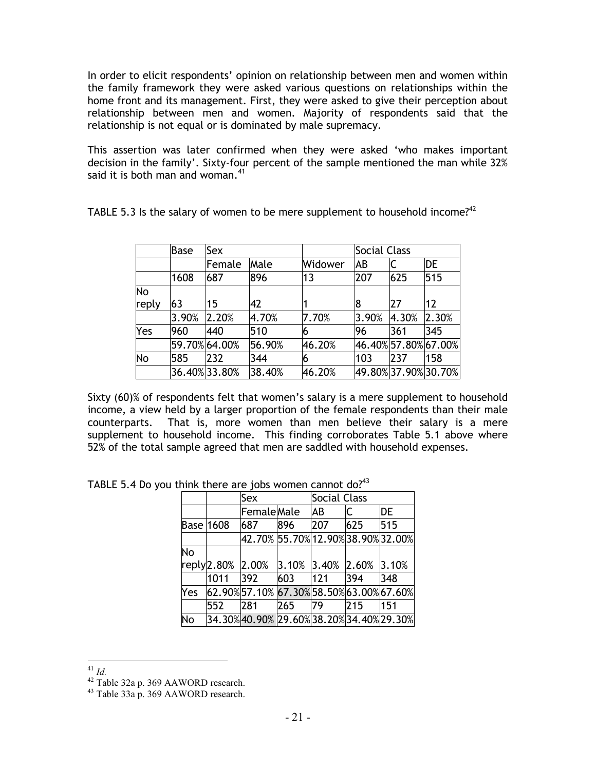In order to elicit respondents' opinion on relationship between men and women within the family framework they were asked various questions on relationships within the home front and its management. First, they were asked to give their perception about relationship between men and women. Majority of respondents said that the relationship is not equal or is dominated by male supremacy.

This assertion was later confirmed when they were asked 'who makes important decision in the family'. Sixty-four percent of the sample mentioned the man while 32% said it is both man and woman.[41]

TABLE 5.3 Is the salary of women to be mere supplement to household income?[42]

| | Base | Sex | | | Social Class | | |
|---|---|---|---|---|---|---|---|
| | | Female | Male | Widower | AB | C | DE |
| | 1608 | 687 | 896 | 13 | 207 | 625 | 515 |
| No reply | 63 | 15 | 42 | 1 | 8 | 27 | 12 |
| | 3.90% | 2.20% | 4.70% | 7.70% | 3.90% | 4.30% | 2.30% |
| Yes | 960 | 440 | 510 | 6 | 96 | 361 | 345 |
| | 59.70% | 64.00% | 56.90% | 46.20% | 46.40% | 57.80% | 67.00% |
| No | 585 | 232 | 344 | 6 | 103 | 237 | 158 |
| | 36.40% | 33.80% | 38.40% | 46.20% | 49.80% | 37.90% | 30.70% |

Sixty (60)% of respondents felt that women's salary is a mere supplement to household income, a view held by a larger proportion of the female respondents than their male counterparts. That is, more women than men believe their salary is a mere supplement to household income. This finding corroborates Table 5.1 above where 52% of the total sample agreed that men are saddled with household expenses.

TABLE 5.4 Do you think there are jobs women cannot do?[43]

| | | Sex | | Social Class | | |
|---|---|---|---|---|---|---|
| | | Female | Male | AB | C | DE |
| Base | 1608 | 687 | 896 | 207 | 625 | 515 |
| | | 42.70% | 55.70% | 12.90% | 38.90% | 32.00% |
| No reply | 2.80% | 2.00% | 3.10% | 3.40% | 2.60% | 3.10% |
| | 1011 | 392 | 603 | 121 | 394 | 348 |
| Yes | 62.90% | 57.10% | 67.30% | 58.50% | 63.00% | 67.60% |
| | 552 | 281 | 265 | 79 | 215 | 151 |
| No | 34.30% | 40.90% | 29.60% | 38.20% | 34.40% | 29.30% |

[41] *Id.*

[42] Table 32a p. 369 AAWORD research.

[43] Table 33a p. 369 AAWORD research.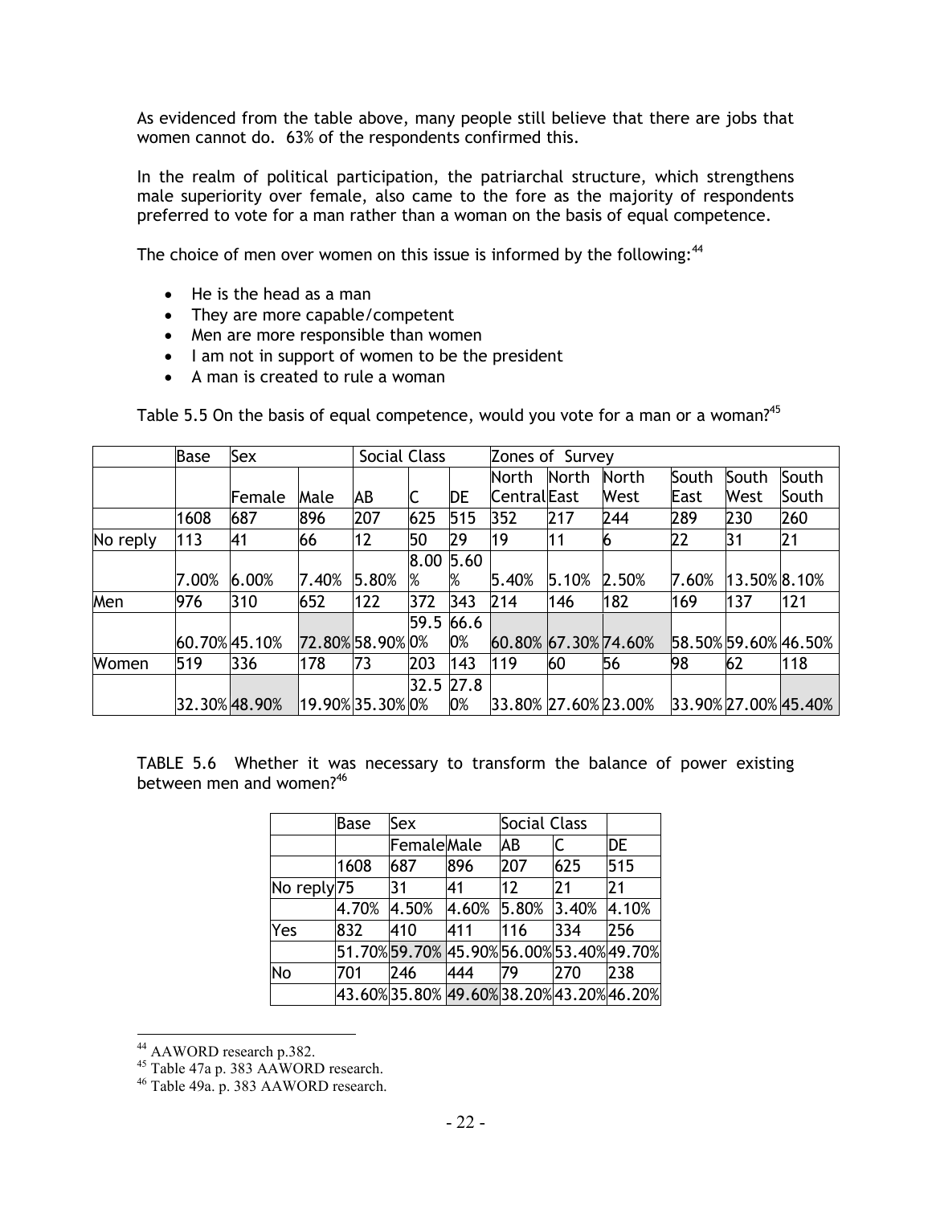As evidenced from the table above, many people still believe that there are jobs that women cannot do. 63% of the respondents confirmed this.

In the realm of political participation, the patriarchal structure, which strengthens male superiority over female, also came to the fore as the majority of respondents preferred to vote for a man rather than a woman on the basis of equal competence.

The choice of men over women on this issue is informed by the following:[44]

- He is the head as a man
- They are more capable/competent
- Men are more responsible than women
- I am not in support of women to be the president
- A man is created to rule a woman

Table 5.5 On the basis of equal competence, would you vote for a man or a woman?[45]

| | Base | Sex | | Social Class | | | Zones of Survey | | | | | |
|---|---|---|---|---|---|---|---|---|---|---|---|---|
| | | Female | Male | AB | C | DE | North Central | North East | North West | South East | South West | South South |
| | 1608 | 687 | 896 | 207 | 625 | 515 | 352 | 217 | 244 | 289 | 230 | 260 |
| No reply | 113 | 41 | 66 | 12 | 50 | 29 | 19 | 11 | 6 | 22 | 31 | 21 |
| | 7.00% | 6.00% | 7.40% | 5.80% | 8.00% | 5.60% | 5.40% | 5.10% | 2.50% | 7.60% | 13.50% | 8.10% |
| Men | 976 | 310 | 652 | 122 | 372 | 343 | 214 | 146 | 182 | 169 | 137 | 121 |
| | 60.70% | 45.10% | 72.80% | 58.90% | 59.50% | 66.60% | 60.80% | 67.30% | 74.60% | 58.50% | 59.60% | 46.50% |
| Women | 519 | 336 | 178 | 73 | 203 | 143 | 119 | 60 | 56 | 98 | 62 | 118 |
| | 32.30% | 48.90% | 19.90% | 35.30% | 32.50% | 27.80% | 33.80% | 27.60% | 23.00% | 33.90% | 27.00% | 45.40% |

TABLE 5.6 Whether it was necessary to transform the balance of power existing between men and women?[46]

| | Base | Sex | | Social Class | | |
|---|---|---|---|---|---|---|
| | | Female | Male | AB | C | DE |
| | 1608 | 687 | 896 | 207 | 625 | 515 |
| No reply | 75 | 31 | 41 | 12 | 21 | 21 |
| | 4.70% | 4.50% | 4.60% | 5.80% | 3.40% | 4.10% |
| Yes | 832 | 410 | 411 | 116 | 334 | 256 |
| | 51.70% | 59.70% | 45.90% | 56.00% | 53.40% | 49.70% |
| No | 701 | 246 | 444 | 79 | 270 | 238 |
| | 43.60% | 35.80% | 49.60% | 38.20% | 43.20% | 46.20% |

[44] AAWORD research p.382.

[45] Table 47a p. 383 AAWORD research.

[46] Table 49a. p. 383 AAWORD research.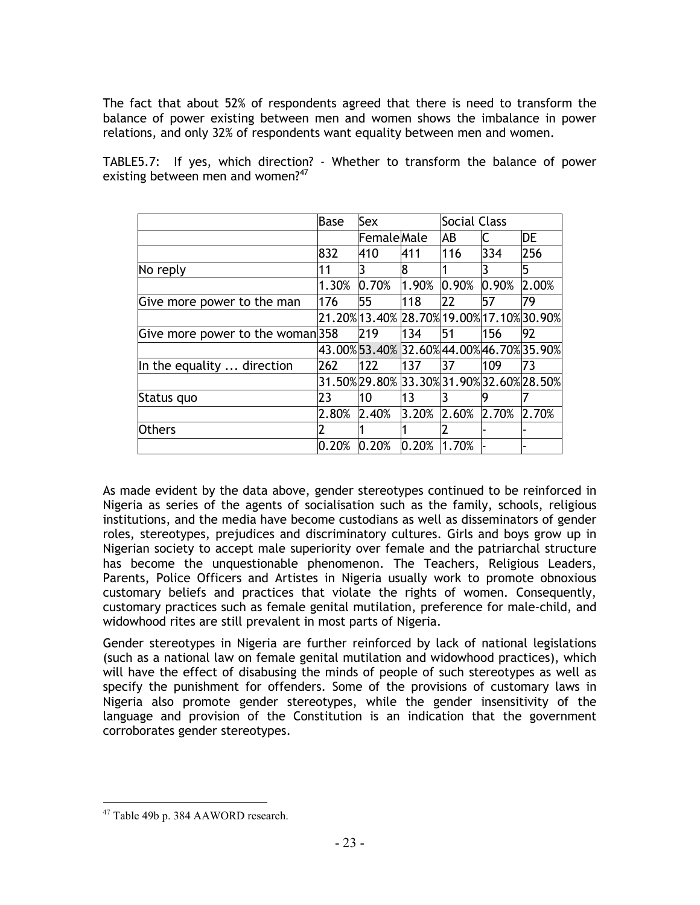The fact that about 52% of respondents agreed that there is need to transform the balance of power existing between men and women shows the imbalance in power relations, and only 32% of respondents want equality between men and women.

TABLE5.7: If yes, which direction? - Whether to transform the balance of power existing between men and women?[47]

| | Base | Sex | | Social Class | | |
|---|---|---|---|---|---|---|
| | | Female | Male | AB | C | DE |
| | 832 | 410 | 411 | 116 | 334 | 256 |
| No reply | 11 | 3 | 8 | 1 | 3 | 5 |
| | 1.30% | 0.70% | 1.90% | 0.90% | 0.90% | 2.00% |
| Give more power to the man | 176 | 55 | 118 | 22 | 57 | 79 |
| | 21.20% | 13.40% | 28.70% | 19.00% | 17.10% | 30.90% |
| Give more power to the woman | 358 | 219 | 134 | 51 | 156 | 92 |
| | 43.00% | 53.40% | 32.60% | 44.00% | 46.70% | 35.90% |
| In the equality ... direction | 262 | 122 | 137 | 37 | 109 | 73 |
| | 31.50% | 29.80% | 33.30% | 31.90% | 32.60% | 28.50% |
| Status quo | 23 | 10 | 13 | 3 | 9 | 7 |
| | 2.80% | 2.40% | 3.20% | 2.60% | 2.70% | 2.70% |
| Others | 2 | 1 | 1 | 2 | - | - |
| | 0.20% | 0.20% | 0.20% | 1.70% | - | - |

As made evident by the data above, gender stereotypes continued to be reinforced in Nigeria as series of the agents of socialisation such as the family, schools, religious institutions, and the media have become custodians as well as disseminators of gender roles, stereotypes, prejudices and discriminatory cultures. Girls and boys grow up in Nigerian society to accept male superiority over female and the patriarchal structure has become the unquestionable phenomenon. The Teachers, Religious Leaders, Parents, Police Officers and Artistes in Nigeria usually work to promote obnoxious customary beliefs and practices that violate the rights of women. Consequently, customary practices such as female genital mutilation, preference for male-child, and widowhood rites are still prevalent in most parts of Nigeria.

Gender stereotypes in Nigeria are further reinforced by lack of national legislations (such as a national law on female genital mutilation and widowhood practices), which will have the effect of disabusing the minds of people of such stereotypes as well as specify the punishment for offenders. Some of the provisions of customary laws in Nigeria also promote gender stereotypes, while the gender insensitivity of the language and provision of the Constitution is an indication that the government corroborates gender stereotypes.

[47] Table 49b p. 384 AAWORD research.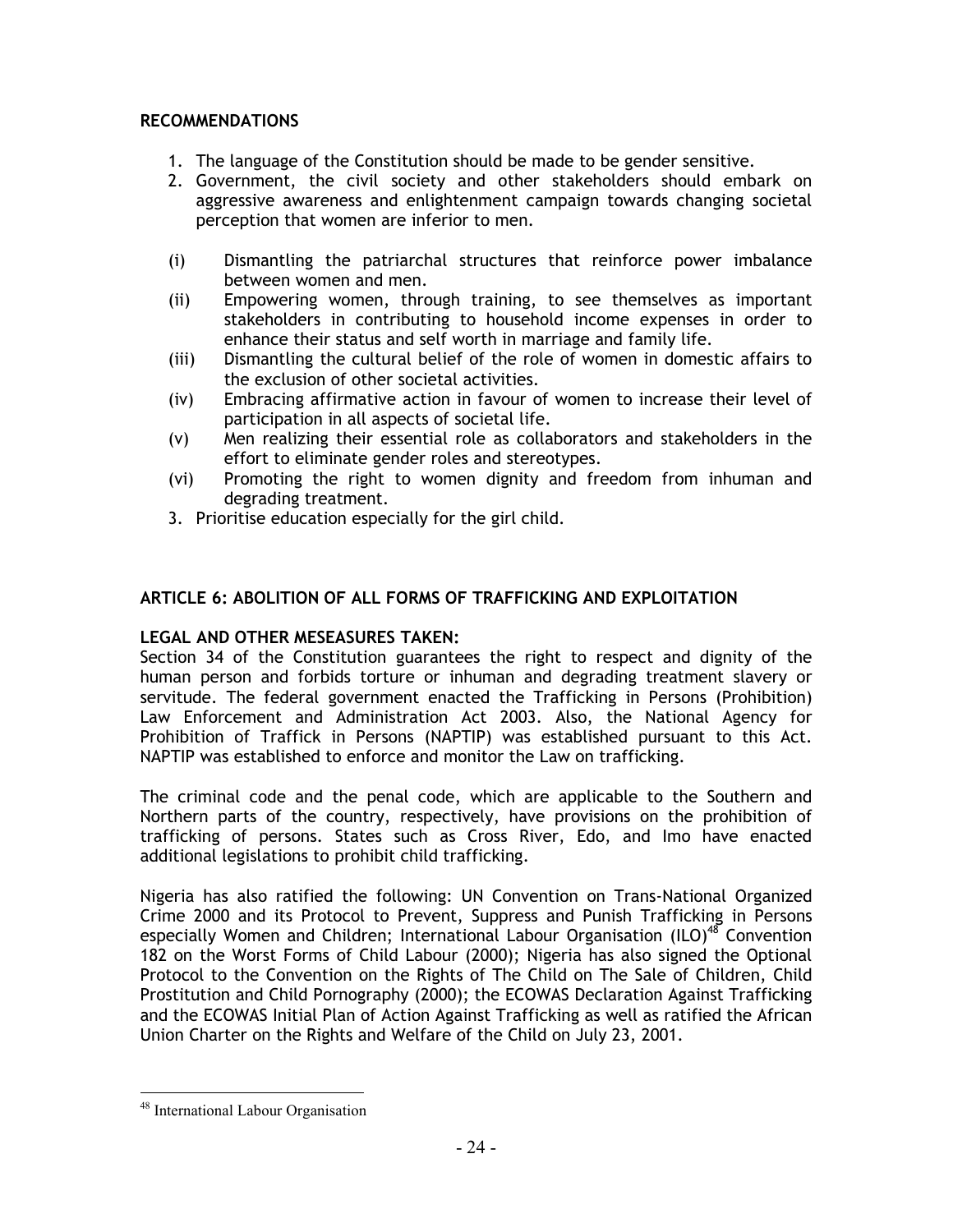**RECOMMENDATIONS**

1. The language of the Constitution should be made to be gender sensitive.
2. Government, the civil society and other stakeholders should embark on aggressive awareness and enlightenment campaign towards changing societal perception that women are inferior to men.

(i) Dismantling the patriarchal structures that reinforce power imbalance between women and men.

(ii) Empowering women, through training, to see themselves as important stakeholders in contributing to household income expenses in order to enhance their status and self worth in marriage and family life.

(iii) Dismantling the cultural belief of the role of women in domestic affairs to the exclusion of other societal activities.

(iv) Embracing affirmative action in favour of women to increase their level of participation in all aspects of societal life.

(v) Men realizing their essential role as collaborators and stakeholders in the effort to eliminate gender roles and stereotypes.

(vi) Promoting the right to women dignity and freedom from inhuman and degrading treatment.

3. Prioritise education especially for the girl child.

## ARTICLE 6: ABOLITION OF ALL FORMS OF TRAFFICKING AND EXPLOITATION

**LEGAL AND OTHER MESEASURES TAKEN:**

Section 34 of the Constitution guarantees the right to respect and dignity of the human person and forbids torture or inhuman and degrading treatment slavery or servitude. The federal government enacted the Trafficking in Persons (Prohibition) Law Enforcement and Administration Act 2003. Also, the National Agency for Prohibition of Traffick in Persons (NAPTIP) was established pursuant to this Act. NAPTIP was established to enforce and monitor the Law on trafficking.

The criminal code and the penal code, which are applicable to the Southern and Northern parts of the country, respectively, have provisions on the prohibition of trafficking of persons. States such as Cross River, Edo, and Imo have enacted additional legislations to prohibit child trafficking.

Nigeria has also ratified the following: UN Convention on Trans-National Organized Crime 2000 and its Protocol to Prevent, Suppress and Punish Trafficking in Persons especially Women and Children; International Labour Organisation (ILO)[48] Convention 182 on the Worst Forms of Child Labour (2000); Nigeria has also signed the Optional Protocol to the Convention on the Rights of The Child on The Sale of Children, Child Prostitution and Child Pornography (2000); the ECOWAS Declaration Against Trafficking and the ECOWAS Initial Plan of Action Against Trafficking as well as ratified the African Union Charter on the Rights and Welfare of the Child on July 23, 2001.

---

[48] International Labour Organisation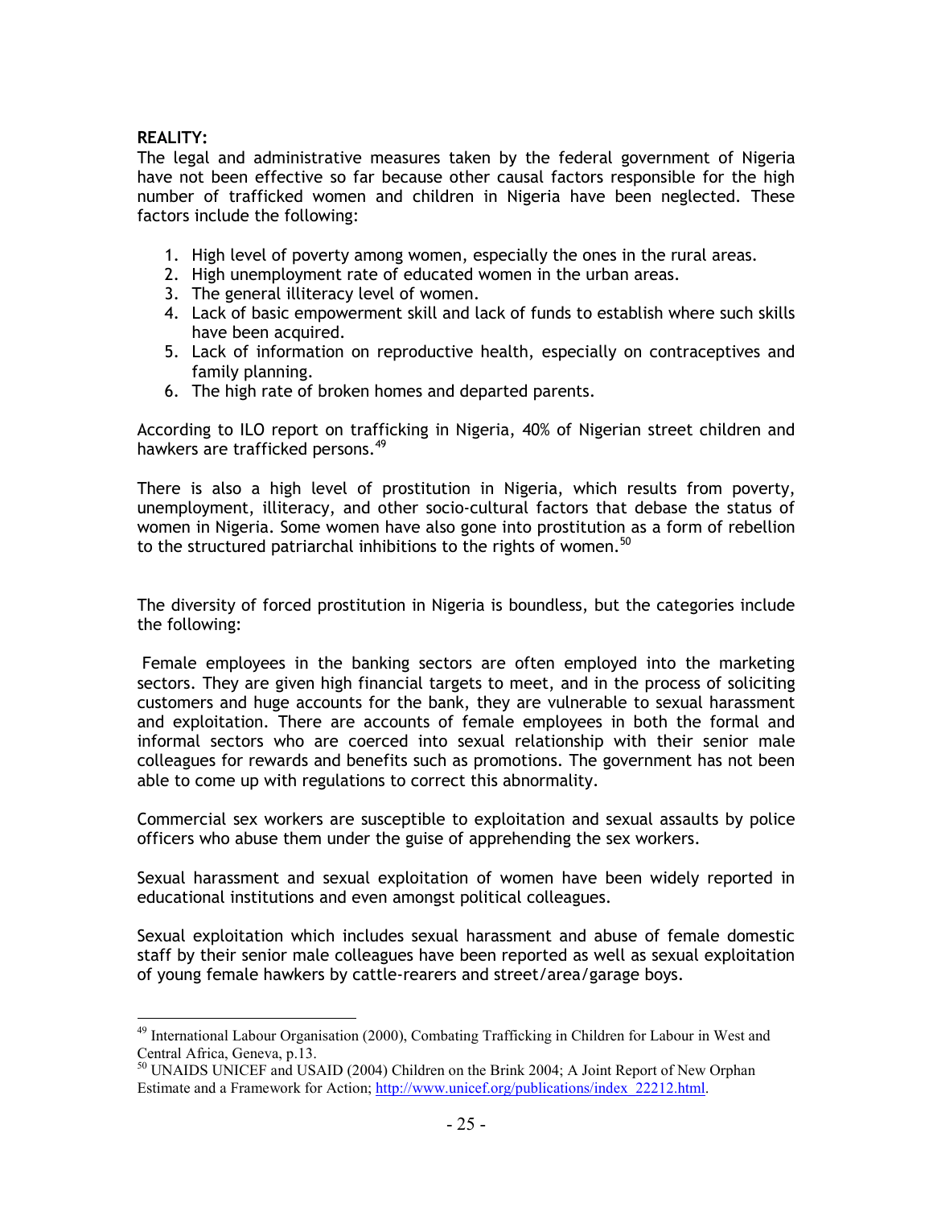**REALITY:**

The legal and administrative measures taken by the federal government of Nigeria have not been effective so far because other causal factors responsible for the high number of trafficked women and children in Nigeria have been neglected. These factors include the following:

1. High level of poverty among women, especially the ones in the rural areas.
2. High unemployment rate of educated women in the urban areas.
3. The general illiteracy level of women.
4. Lack of basic empowerment skill and lack of funds to establish where such skills have been acquired.
5. Lack of information on reproductive health, especially on contraceptives and family planning.
6. The high rate of broken homes and departed parents.

According to ILO report on trafficking in Nigeria, 40% of Nigerian street children and hawkers are trafficked persons.[49]

There is also a high level of prostitution in Nigeria, which results from poverty, unemployment, illiteracy, and other socio-cultural factors that debase the status of women in Nigeria. Some women have also gone into prostitution as a form of rebellion to the structured patriarchal inhibitions to the rights of women.[50]

The diversity of forced prostitution in Nigeria is boundless, but the categories include the following:

Female employees in the banking sectors are often employed into the marketing sectors. They are given high financial targets to meet, and in the process of soliciting customers and huge accounts for the bank, they are vulnerable to sexual harassment and exploitation. There are accounts of female employees in both the formal and informal sectors who are coerced into sexual relationship with their senior male colleagues for rewards and benefits such as promotions. The government has not been able to come up with regulations to correct this abnormality.

Commercial sex workers are susceptible to exploitation and sexual assaults by police officers who abuse them under the guise of apprehending the sex workers.

Sexual harassment and sexual exploitation of women have been widely reported in educational institutions and even amongst political colleagues.

Sexual exploitation which includes sexual harassment and abuse of female domestic staff by their senior male colleagues have been reported as well as sexual exploitation of young female hawkers by cattle-rearers and street/area/garage boys.

---

[49] International Labour Organisation (2000), Combating Trafficking in Children for Labour in West and Central Africa, Geneva, p.13.

[50] UNAIDS UNICEF and USAID (2004) Children on the Brink 2004; A Joint Report of New Orphan Estimate and a Framework for Action; http://www.unicef.org/publications/index_22212.html.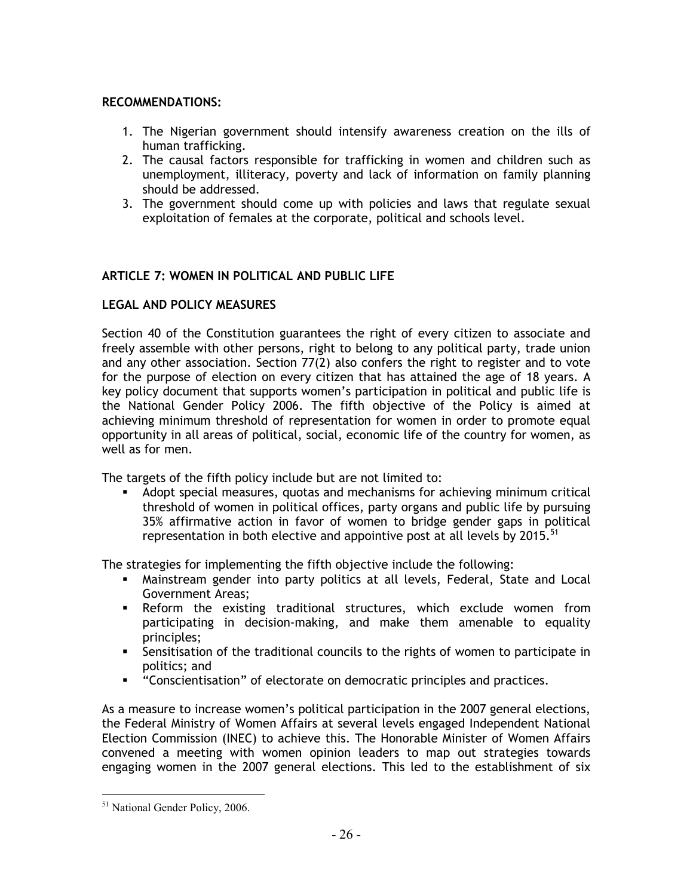**RECOMMENDATIONS:**

1. The Nigerian government should intensify awareness creation on the ills of human trafficking.
2. The causal factors responsible for trafficking in women and children such as unemployment, illiteracy, poverty and lack of information on family planning should be addressed.
3. The government should come up with policies and laws that regulate sexual exploitation of females at the corporate, political and schools level.

## ARTICLE 7: WOMEN IN POLITICAL AND PUBLIC LIFE

### LEGAL AND POLICY MEASURES

Section 40 of the Constitution guarantees the right of every citizen to associate and freely assemble with other persons, right to belong to any political party, trade union and any other association. Section 77(2) also confers the right to register and to vote for the purpose of election on every citizen that has attained the age of 18 years. A key policy document that supports women's participation in political and public life is the National Gender Policy 2006. The fifth objective of the Policy is aimed at achieving minimum threshold of representation for women in order to promote equal opportunity in all areas of political, social, economic life of the country for women, as well as for men.

The targets of the fifth policy include but are not limited to:

- Adopt special measures, quotas and mechanisms for achieving minimum critical threshold of women in political offices, party organs and public life by pursuing 35% affirmative action in favor of women to bridge gender gaps in political representation in both elective and appointive post at all levels by 2015.[51]

The strategies for implementing the fifth objective include the following:

- Mainstream gender into party politics at all levels, Federal, State and Local Government Areas;
- Reform the existing traditional structures, which exclude women from participating in decision-making, and make them amenable to equality principles;
- Sensitisation of the traditional councils to the rights of women to participate in politics; and
- "Conscientisation" of electorate on democratic principles and practices.

As a measure to increase women's political participation in the 2007 general elections, the Federal Ministry of Women Affairs at several levels engaged Independent National Election Commission (INEC) to achieve this. The Honorable Minister of Women Affairs convened a meeting with women opinion leaders to map out strategies towards engaging women in the 2007 general elections. This led to the establishment of six

[51] National Gender Policy, 2006.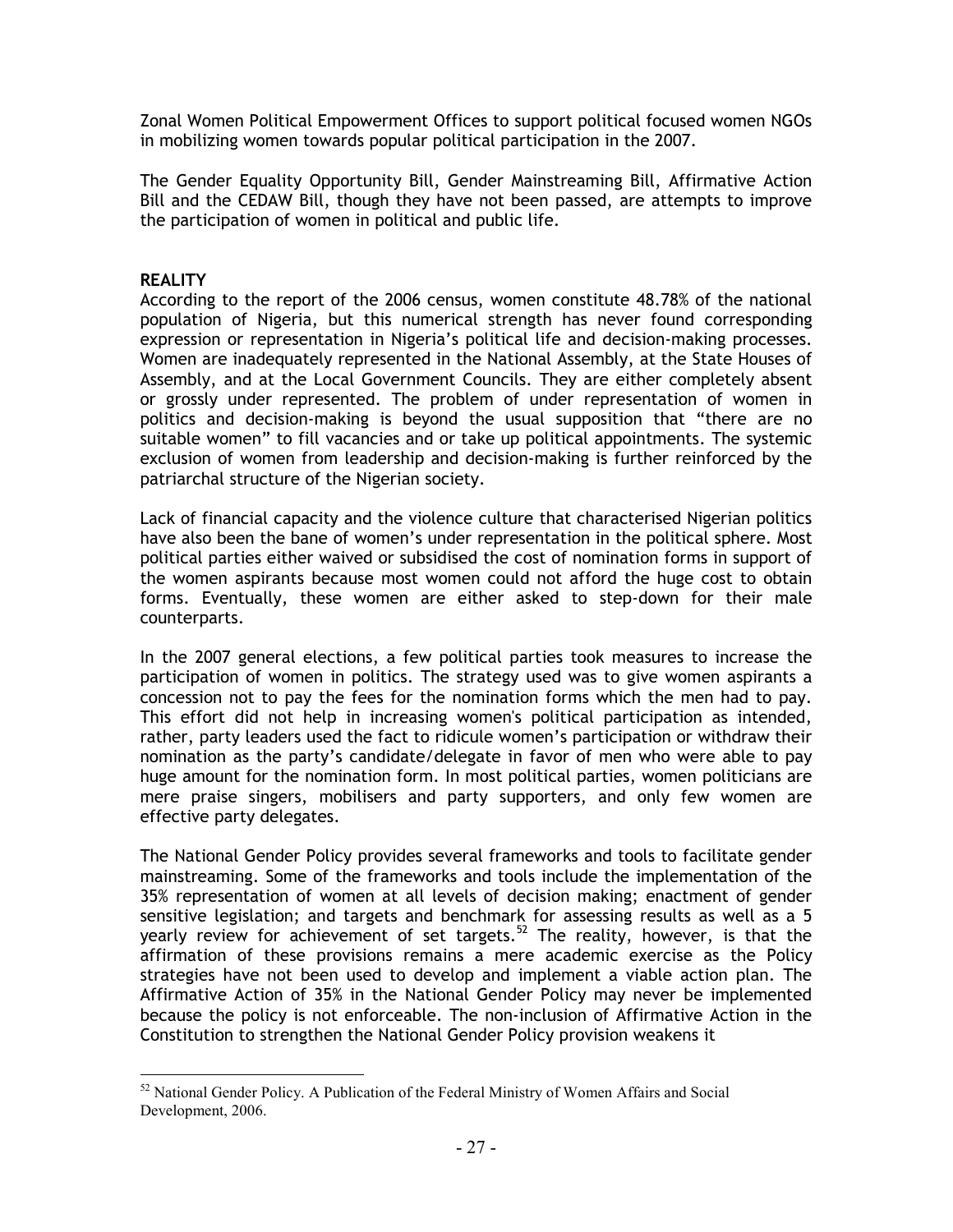Zonal Women Political Empowerment Offices to support political focused women NGOs in mobilizing women towards popular political participation in the 2007.

The Gender Equality Opportunity Bill, Gender Mainstreaming Bill, Affirmative Action Bill and the CEDAW Bill, though they have not been passed, are attempts to improve the participation of women in political and public life.

**REALITY**

According to the report of the 2006 census, women constitute 48.78% of the national population of Nigeria, but this numerical strength has never found corresponding expression or representation in Nigeria's political life and decision-making processes. Women are inadequately represented in the National Assembly, at the State Houses of Assembly, and at the Local Government Councils. They are either completely absent or grossly under represented. The problem of under representation of women in politics and decision-making is beyond the usual supposition that "there are no suitable women" to fill vacancies and or take up political appointments. The systemic exclusion of women from leadership and decision-making is further reinforced by the patriarchal structure of the Nigerian society.

Lack of financial capacity and the violence culture that characterised Nigerian politics have also been the bane of women's under representation in the political sphere. Most political parties either waived or subsidised the cost of nomination forms in support of the women aspirants because most women could not afford the huge cost to obtain forms. Eventually, these women are either asked to step-down for their male counterparts.

In the 2007 general elections, a few political parties took measures to increase the participation of women in politics. The strategy used was to give women aspirants a concession not to pay the fees for the nomination forms which the men had to pay. This effort did not help in increasing women's political participation as intended, rather, party leaders used the fact to ridicule women's participation or withdraw their nomination as the party's candidate/delegate in favor of men who were able to pay huge amount for the nomination form. In most political parties, women politicians are mere praise singers, mobilisers and party supporters, and only few women are effective party delegates.

The National Gender Policy provides several frameworks and tools to facilitate gender mainstreaming. Some of the frameworks and tools include the implementation of the 35% representation of women at all levels of decision making; enactment of gender sensitive legislation; and targets and benchmark for assessing results as well as a 5 yearly review for achievement of set targets.[52] The reality, however, is that the affirmation of these provisions remains a mere academic exercise as the Policy strategies have not been used to develop and implement a viable action plan. The Affirmative Action of 35% in the National Gender Policy may never be implemented because the policy is not enforceable. The non-inclusion of Affirmative Action in the Constitution to strengthen the National Gender Policy provision weakens it

[52] National Gender Policy. A Publication of the Federal Ministry of Women Affairs and Social Development, 2006.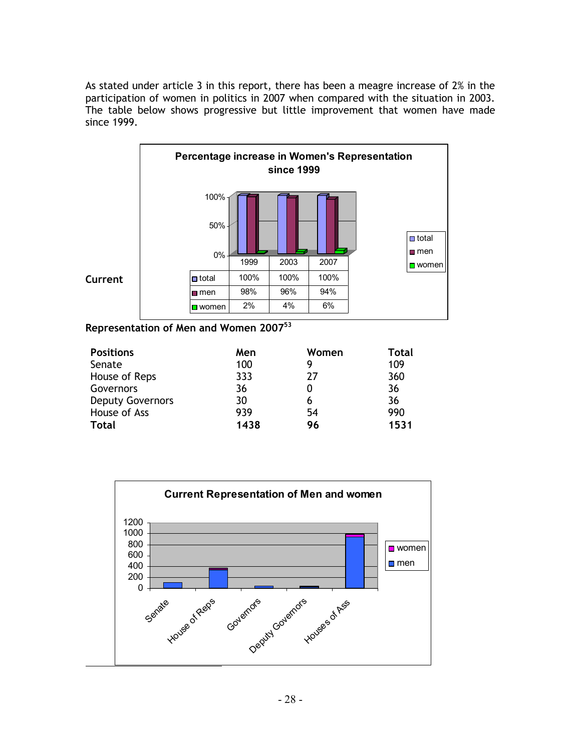As stated under article 3 in this report, there has been a meagre increase of 2% in the participation of women in politics in 2007 when compared with the situation in 2003. The table below shows progressive but little improvement that women have made since 1999.

**Percentage increase in Women's Representation since 1999**

| | 1999 | 2003 | 2007 |
|---|---|---|---|
| total | 100% | 100% | 100% |
| men | 98% | 96% | 94% |
| women | 2% | 4% | 6% |

**Current**

**Representation of Men and Women 2007**[53]

| **Positions** | **Men** | **Women** | **Total** |
|---|---|---|---|
| Senate | 100 | 9 | 109 |
| House of Reps | 333 | 27 | 360 |
| Governors | 36 | 0 | 36 |
| Deputy Governors | 30 | 6 | 36 |
| House of Ass | 939 | 54 | 990 |
| **Total** | **1438** | **96** | **1531** |

**Current Representation of Men and women**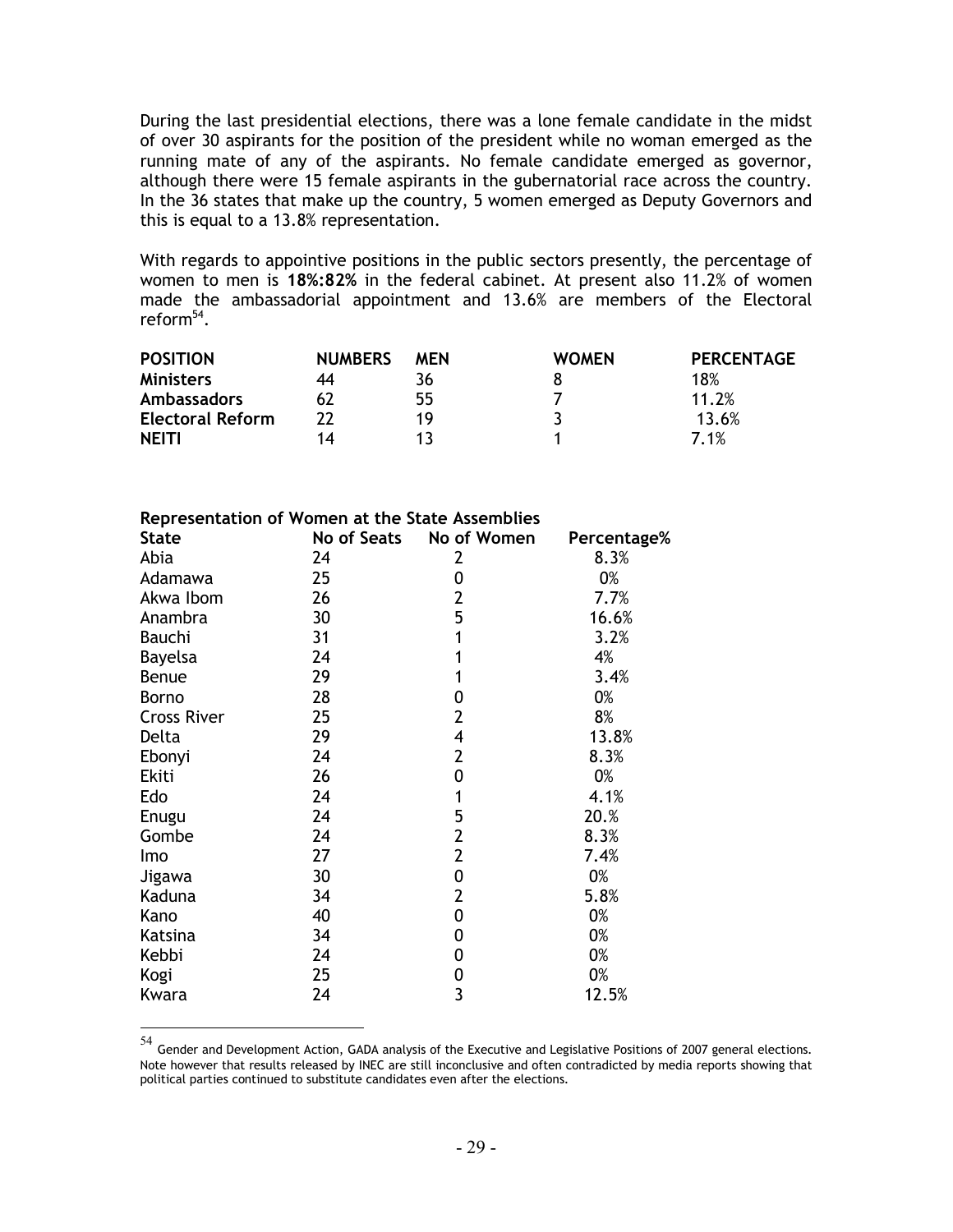During the last presidential elections, there was a lone female candidate in the midst of over 30 aspirants for the position of the president while no woman emerged as the running mate of any of the aspirants. No female candidate emerged as governor, although there were 15 female aspirants in the gubernatorial race across the country. In the 36 states that make up the country, 5 women emerged as Deputy Governors and this is equal to a 13.8% representation.

With regards to appointive positions in the public sectors presently, the percentage of women to men is **18%:82%** in the federal cabinet. At present also 11.2% of women made the ambassadorial appointment and 13.6% are members of the Electoral reform[54].

| POSITION | NUMBERS | MEN | WOMEN | PERCENTAGE |
|---|---|---|---|---|
| **Ministers** | 44 | 36 | 8 | 18% |
| **Ambassadors** | 62 | 55 | 7 | 11.2% |
| **Electoral Reform** | 22 | 19 | 3 | 13.6% |
| **NEITI** | 14 | 13 | 1 | 7.1% |

**Representation of Women at the State Assemblies**

| State | No of Seats | No of Women | Percentage% |
|---|---|---|---|
| Abia | 24 | 2 | 8.3% |
| Adamawa | 25 | 0 | 0% |
| Akwa Ibom | 26 | 2 | 7.7% |
| Anambra | 30 | 5 | 16.6% |
| Bauchi | 31 | 1 | 3.2% |
| Bayelsa | 24 | 1 | 4% |
| Benue | 29 | 1 | 3.4% |
| Borno | 28 | 0 | 0% |
| Cross River | 25 | 2 | 8% |
| Delta | 29 | 4 | 13.8% |
| Ebonyi | 24 | 2 | 8.3% |
| Ekiti | 26 | 0 | 0% |
| Edo | 24 | 1 | 4.1% |
| Enugu | 24 | 5 | 20.% |
| Gombe | 24 | 2 | 8.3% |
| Imo | 27 | 2 | 7.4% |
| Jigawa | 30 | 0 | 0% |
| Kaduna | 34 | 2 | 5.8% |
| Kano | 40 | 0 | 0% |
| Katsina | 34 | 0 | 0% |
| Kebbi | 24 | 0 | 0% |
| Kogi | 25 | 0 | 0% |
| Kwara | 24 | 3 | 12.5% |

[54] Gender and Development Action, GADA analysis of the Executive and Legislative Positions of 2007 general elections. Note however that results released by INEC are still inconclusive and often contradicted by media reports showing that political parties continued to substitute candidates even after the elections.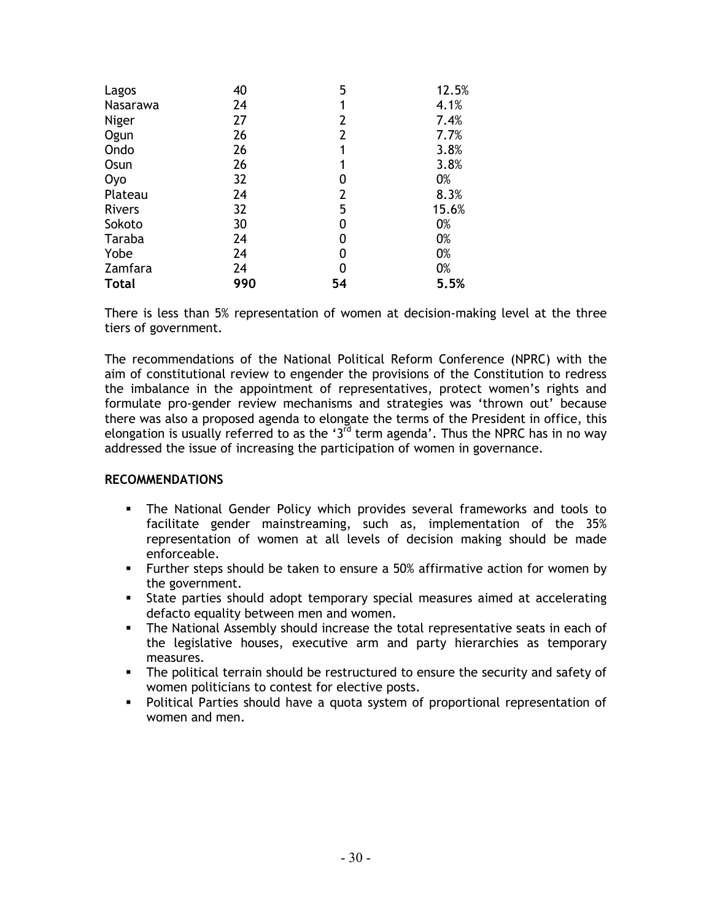| | | | |
|---|---|---|---|
| Lagos | 40 | 5 | 12.5% |
| Nasarawa | 24 | 1 | 4.1% |
| Niger | 27 | 2 | 7.4% |
| Ogun | 26 | 2 | 7.7% |
| Ondo | 26 | 1 | 3.8% |
| Osun | 26 | 1 | 3.8% |
| Oyo | 32 | 0 | 0% |
| Plateau | 24 | 2 | 8.3% |
| Rivers | 32 | 5 | 15.6% |
| Sokoto | 30 | 0 | 0% |
| Taraba | 24 | 0 | 0% |
| Yobe | 24 | 0 | 0% |
| Zamfara | 24 | 0 | 0% |
| **Total** | **990** | **54** | **5.5%** |

There is less than 5% representation of women at decision-making level at the three tiers of government.

The recommendations of the National Political Reform Conference (NPRC) with the aim of constitutional review to engender the provisions of the Constitution to redress the imbalance in the appointment of representatives, protect women's rights and formulate pro-gender review mechanisms and strategies was 'thrown out' because there was also a proposed agenda to elongate the terms of the President in office, this elongation is usually referred to as the '3rd term agenda'. Thus the NPRC has in no way addressed the issue of increasing the participation of women in governance.

**RECOMMENDATIONS**

- The National Gender Policy which provides several frameworks and tools to facilitate gender mainstreaming, such as, implementation of the 35% representation of women at all levels of decision making should be made enforceable.
- Further steps should be taken to ensure a 50% affirmative action for women by the government.
- State parties should adopt temporary special measures aimed at accelerating defacto equality between men and women.
- The National Assembly should increase the total representative seats in each of the legislative houses, executive arm and party hierarchies as temporary measures.
- The political terrain should be restructured to ensure the security and safety of women politicians to contest for elective posts.
- Political Parties should have a quota system of proportional representation of women and men.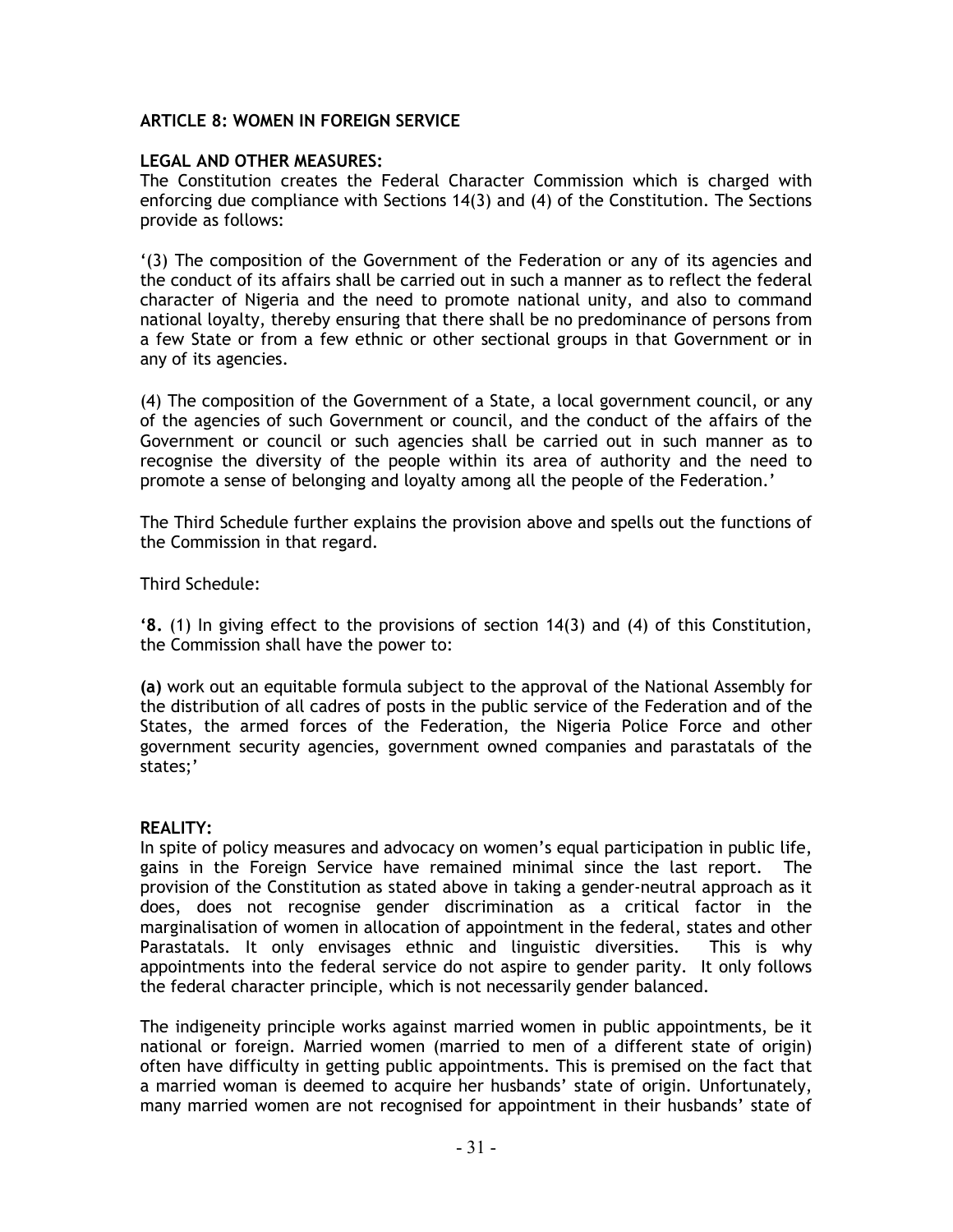### ARTICLE 8: WOMEN IN FOREIGN SERVICE

**LEGAL AND OTHER MEASURES:**
The Constitution creates the Federal Character Commission which is charged with enforcing due compliance with Sections 14(3) and (4) of the Constitution. The Sections provide as follows:

'(3) The composition of the Government of the Federation or any of its agencies and the conduct of its affairs shall be carried out in such a manner as to reflect the federal character of Nigeria and the need to promote national unity, and also to command national loyalty, thereby ensuring that there shall be no predominance of persons from a few State or from a few ethnic or other sectional groups in that Government or in any of its agencies.

(4) The composition of the Government of a State, a local government council, or any of the agencies of such Government or council, and the conduct of the affairs of the Government or council or such agencies shall be carried out in such manner as to recognise the diversity of the people within its area of authority and the need to promote a sense of belonging and loyalty among all the people of the Federation.'

The Third Schedule further explains the provision above and spells out the functions of the Commission in that regard.

Third Schedule:

**'8.** (1) In giving effect to the provisions of section 14(3) and (4) of this Constitution, the Commission shall have the power to:

**(a)** work out an equitable formula subject to the approval of the National Assembly for the distribution of all cadres of posts in the public service of the Federation and of the States, the armed forces of the Federation, the Nigeria Police Force and other government security agencies, government owned companies and parastatals of the states;'

**REALITY:**
In spite of policy measures and advocacy on women's equal participation in public life, gains in the Foreign Service have remained minimal since the last report. The provision of the Constitution as stated above in taking a gender-neutral approach as it does, does not recognise gender discrimination as a critical factor in the marginalisation of women in allocation of appointment in the federal, states and other Parastatals. It only envisages ethnic and linguistic diversities. This is why appointments into the federal service do not aspire to gender parity. It only follows the federal character principle, which is not necessarily gender balanced.

The indigeneity principle works against married women in public appointments, be it national or foreign. Married women (married to men of a different state of origin) often have difficulty in getting public appointments. This is premised on the fact that a married woman is deemed to acquire her husbands' state of origin. Unfortunately, many married women are not recognised for appointment in their husbands' state of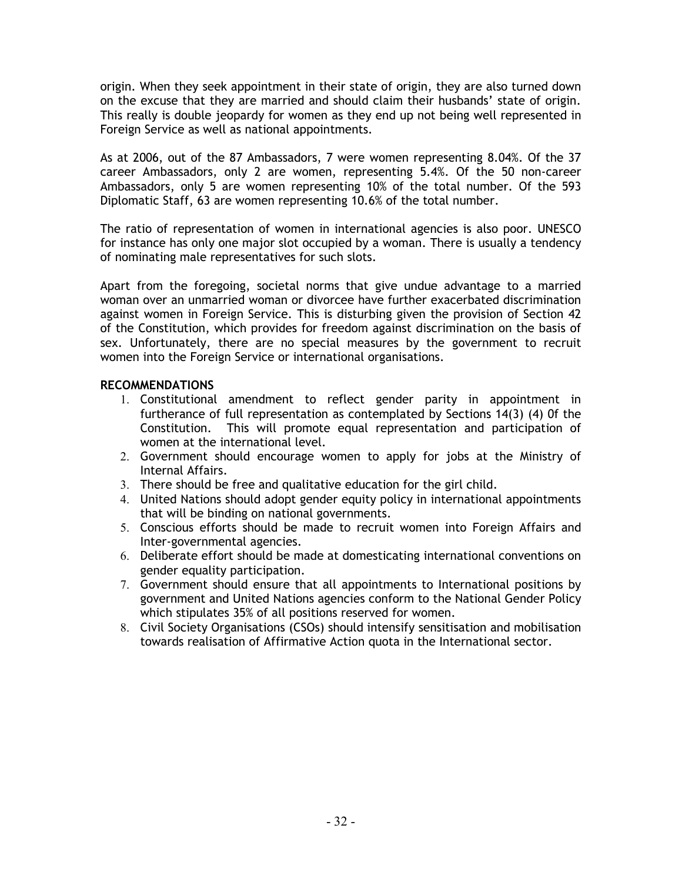origin. When they seek appointment in their state of origin, they are also turned down on the excuse that they are married and should claim their husbands' state of origin. This really is double jeopardy for women as they end up not being well represented in Foreign Service as well as national appointments.

As at 2006, out of the 87 Ambassadors, 7 were women representing 8.04%. Of the 37 career Ambassadors, only 2 are women, representing 5.4%. Of the 50 non-career Ambassadors, only 5 are women representing 10% of the total number. Of the 593 Diplomatic Staff, 63 are women representing 10.6% of the total number.

The ratio of representation of women in international agencies is also poor. UNESCO for instance has only one major slot occupied by a woman. There is usually a tendency of nominating male representatives for such slots.

Apart from the foregoing, societal norms that give undue advantage to a married woman over an unmarried woman or divorcee have further exacerbated discrimination against women in Foreign Service. This is disturbing given the provision of Section 42 of the Constitution, which provides for freedom against discrimination on the basis of sex. Unfortunately, there are no special measures by the government to recruit women into the Foreign Service or international organisations.

**RECOMMENDATIONS**

1. Constitutional amendment to reflect gender parity in appointment in furtherance of full representation as contemplated by Sections 14(3) (4) 0f the Constitution. This will promote equal representation and participation of women at the international level.
2. Government should encourage women to apply for jobs at the Ministry of Internal Affairs.
3. There should be free and qualitative education for the girl child.
4. United Nations should adopt gender equity policy in international appointments that will be binding on national governments.
5. Conscious efforts should be made to recruit women into Foreign Affairs and Inter-governmental agencies.
6. Deliberate effort should be made at domesticating international conventions on gender equality participation.
7. Government should ensure that all appointments to International positions by government and United Nations agencies conform to the National Gender Policy which stipulates 35% of all positions reserved for women.
8. Civil Society Organisations (CSOs) should intensify sensitisation and mobilisation towards realisation of Affirmative Action quota in the International sector.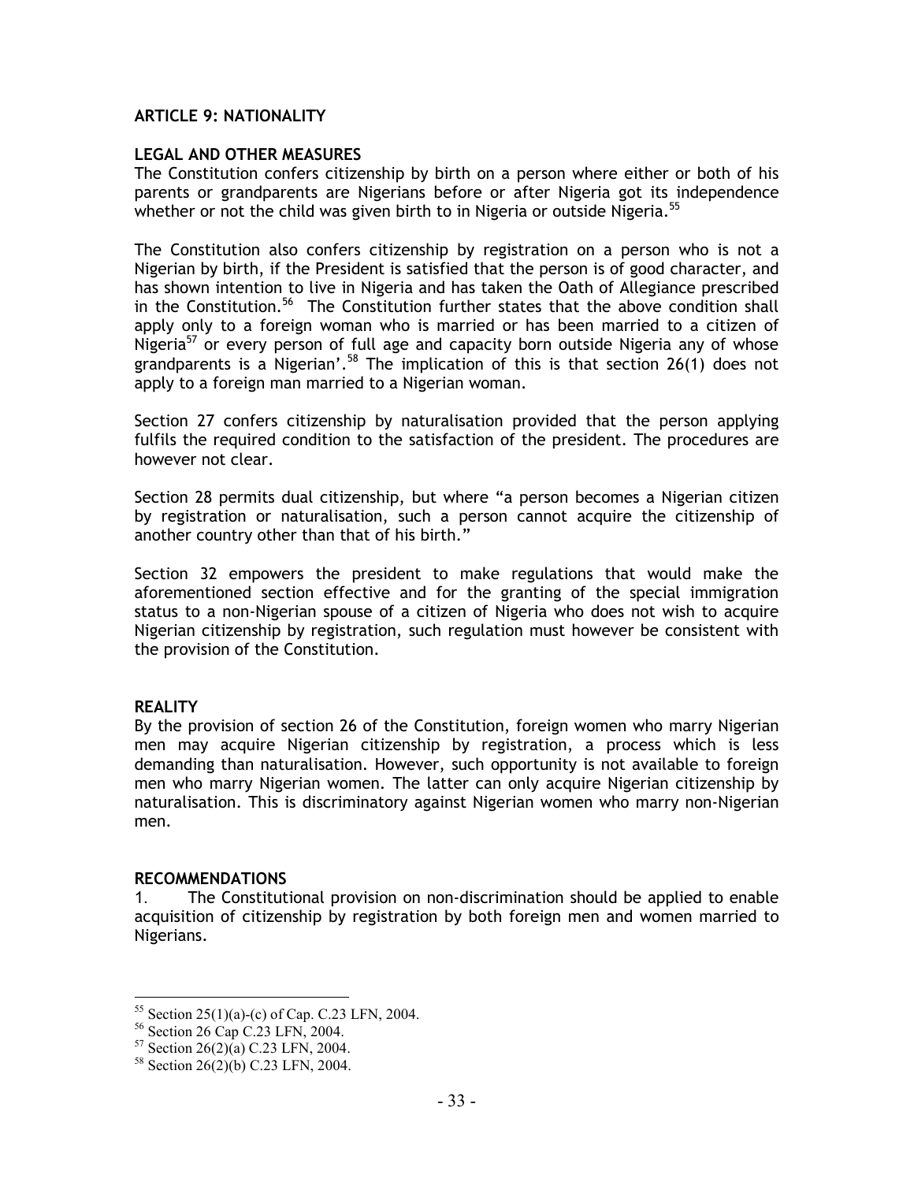### ARTICLE 9: NATIONALITY

**LEGAL AND OTHER MEASURES**

The Constitution confers citizenship by birth on a person where either or both of his parents or grandparents are Nigerians before or after Nigeria got its independence whether or not the child was given birth to in Nigeria or outside Nigeria.[55]

The Constitution also confers citizenship by registration on a person who is not a Nigerian by birth, if the President is satisfied that the person is of good character, and has shown intention to live in Nigeria and has taken the Oath of Allegiance prescribed in the Constitution.[56] The Constitution further states that the above condition shall apply only to a foreign woman who is married or has been married to a citizen of Nigeria[57] or every person of full age and capacity born outside Nigeria any of whose grandparents is a Nigerian'.[58] The implication of this is that section 26(1) does not apply to a foreign man married to a Nigerian woman.

Section 27 confers citizenship by naturalisation provided that the person applying fulfils the required condition to the satisfaction of the president. The procedures are however not clear.

Section 28 permits dual citizenship, but where "a person becomes a Nigerian citizen by registration or naturalisation, such a person cannot acquire the citizenship of another country other than that of his birth."

Section 32 empowers the president to make regulations that would make the aforementioned section effective and for the granting of the special immigration status to a non-Nigerian spouse of a citizen of Nigeria who does not wish to acquire Nigerian citizenship by registration, such regulation must however be consistent with the provision of the Constitution.

**REALITY**

By the provision of section 26 of the Constitution, foreign women who marry Nigerian men may acquire Nigerian citizenship by registration, a process which is less demanding than naturalisation. However, such opportunity is not available to foreign men who marry Nigerian women. The latter can only acquire Nigerian citizenship by naturalisation. This is discriminatory against Nigerian women who marry non-Nigerian men.

**RECOMMENDATIONS**

1. The Constitutional provision on non-discrimination should be applied to enable acquisition of citizenship by registration by both foreign men and women married to Nigerians.

---

[55] Section 25(1)(a)-(c) of Cap. C.23 LFN, 2004.

[56] Section 26 Cap C.23 LFN, 2004.

[57] Section 26(2)(a) C.23 LFN, 2004.

[58] Section 26(2)(b) C.23 LFN, 2004.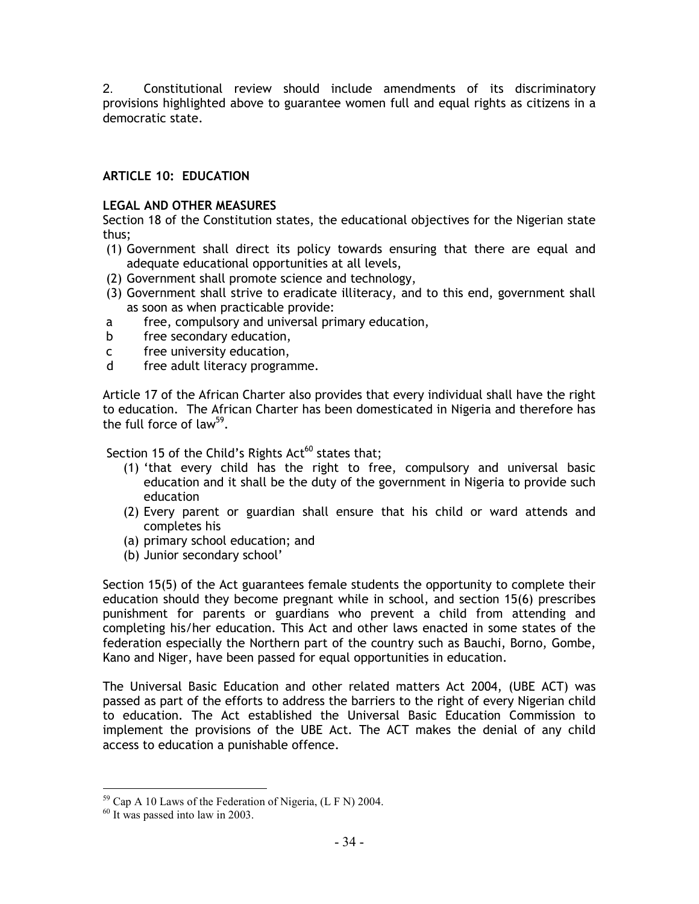2. Constitutional review should include amendments of its discriminatory provisions highlighted above to guarantee women full and equal rights as citizens in a democratic state.

## ARTICLE 10: EDUCATION

### LEGAL AND OTHER MEASURES

Section 18 of the Constitution states, the educational objectives for the Nigerian state thus;

(1) Government shall direct its policy towards ensuring that there are equal and adequate educational opportunities at all levels,
(2) Government shall promote science and technology,
(3) Government shall strive to eradicate illiteracy, and to this end, government shall as soon as when practicable provide:

a free, compulsory and universal primary education,
b free secondary education,
c free university education,
d free adult literacy programme.

Article 17 of the African Charter also provides that every individual shall have the right to education. The African Charter has been domesticated in Nigeria and therefore has the full force of law[59].

Section 15 of the Child's Rights Act[60] states that;

(1) 'that every child has the right to free, compulsory and universal basic education and it shall be the duty of the government in Nigeria to provide such education
(2) Every parent or guardian shall ensure that his child or ward attends and completes his
(a) primary school education; and
(b) Junior secondary school'

Section 15(5) of the Act guarantees female students the opportunity to complete their education should they become pregnant while in school, and section 15(6) prescribes punishment for parents or guardians who prevent a child from attending and completing his/her education. This Act and other laws enacted in some states of the federation especially the Northern part of the country such as Bauchi, Borno, Gombe, Kano and Niger, have been passed for equal opportunities in education.

The Universal Basic Education and other related matters Act 2004, (UBE ACT) was passed as part of the efforts to address the barriers to the right of every Nigerian child to education. The Act established the Universal Basic Education Commission to implement the provisions of the UBE Act. The ACT makes the denial of any child access to education a punishable offence.

---

[59] Cap A 10 Laws of the Federation of Nigeria, (L F N) 2004.

[60] It was passed into law in 2003.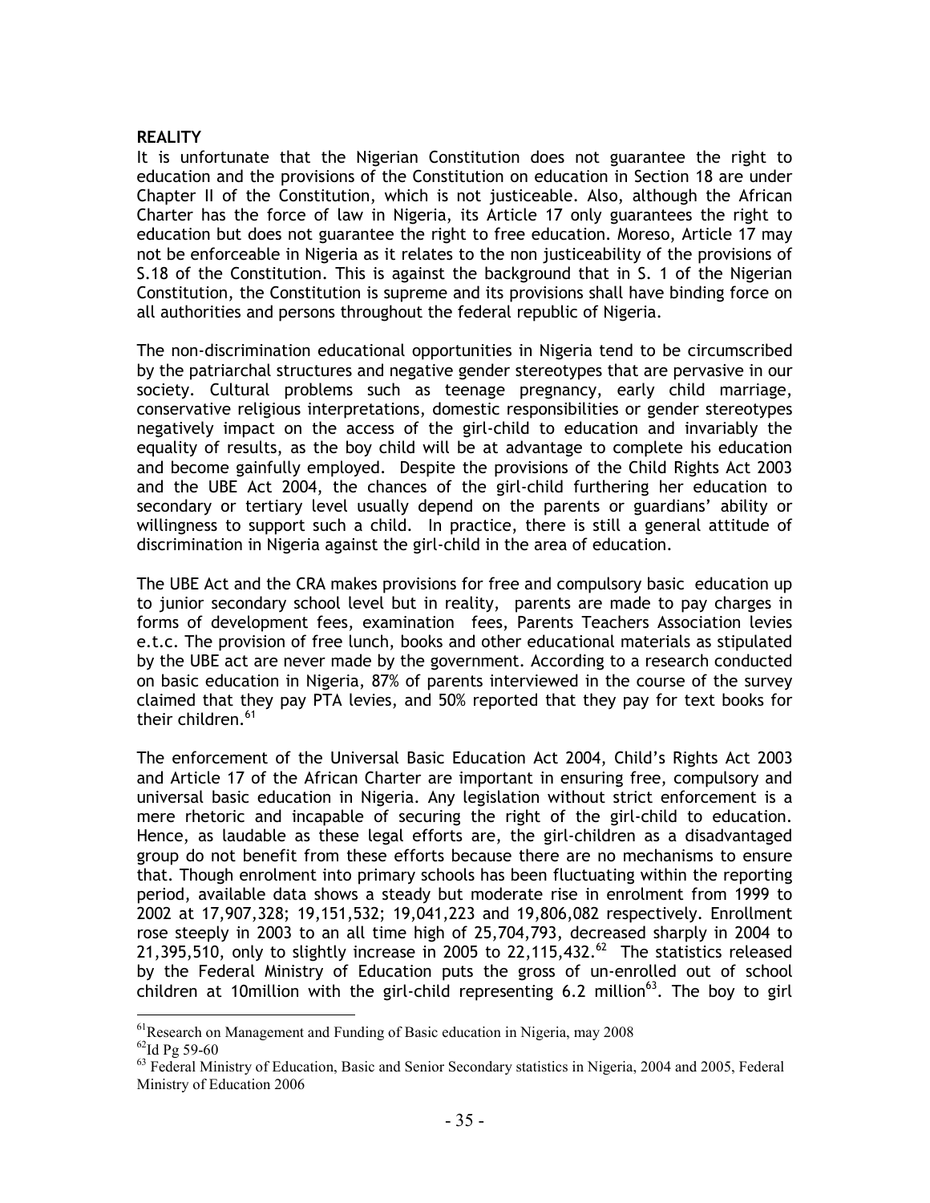**REALITY**

It is unfortunate that the Nigerian Constitution does not guarantee the right to education and the provisions of the Constitution on education in Section 18 are under Chapter II of the Constitution, which is not justiceable. Also, although the African Charter has the force of law in Nigeria, its Article 17 only guarantees the right to education but does not guarantee the right to free education. Moreso, Article 17 may not be enforceable in Nigeria as it relates to the non justiceability of the provisions of S.18 of the Constitution. This is against the background that in S. 1 of the Nigerian Constitution, the Constitution is supreme and its provisions shall have binding force on all authorities and persons throughout the federal republic of Nigeria.

The non-discrimination educational opportunities in Nigeria tend to be circumscribed by the patriarchal structures and negative gender stereotypes that are pervasive in our society. Cultural problems such as teenage pregnancy, early child marriage, conservative religious interpretations, domestic responsibilities or gender stereotypes negatively impact on the access of the girl-child to education and invariably the equality of results, as the boy child will be at advantage to complete his education and become gainfully employed. Despite the provisions of the Child Rights Act 2003 and the UBE Act 2004, the chances of the girl-child furthering her education to secondary or tertiary level usually depend on the parents or guardians' ability or willingness to support such a child. In practice, there is still a general attitude of discrimination in Nigeria against the girl-child in the area of education.

The UBE Act and the CRA makes provisions for free and compulsory basic education up to junior secondary school level but in reality, parents are made to pay charges in forms of development fees, examination fees, Parents Teachers Association levies e.t.c. The provision of free lunch, books and other educational materials as stipulated by the UBE act are never made by the government. According to a research conducted on basic education in Nigeria, 87% of parents interviewed in the course of the survey claimed that they pay PTA levies, and 50% reported that they pay for text books for their children.[61]

The enforcement of the Universal Basic Education Act 2004, Child's Rights Act 2003 and Article 17 of the African Charter are important in ensuring free, compulsory and universal basic education in Nigeria. Any legislation without strict enforcement is a mere rhetoric and incapable of securing the right of the girl-child to education. Hence, as laudable as these legal efforts are, the girl-children as a disadvantaged group do not benefit from these efforts because there are no mechanisms to ensure that. Though enrolment into primary schools has been fluctuating within the reporting period, available data shows a steady but moderate rise in enrolment from 1999 to 2002 at 17,907,328; 19,151,532; 19,041,223 and 19,806,082 respectively. Enrollment rose steeply in 2003 to an all time high of 25,704,793, decreased sharply in 2004 to 21,395,510, only to slightly increase in 2005 to 22,115,432.[62] The statistics released by the Federal Ministry of Education puts the gross of un-enrolled out of school children at 10million with the girl-child representing 6.2 million[63]. The boy to girl

---

[61] Research on Management and Funding of Basic education in Nigeria, may 2008

[62] Id Pg 59-60

[63] Federal Ministry of Education, Basic and Senior Secondary statistics in Nigeria, 2004 and 2005, Federal Ministry of Education 2006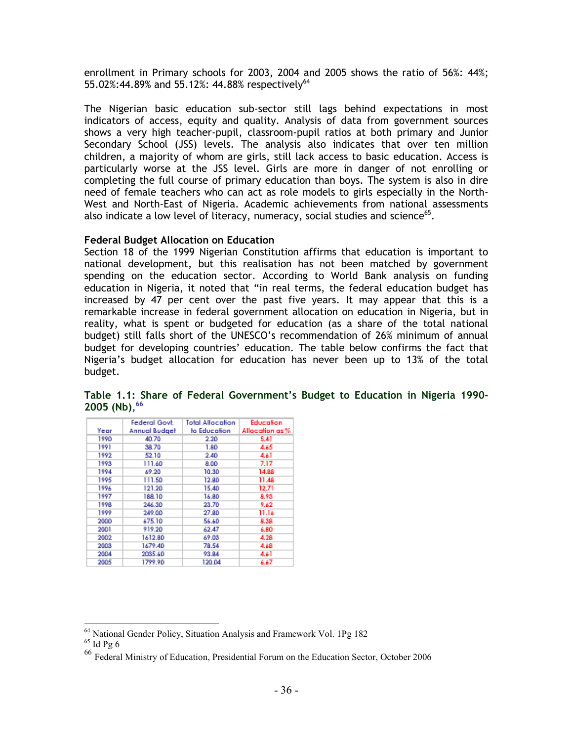enrollment in Primary schools for 2003, 2004 and 2005 shows the ratio of 56%: 44%; 55.02%:44.89% and 55.12%: 44.88% respectively[64]

The Nigerian basic education sub-sector still lags behind expectations in most indicators of access, equity and quality. Analysis of data from government sources shows a very high teacher-pupil, classroom-pupil ratios at both primary and Junior Secondary School (JSS) levels. The analysis also indicates that over ten million children, a majority of whom are girls, still lack access to basic education. Access is particularly worse at the JSS level. Girls are more in danger of not enrolling or completing the full course of primary education than boys. The system is also in dire need of female teachers who can act as role models to girls especially in the North-West and North-East of Nigeria. Academic achievements from national assessments also indicate a low level of literacy, numeracy, social studies and science[65].

**Federal Budget Allocation on Education**

Section 18 of the 1999 Nigerian Constitution affirms that education is important to national development, but this realisation has not been matched by government spending on the education sector. According to World Bank analysis on funding education in Nigeria, it noted that "in real terms, the federal education budget has increased by 47 per cent over the past five years. It may appear that this is a remarkable increase in federal government allocation on education in Nigeria, but in reality, what is spent or budgeted for education (as a share of the total national budget) still falls short of the UNESCO's recommendation of 26% minimum of annual budget for developing countries' education. The table below confirms the fact that Nigeria's budget allocation for education has never been up to 13% of the total budget.

**Table 1.1: Share of Federal Government's Budget to Education in Nigeria 1990-2005 (Nb),**[66]

| Year | Federal Govt. Annual Budget | Total Allocation to Education | Education Allocation as % |
|---|---|---|---|
| 1990 | 40.70 | 2.20 | 5.41 |
| 1991 | 38.70 | 1.80 | 4.65 |
| 1992 | 52.10 | 2.40 | 4.61 |
| 1993 | 111.60 | 8.00 | 7.17 |
| 1994 | 69.20 | 10.30 | 14.88 |
| 1995 | 111.50 | 12.80 | 11.48 |
| 1996 | 121.20 | 15.40 | 12.71 |
| 1997 | 188.10 | 16.80 | 8.93 |
| 1998 | 246.30 | 23.70 | 9.62 |
| 1999 | 249.00 | 27.80 | 11.16 |
| 2000 | 675.10 | 56.60 | 8.38 |
| 2001 | 919.20 | 62.47 | 6.80 |
| 2002 | 1612.80 | 69.03 | 4.28 |
| 2003 | 1679.40 | 78.54 | 4.68 |
| 2004 | 2035.60 | 93.84 | 4.61 |
| 2005 | 1799.90 | 120.04 | 6.67 |

[64] National Gender Policy, Situation Analysis and Framework Vol. 1Pg 182

[65] Id Pg 6

[66] Federal Ministry of Education, Presidential Forum on the Education Sector, October 2006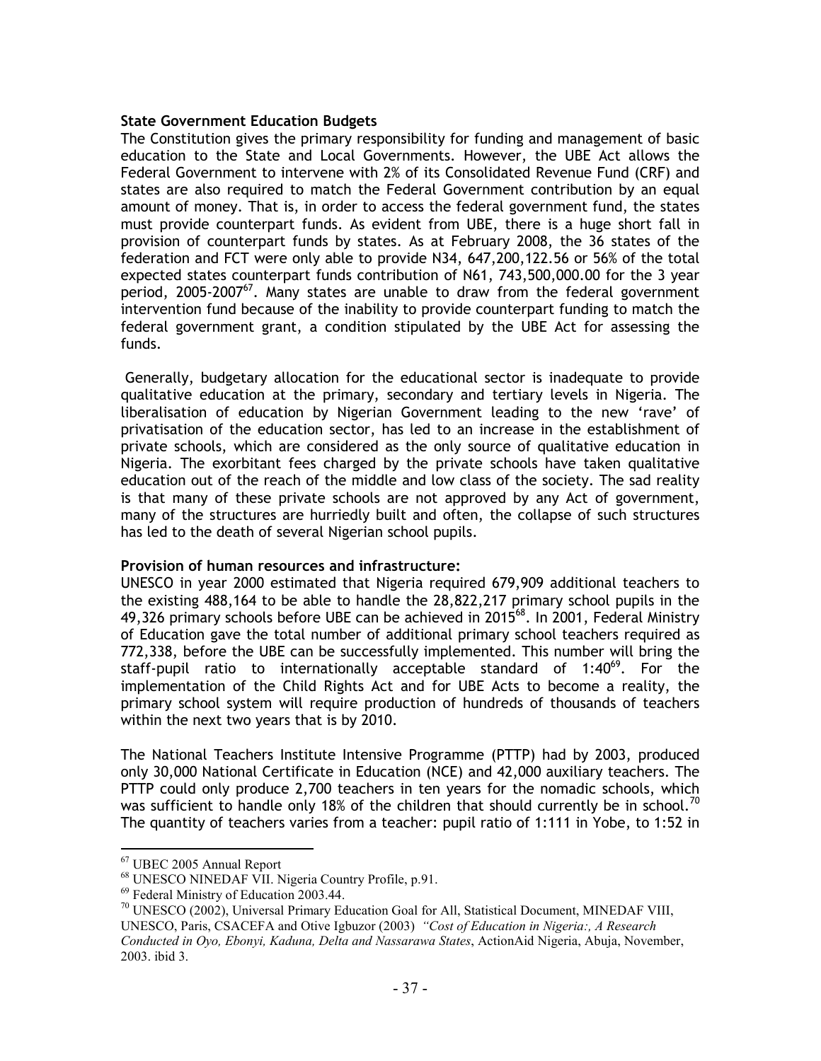**State Government Education Budgets**

The Constitution gives the primary responsibility for funding and management of basic education to the State and Local Governments. However, the UBE Act allows the Federal Government to intervene with 2% of its Consolidated Revenue Fund (CRF) and states are also required to match the Federal Government contribution by an equal amount of money. That is, in order to access the federal government fund, the states must provide counterpart funds. As evident from UBE, there is a huge short fall in provision of counterpart funds by states. As at February 2008, the 36 states of the federation and FCT were only able to provide N34, 647,200,122.56 or 56% of the total expected states counterpart funds contribution of N61, 743,500,000.00 for the 3 year period, 2005-2007[67]. Many states are unable to draw from the federal government intervention fund because of the inability to provide counterpart funding to match the federal government grant, a condition stipulated by the UBE Act for assessing the funds.

Generally, budgetary allocation for the educational sector is inadequate to provide qualitative education at the primary, secondary and tertiary levels in Nigeria. The liberalisation of education by Nigerian Government leading to the new 'rave' of privatisation of the education sector, has led to an increase in the establishment of private schools, which are considered as the only source of qualitative education in Nigeria. The exorbitant fees charged by the private schools have taken qualitative education out of the reach of the middle and low class of the society. The sad reality is that many of these private schools are not approved by any Act of government, many of the structures are hurriedly built and often, the collapse of such structures has led to the death of several Nigerian school pupils.

**Provision of human resources and infrastructure:**

UNESCO in year 2000 estimated that Nigeria required 679,909 additional teachers to the existing 488,164 to be able to handle the 28,822,217 primary school pupils in the 49,326 primary schools before UBE can be achieved in 2015[68]. In 2001, Federal Ministry of Education gave the total number of additional primary school teachers required as 772,338, before the UBE can be successfully implemented. This number will bring the staff-pupil ratio to internationally acceptable standard of 1:40[69]. For the implementation of the Child Rights Act and for UBE Acts to become a reality, the primary school system will require production of hundreds of thousands of teachers within the next two years that is by 2010.

The National Teachers Institute Intensive Programme (PTTP) had by 2003, produced only 30,000 National Certificate in Education (NCE) and 42,000 auxiliary teachers. The PTTP could only produce 2,700 teachers in ten years for the nomadic schools, which was sufficient to handle only 18% of the children that should currently be in school.[70] The quantity of teachers varies from a teacher: pupil ratio of 1:111 in Yobe, to 1:52 in

---

[67] UBEC 2005 Annual Report

[68] UNESCO NINEDAF VII. Nigeria Country Profile, p.91.

[69] Federal Ministry of Education 2003.44.

[70] UNESCO (2002), Universal Primary Education Goal for All, Statistical Document, MINEDAF VIII, UNESCO, Paris, CSACEFA and Otive Igbuzor (2003) *"Cost of Education in Nigeria:, A Research Conducted in Oyo, Ebonyi, Kaduna, Delta and Nassarawa States*, ActionAid Nigeria, Abuja, November, 2003. ibid 3.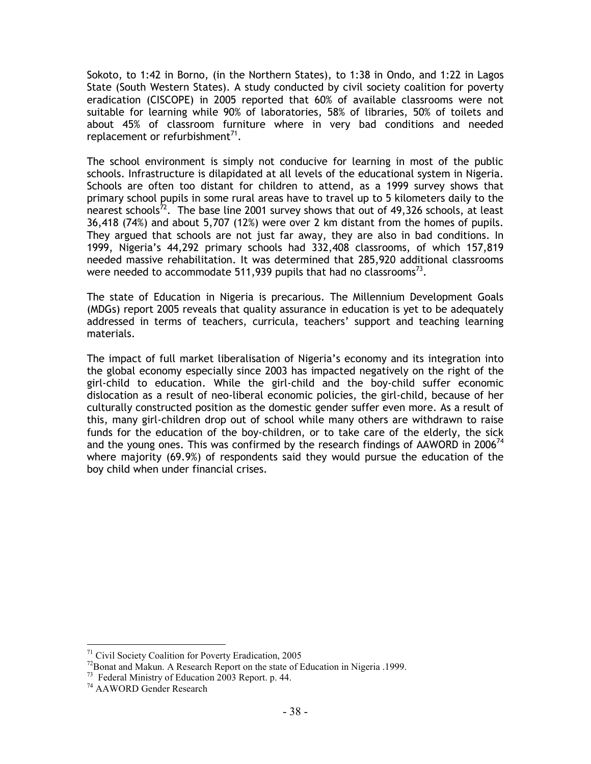Sokoto, to 1:42 in Borno, (in the Northern States), to 1:38 in Ondo, and 1:22 in Lagos State (South Western States). A study conducted by civil society coalition for poverty eradication (CISCOPE) in 2005 reported that 60% of available classrooms were not suitable for learning while 90% of laboratories, 58% of libraries, 50% of toilets and about 45% of classroom furniture where in very bad conditions and needed replacement or refurbishment[71].

The school environment is simply not conducive for learning in most of the public schools. Infrastructure is dilapidated at all levels of the educational system in Nigeria. Schools are often too distant for children to attend, as a 1999 survey shows that primary school pupils in some rural areas have to travel up to 5 kilometers daily to the nearest schools[72]. The base line 2001 survey shows that out of 49,326 schools, at least 36,418 (74%) and about 5,707 (12%) were over 2 km distant from the homes of pupils. They argued that schools are not just far away, they are also in bad conditions. In 1999, Nigeria's 44,292 primary schools had 332,408 classrooms, of which 157,819 needed massive rehabilitation. It was determined that 285,920 additional classrooms were needed to accommodate 511,939 pupils that had no classrooms[73].

The state of Education in Nigeria is precarious. The Millennium Development Goals (MDGs) report 2005 reveals that quality assurance in education is yet to be adequately addressed in terms of teachers, curricula, teachers' support and teaching learning materials.

The impact of full market liberalisation of Nigeria's economy and its integration into the global economy especially since 2003 has impacted negatively on the right of the girl-child to education. While the girl-child and the boy-child suffer economic dislocation as a result of neo-liberal economic policies, the girl-child, because of her culturally constructed position as the domestic gender suffer even more. As a result of this, many girl-children drop out of school while many others are withdrawn to raise funds for the education of the boy-children, or to take care of the elderly, the sick and the young ones. This was confirmed by the research findings of AAWORD in 2006[74] where majority (69.9%) of respondents said they would pursue the education of the boy child when under financial crises.

---

[71] Civil Society Coalition for Poverty Eradication, 2005

[72] Bonat and Makun. A Research Report on the state of Education in Nigeria .1999.

[73] Federal Ministry of Education 2003 Report. p. 44.

[74] AAWORD Gender Research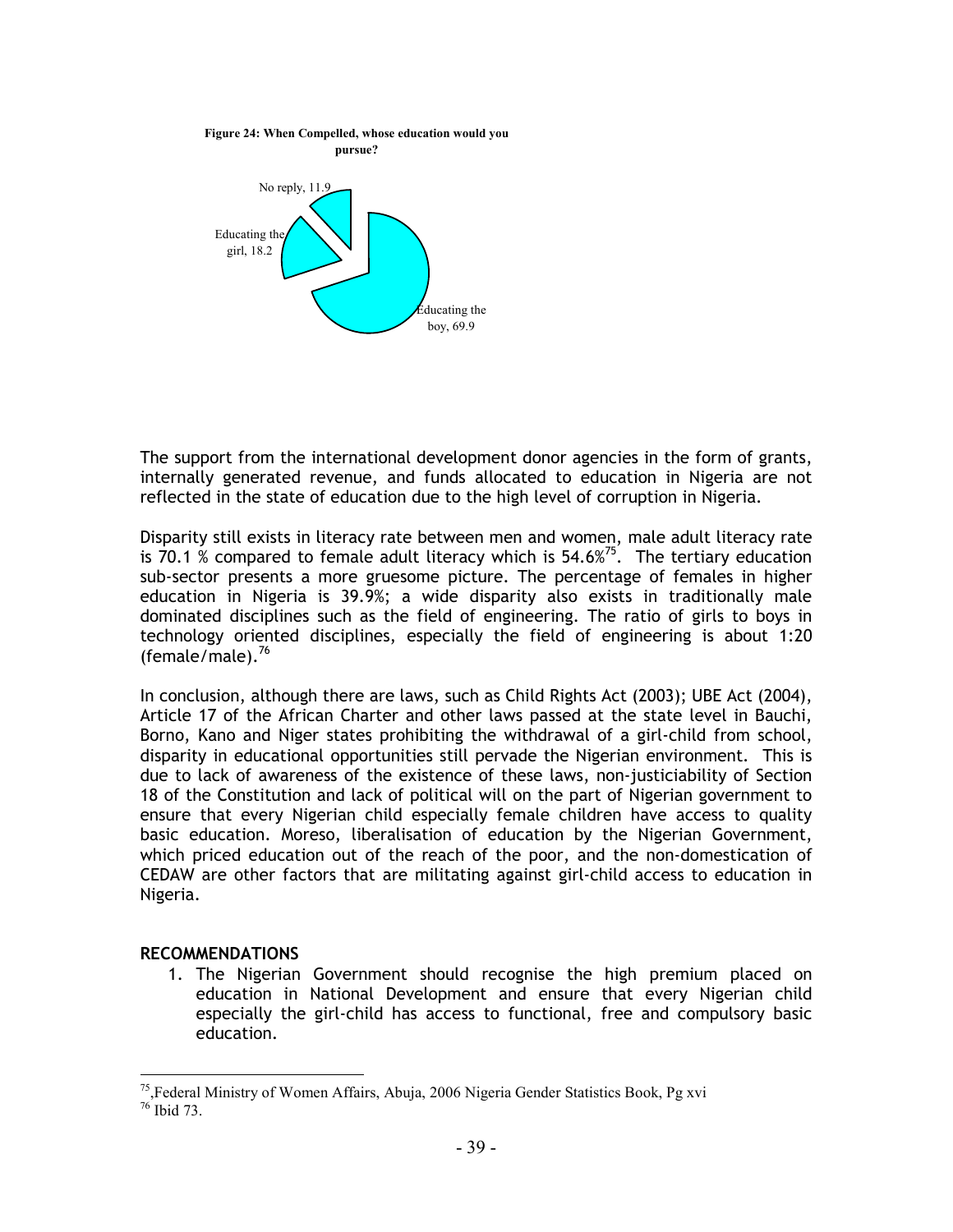**Figure 24: When Compelled, whose education would you pursue?**

No reply, 11.9

Educating the girl, 18.2

Educating the boy, 69.9

The support from the international development donor agencies in the form of grants, internally generated revenue, and funds allocated to education in Nigeria are not reflected in the state of education due to the high level of corruption in Nigeria.

Disparity still exists in literacy rate between men and women, male adult literacy rate is 70.1 % compared to female adult literacy which is 54.6%[75]. The tertiary education sub-sector presents a more gruesome picture. The percentage of females in higher education in Nigeria is 39.9%; a wide disparity also exists in traditionally male dominated disciplines such as the field of engineering. The ratio of girls to boys in technology oriented disciplines, especially the field of engineering is about 1:20 (female/male).[76]

In conclusion, although there are laws, such as Child Rights Act (2003); UBE Act (2004), Article 17 of the African Charter and other laws passed at the state level in Bauchi, Borno, Kano and Niger states prohibiting the withdrawal of a girl-child from school, disparity in educational opportunities still pervade the Nigerian environment. This is due to lack of awareness of the existence of these laws, non-justiciability of Section 18 of the Constitution and lack of political will on the part of Nigerian government to ensure that every Nigerian child especially female children have access to quality basic education. Moreso, liberalisation of education by the Nigerian Government, which priced education out of the reach of the poor, and the non-domestication of CEDAW are other factors that are militating against girl-child access to education in Nigeria.

**RECOMMENDATIONS**

1. The Nigerian Government should recognise the high premium placed on education in National Development and ensure that every Nigerian child especially the girl-child has access to functional, free and compulsory basic education.

---

[75],Federal Ministry of Women Affairs, Abuja, 2006 Nigeria Gender Statistics Book, Pg xvi

[76] Ibid 73.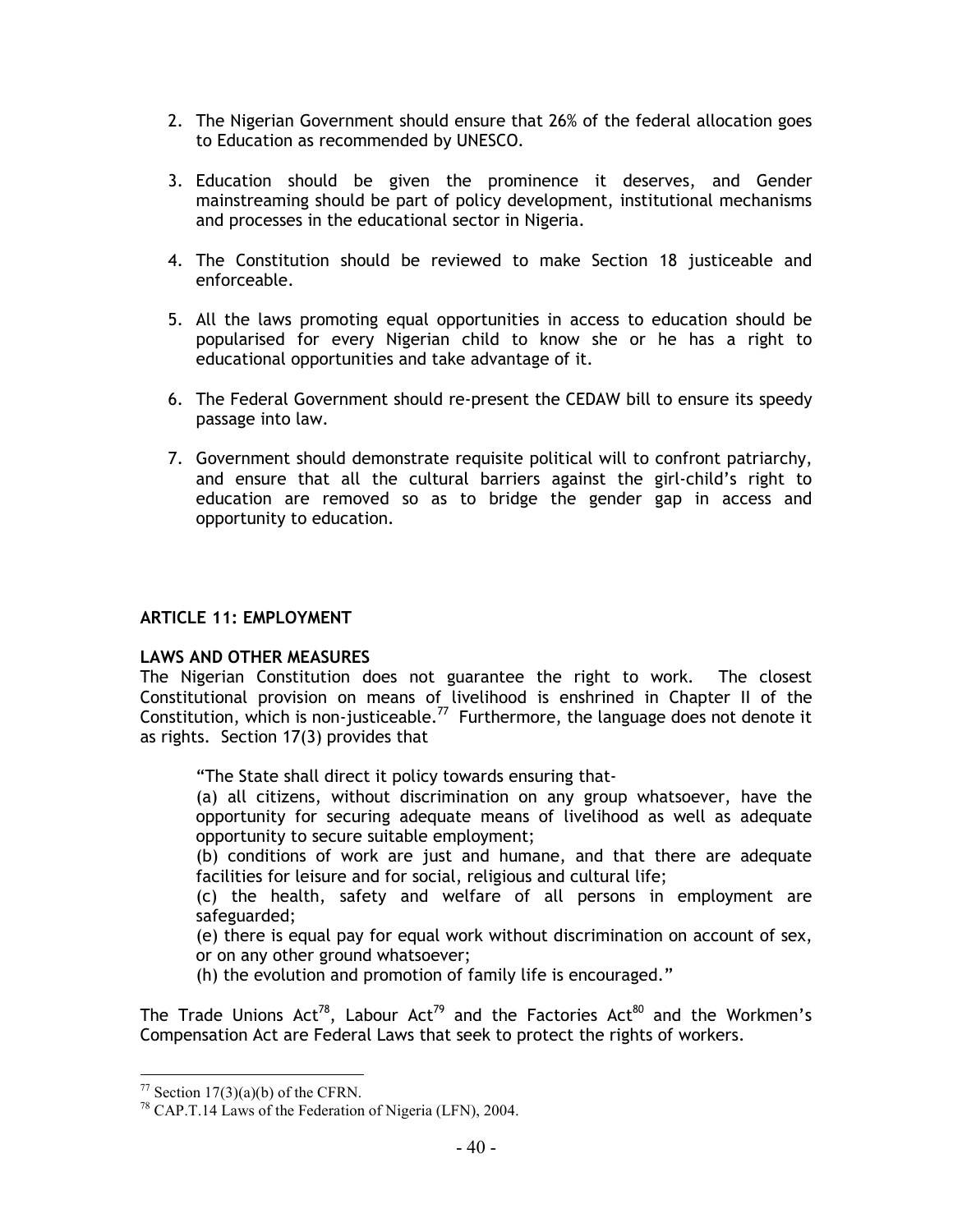2. The Nigerian Government should ensure that 26% of the federal allocation goes to Education as recommended by UNESCO.

3. Education should be given the prominence it deserves, and Gender mainstreaming should be part of policy development, institutional mechanisms and processes in the educational sector in Nigeria.

4. The Constitution should be reviewed to make Section 18 justiceable and enforceable.

5. All the laws promoting equal opportunities in access to education should be popularised for every Nigerian child to know she or he has a right to educational opportunities and take advantage of it.

6. The Federal Government should re-present the CEDAW bill to ensure its speedy passage into law.

7. Government should demonstrate requisite political will to confront patriarchy, and ensure that all the cultural barriers against the girl-child's right to education are removed so as to bridge the gender gap in access and opportunity to education.

## ARTICLE 11: EMPLOYMENT

### LAWS AND OTHER MEASURES

The Nigerian Constitution does not guarantee the right to work. The closest Constitutional provision on means of livelihood is enshrined in Chapter II of the Constitution, which is non-justiceable.[77] Furthermore, the language does not denote it as rights. Section 17(3) provides that

> "The State shall direct it policy towards ensuring that-
>
> (a) all citizens, without discrimination on any group whatsoever, have the opportunity for securing adequate means of livelihood as well as adequate opportunity to secure suitable employment;
>
> (b) conditions of work are just and humane, and that there are adequate facilities for leisure and for social, religious and cultural life;
>
> (c) the health, safety and welfare of all persons in employment are safeguarded;
>
> (e) there is equal pay for equal work without discrimination on account of sex, or on any other ground whatsoever;
>
> (h) the evolution and promotion of family life is encouraged."

The Trade Unions Act[78], Labour Act[79] and the Factories Act[80] and the Workmen's Compensation Act are Federal Laws that seek to protect the rights of workers.

---

[77] Section 17(3)(a)(b) of the CFRN.

[78] CAP.T.14 Laws of the Federation of Nigeria (LFN), 2004.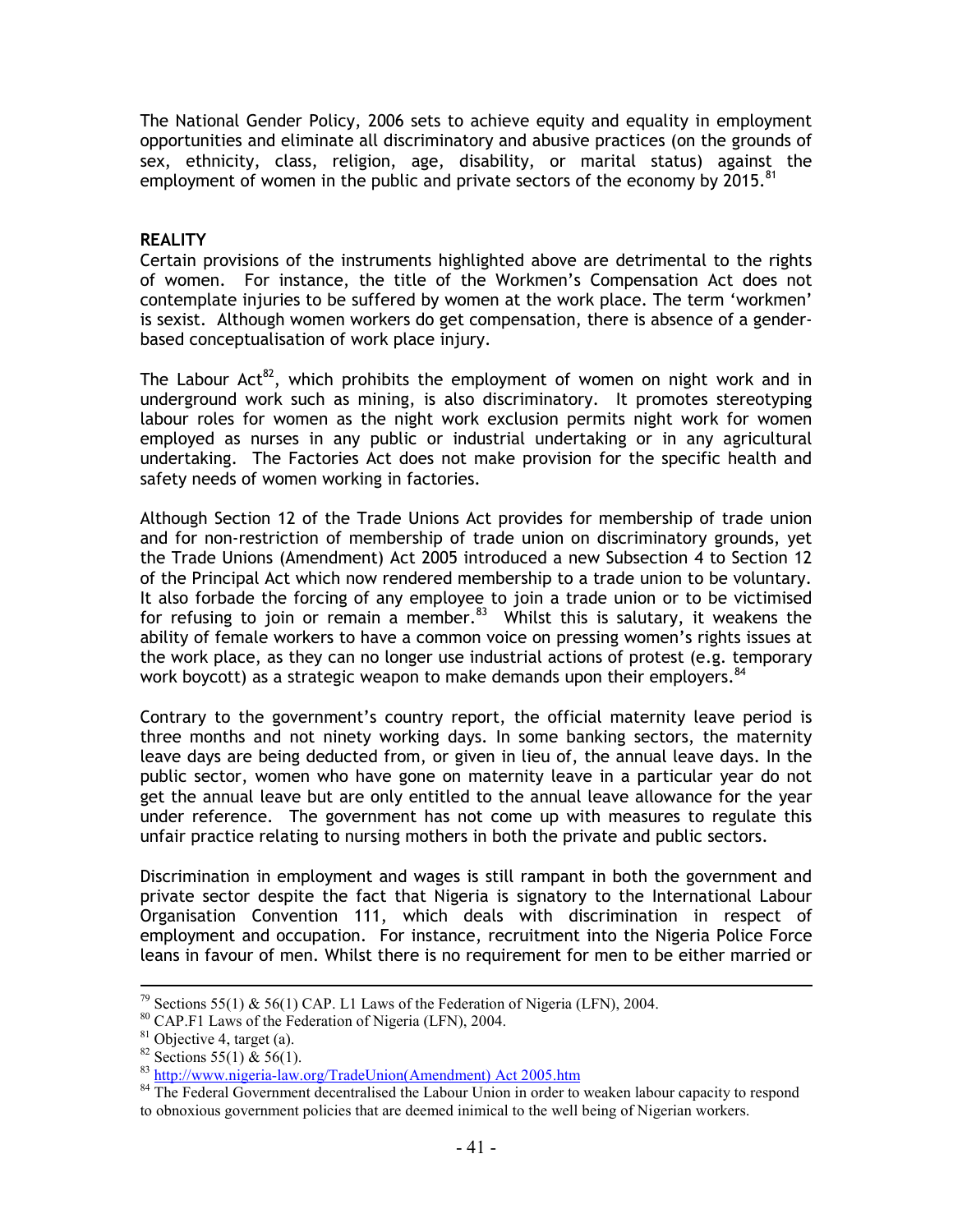The National Gender Policy, 2006 sets to achieve equity and equality in employment opportunities and eliminate all discriminatory and abusive practices (on the grounds of sex, ethnicity, class, religion, age, disability, or marital status) against the employment of women in the public and private sectors of the economy by 2015.[81]

**REALITY**

Certain provisions of the instruments highlighted above are detrimental to the rights of women. For instance, the title of the Workmen's Compensation Act does not contemplate injuries to be suffered by women at the work place. The term 'workmen' is sexist. Although women workers do get compensation, there is absence of a gender-based conceptualisation of work place injury.

The Labour Act[82], which prohibits the employment of women on night work and in underground work such as mining, is also discriminatory. It promotes stereotyping labour roles for women as the night work exclusion permits night work for women employed as nurses in any public or industrial undertaking or in any agricultural undertaking. The Factories Act does not make provision for the specific health and safety needs of women working in factories.

Although Section 12 of the Trade Unions Act provides for membership of trade union and for non-restriction of membership of trade union on discriminatory grounds, yet the Trade Unions (Amendment) Act 2005 introduced a new Subsection 4 to Section 12 of the Principal Act which now rendered membership to a trade union to be voluntary. It also forbade the forcing of any employee to join a trade union or to be victimised for refusing to join or remain a member.[83] Whilst this is salutary, it weakens the ability of female workers to have a common voice on pressing women's rights issues at the work place, as they can no longer use industrial actions of protest (e.g. temporary work boycott) as a strategic weapon to make demands upon their employers.[84]

Contrary to the government's country report, the official maternity leave period is three months and not ninety working days. In some banking sectors, the maternity leave days are being deducted from, or given in lieu of, the annual leave days. In the public sector, women who have gone on maternity leave in a particular year do not get the annual leave but are only entitled to the annual leave allowance for the year under reference. The government has not come up with measures to regulate this unfair practice relating to nursing mothers in both the private and public sectors.

Discrimination in employment and wages is still rampant in both the government and private sector despite the fact that Nigeria is signatory to the International Labour Organisation Convention 111, which deals with discrimination in respect of employment and occupation. For instance, recruitment into the Nigeria Police Force leans in favour of men. Whilst there is no requirement for men to be either married or

---

[79] Sections 55(1) & 56(1) CAP. L1 Laws of the Federation of Nigeria (LFN), 2004.

[80] CAP.F1 Laws of the Federation of Nigeria (LFN), 2004.

[81] Objective 4, target (a).

[82] Sections 55(1) & 56(1).

[83] http://www.nigeria-law.org/TradeUnion(Amendment) Act 2005.htm

[84] The Federal Government decentralised the Labour Union in order to weaken labour capacity to respond to obnoxious government policies that are deemed inimical to the well being of Nigerian workers.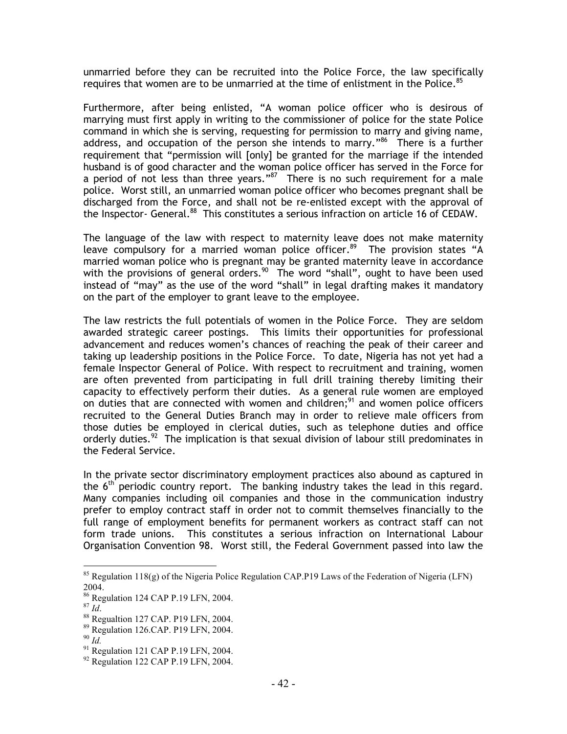unmarried before they can be recruited into the Police Force, the law specifically requires that women are to be unmarried at the time of enlistment in the Police.[85]

Furthermore, after being enlisted, "A woman police officer who is desirous of marrying must first apply in writing to the commissioner of police for the state Police command in which she is serving, requesting for permission to marry and giving name, address, and occupation of the person she intends to marry."[86] There is a further requirement that "permission will [only] be granted for the marriage if the intended husband is of good character and the woman police officer has served in the Force for a period of not less than three years."[87] There is no such requirement for a male police. Worst still, an unmarried woman police officer who becomes pregnant shall be discharged from the Force, and shall not be re-enlisted except with the approval of the Inspector- General.[88] This constitutes a serious infraction on article 16 of CEDAW.

The language of the law with respect to maternity leave does not make maternity leave compulsory for a married woman police officer.[89] The provision states "A married woman police who is pregnant may be granted maternity leave in accordance with the provisions of general orders.[90] The word "shall", ought to have been used instead of "may" as the use of the word "shall" in legal drafting makes it mandatory on the part of the employer to grant leave to the employee.

The law restricts the full potentials of women in the Police Force. They are seldom awarded strategic career postings. This limits their opportunities for professional advancement and reduces women's chances of reaching the peak of their career and taking up leadership positions in the Police Force. To date, Nigeria has not yet had a female Inspector General of Police. With respect to recruitment and training, women are often prevented from participating in full drill training thereby limiting their capacity to effectively perform their duties. As a general rule women are employed on duties that are connected with women and children;[91] and women police officers recruited to the General Duties Branch may in order to relieve male officers from those duties be employed in clerical duties, such as telephone duties and office orderly duties.[92] The implication is that sexual division of labour still predominates in the Federal Service.

In the private sector discriminatory employment practices also abound as captured in the 6th periodic country report. The banking industry takes the lead in this regard. Many companies including oil companies and those in the communication industry prefer to employ contract staff in order not to commit themselves financially to the full range of employment benefits for permanent workers as contract staff can not form trade unions. This constitutes a serious infraction on International Labour Organisation Convention 98. Worst still, the Federal Government passed into law the

---

[85] Regulation 118(g) of the Nigeria Police Regulation CAP.P19 Laws of the Federation of Nigeria (LFN) 2004.

[86] Regulation 124 CAP P.19 LFN, 2004.

[87] *Id*.

[88] Regualtion 127 CAP. P19 LFN, 2004.

[89] Regulation 126.CAP. P19 LFN, 2004.

[90] *Id.*

[91] Regulation 121 CAP P.19 LFN, 2004.

[92] Regulation 122 CAP P.19 LFN, 2004.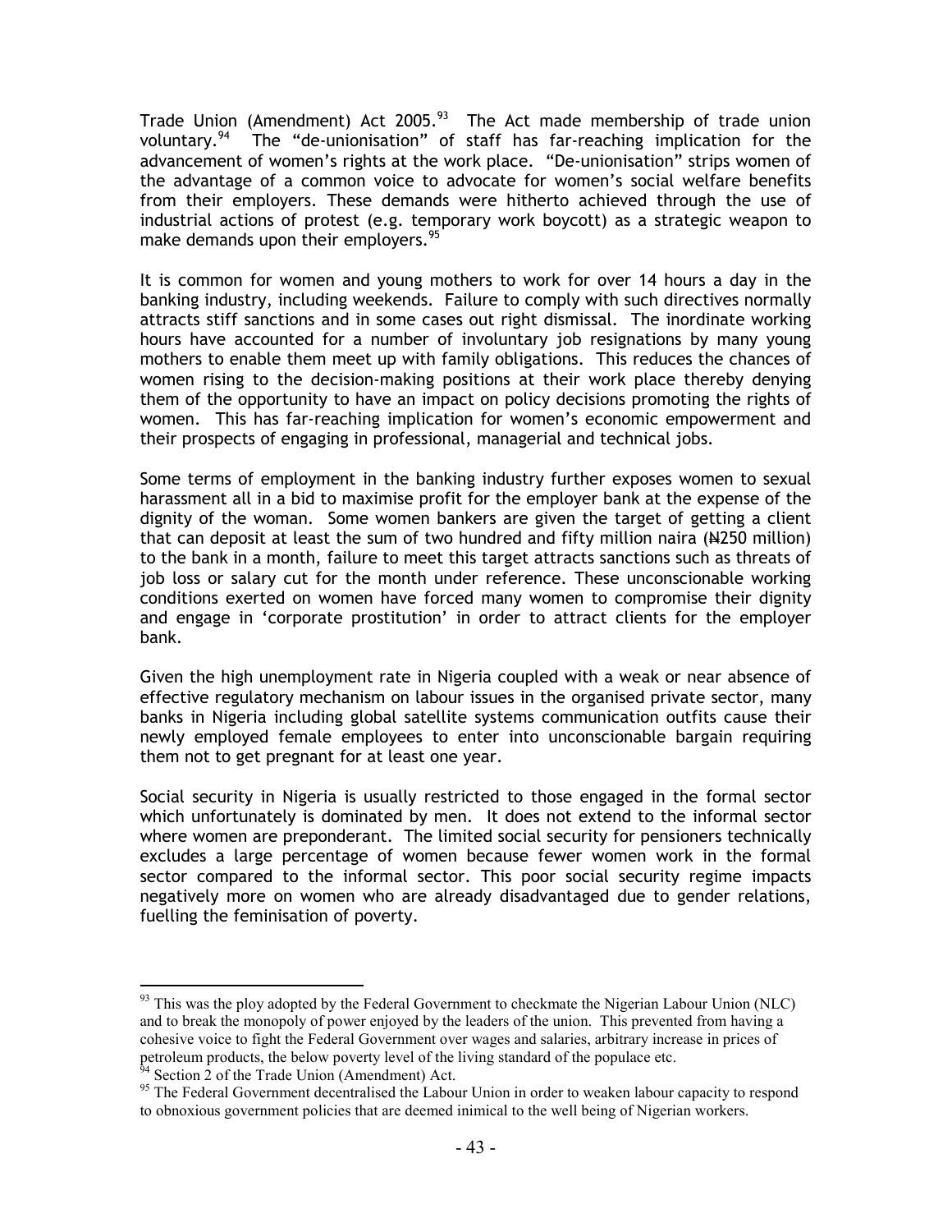Trade Union (Amendment) Act 2005.[93] The Act made membership of trade union voluntary.[94] The "de-unionisation" of staff has far-reaching implication for the advancement of women's rights at the work place. "De-unionisation" strips women of the advantage of a common voice to advocate for women's social welfare benefits from their employers. These demands were hitherto achieved through the use of industrial actions of protest (e.g. temporary work boycott) as a strategic weapon to make demands upon their employers.[95]

It is common for women and young mothers to work for over 14 hours a day in the banking industry, including weekends. Failure to comply with such directives normally attracts stiff sanctions and in some cases out right dismissal. The inordinate working hours have accounted for a number of involuntary job resignations by many young mothers to enable them meet up with family obligations. This reduces the chances of women rising to the decision-making positions at their work place thereby denying them of the opportunity to have an impact on policy decisions promoting the rights of women. This has far-reaching implication for women's economic empowerment and their prospects of engaging in professional, managerial and technical jobs.

Some terms of employment in the banking industry further exposes women to sexual harassment all in a bid to maximise profit for the employer bank at the expense of the dignity of the woman. Some women bankers are given the target of getting a client that can deposit at least the sum of two hundred and fifty million naira (₦250 million) to the bank in a month, failure to meet this target attracts sanctions such as threats of job loss or salary cut for the month under reference. These unconscionable working conditions exerted on women have forced many women to compromise their dignity and engage in 'corporate prostitution' in order to attract clients for the employer bank.

Given the high unemployment rate in Nigeria coupled with a weak or near absence of effective regulatory mechanism on labour issues in the organised private sector, many banks in Nigeria including global satellite systems communication outfits cause their newly employed female employees to enter into unconscionable bargain requiring them not to get pregnant for at least one year.

Social security in Nigeria is usually restricted to those engaged in the formal sector which unfortunately is dominated by men. It does not extend to the informal sector where women are preponderant. The limited social security for pensioners technically excludes a large percentage of women because fewer women work in the formal sector compared to the informal sector. This poor social security regime impacts negatively more on women who are already disadvantaged due to gender relations, fuelling the feminisation of poverty.

---

[93] This was the ploy adopted by the Federal Government to checkmate the Nigerian Labour Union (NLC) and to break the monopoly of power enjoyed by the leaders of the union. This prevented from having a cohesive voice to fight the Federal Government over wages and salaries, arbitrary increase in prices of petroleum products, the below poverty level of the living standard of the populace etc.

[94] Section 2 of the Trade Union (Amendment) Act.

[95] The Federal Government decentralised the Labour Union in order to weaken labour capacity to respond to obnoxious government policies that are deemed inimical to the well being of Nigerian workers.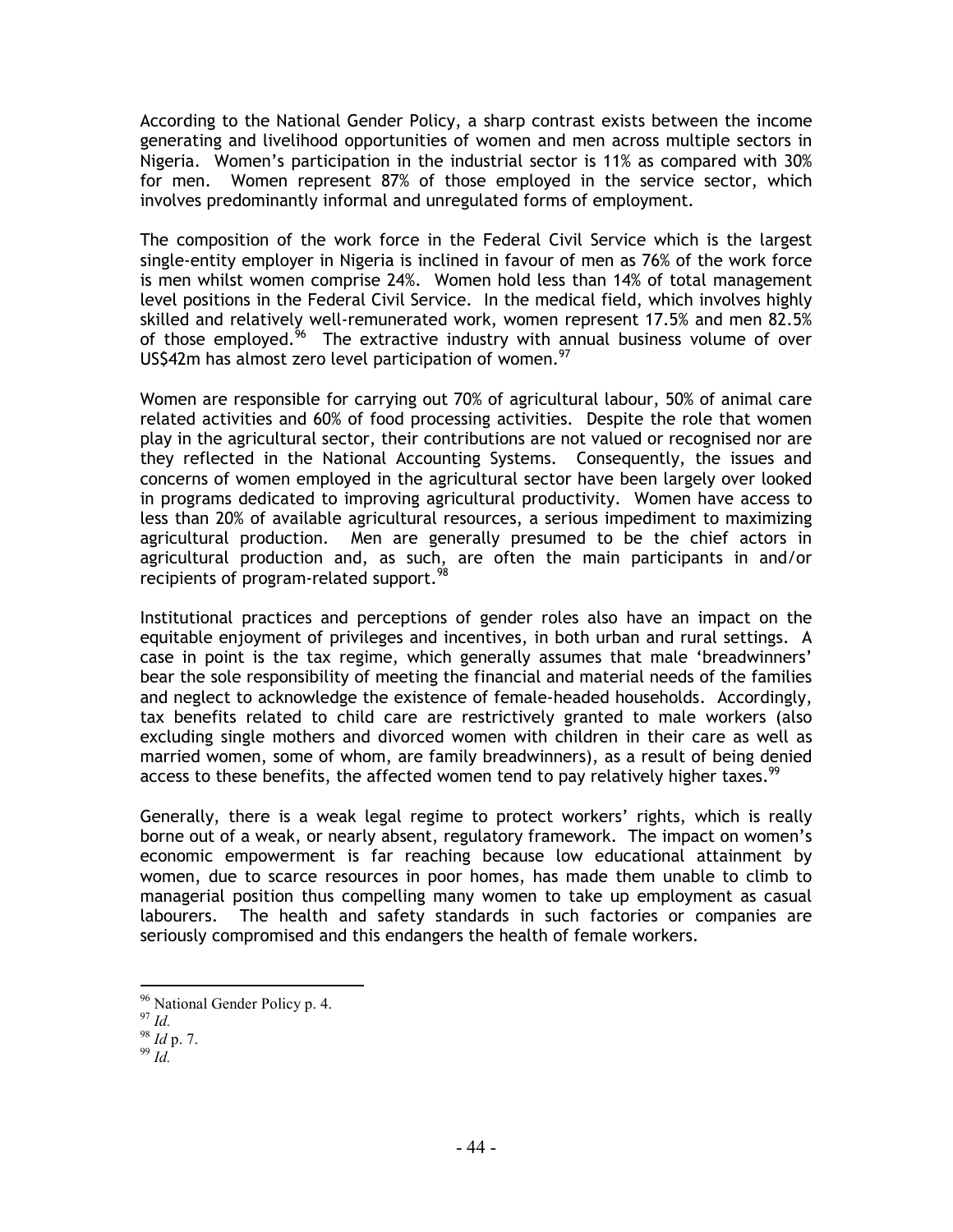According to the National Gender Policy, a sharp contrast exists between the income generating and livelihood opportunities of women and men across multiple sectors in Nigeria. Women's participation in the industrial sector is 11% as compared with 30% for men. Women represent 87% of those employed in the service sector, which involves predominantly informal and unregulated forms of employment.

The composition of the work force in the Federal Civil Service which is the largest single-entity employer in Nigeria is inclined in favour of men as 76% of the work force is men whilst women comprise 24%. Women hold less than 14% of total management level positions in the Federal Civil Service. In the medical field, which involves highly skilled and relatively well-remunerated work, women represent 17.5% and men 82.5% of those employed.[96] The extractive industry with annual business volume of over US$42m has almost zero level participation of women.[97]

Women are responsible for carrying out 70% of agricultural labour, 50% of animal care related activities and 60% of food processing activities. Despite the role that women play in the agricultural sector, their contributions are not valued or recognised nor are they reflected in the National Accounting Systems. Consequently, the issues and concerns of women employed in the agricultural sector have been largely over looked in programs dedicated to improving agricultural productivity. Women have access to less than 20% of available agricultural resources, a serious impediment to maximizing agricultural production. Men are generally presumed to be the chief actors in agricultural production and, as such, are often the main participants in and/or recipients of program-related support.[98]

Institutional practices and perceptions of gender roles also have an impact on the equitable enjoyment of privileges and incentives, in both urban and rural settings. A case in point is the tax regime, which generally assumes that male 'breadwinners' bear the sole responsibility of meeting the financial and material needs of the families and neglect to acknowledge the existence of female-headed households. Accordingly, tax benefits related to child care are restrictively granted to male workers (also excluding single mothers and divorced women with children in their care as well as married women, some of whom, are family breadwinners), as a result of being denied access to these benefits, the affected women tend to pay relatively higher taxes.[99]

Generally, there is a weak legal regime to protect workers' rights, which is really borne out of a weak, or nearly absent, regulatory framework. The impact on women's economic empowerment is far reaching because low educational attainment by women, due to scarce resources in poor homes, has made them unable to climb to managerial position thus compelling many women to take up employment as casual labourers. The health and safety standards in such factories or companies are seriously compromised and this endangers the health of female workers.

---

[96] National Gender Policy p. 4.

[97] *Id.*

[98] *Id* p. 7.

[99] *Id.*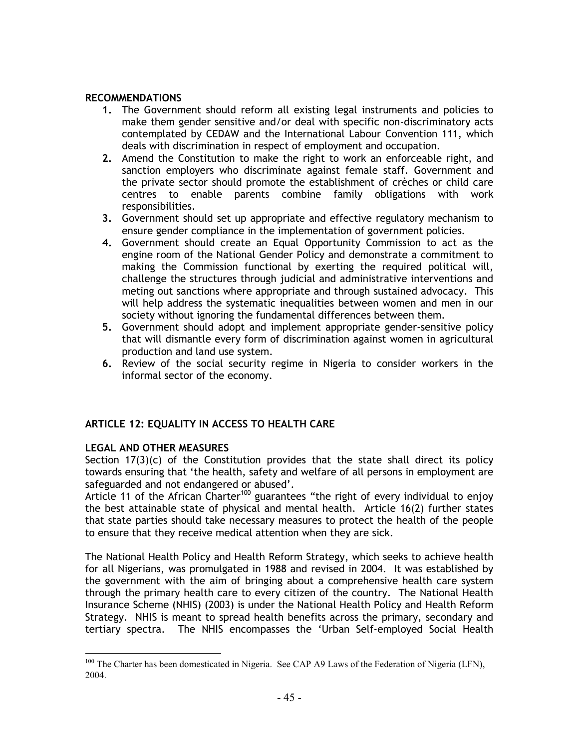**RECOMMENDATIONS**

1. The Government should reform all existing legal instruments and policies to make them gender sensitive and/or deal with specific non-discriminatory acts contemplated by CEDAW and the International Labour Convention 111, which deals with discrimination in respect of employment and occupation.
2. Amend the Constitution to make the right to work an enforceable right, and sanction employers who discriminate against female staff. Government and the private sector should promote the establishment of crèches or child care centres to enable parents combine family obligations with work responsibilities.
3. Government should set up appropriate and effective regulatory mechanism to ensure gender compliance in the implementation of government policies.
4. Government should create an Equal Opportunity Commission to act as the engine room of the National Gender Policy and demonstrate a commitment to making the Commission functional by exerting the required political will, challenge the structures through judicial and administrative interventions and meting out sanctions where appropriate and through sustained advocacy. This will help address the systematic inequalities between women and men in our society without ignoring the fundamental differences between them.
5. Government should adopt and implement appropriate gender-sensitive policy that will dismantle every form of discrimination against women in agricultural production and land use system.
6. Review of the social security regime in Nigeria to consider workers in the informal sector of the economy.

## ARTICLE 12: EQUALITY IN ACCESS TO HEALTH CARE

**LEGAL AND OTHER MEASURES**

Section 17(3)(c) of the Constitution provides that the state shall direct its policy towards ensuring that 'the health, safety and welfare of all persons in employment are safeguarded and not endangered or abused'.

Article 11 of the African Charter[100] guarantees "the right of every individual to enjoy the best attainable state of physical and mental health. Article 16(2) further states that state parties should take necessary measures to protect the health of the people to ensure that they receive medical attention when they are sick.

The National Health Policy and Health Reform Strategy, which seeks to achieve health for all Nigerians, was promulgated in 1988 and revised in 2004. It was established by the government with the aim of bringing about a comprehensive health care system through the primary health care to every citizen of the country. The National Health Insurance Scheme (NHIS) (2003) is under the National Health Policy and Health Reform Strategy. NHIS is meant to spread health benefits across the primary, secondary and tertiary spectra. The NHIS encompasses the 'Urban Self-employed Social Health

---

[100] The Charter has been domesticated in Nigeria. See CAP A9 Laws of the Federation of Nigeria (LFN), 2004.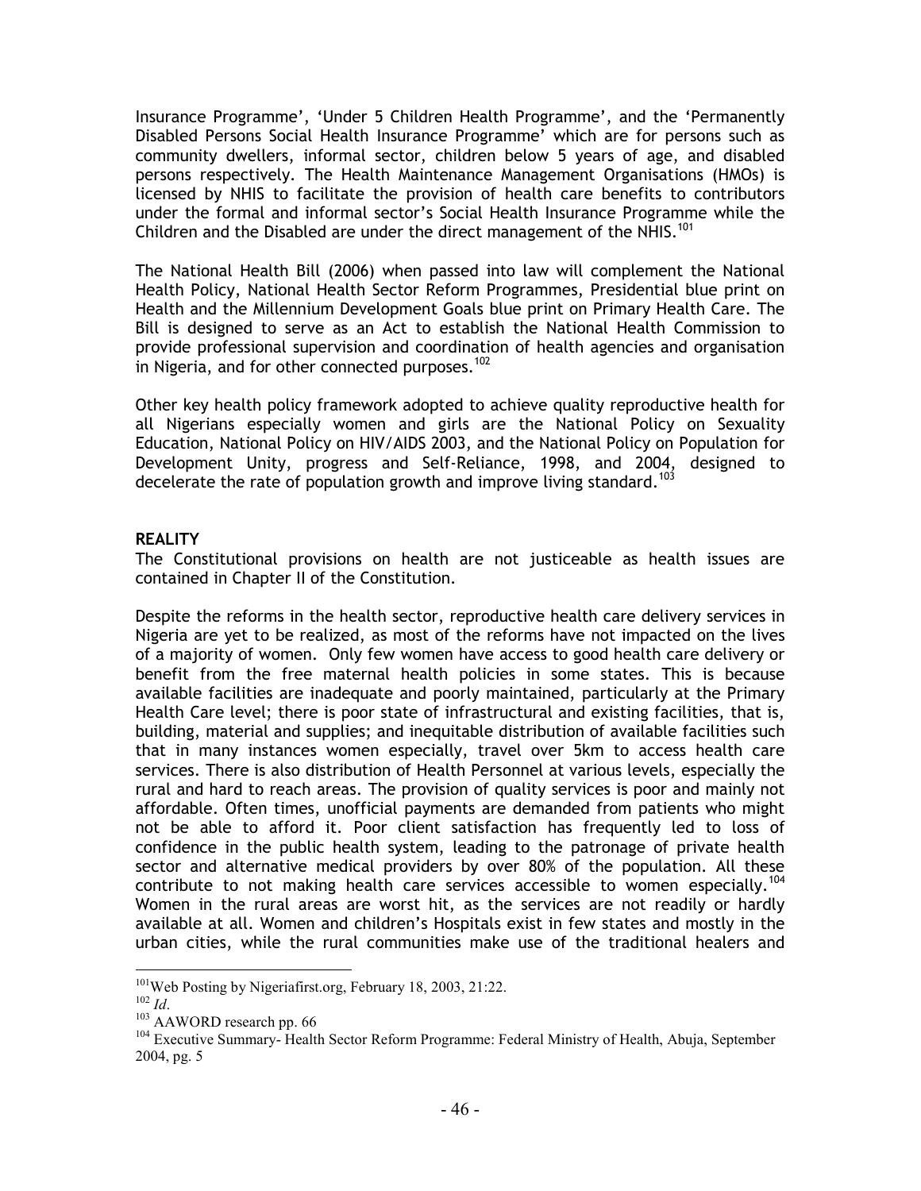Insurance Programme', 'Under 5 Children Health Programme', and the 'Permanently Disabled Persons Social Health Insurance Programme' which are for persons such as community dwellers, informal sector, children below 5 years of age, and disabled persons respectively. The Health Maintenance Management Organisations (HMOs) is licensed by NHIS to facilitate the provision of health care benefits to contributors under the formal and informal sector's Social Health Insurance Programme while the Children and the Disabled are under the direct management of the NHIS.[101]

The National Health Bill (2006) when passed into law will complement the National Health Policy, National Health Sector Reform Programmes, Presidential blue print on Health and the Millennium Development Goals blue print on Primary Health Care. The Bill is designed to serve as an Act to establish the National Health Commission to provide professional supervision and coordination of health agencies and organisation in Nigeria, and for other connected purposes.[102]

Other key health policy framework adopted to achieve quality reproductive health for all Nigerians especially women and girls are the National Policy on Sexuality Education, National Policy on HIV/AIDS 2003, and the National Policy on Population for Development Unity, progress and Self-Reliance, 1998, and 2004, designed to decelerate the rate of population growth and improve living standard.[103]

**REALITY**

The Constitutional provisions on health are not justiceable as health issues are contained in Chapter II of the Constitution.

Despite the reforms in the health sector, reproductive health care delivery services in Nigeria are yet to be realized, as most of the reforms have not impacted on the lives of a majority of women. Only few women have access to good health care delivery or benefit from the free maternal health policies in some states. This is because available facilities are inadequate and poorly maintained, particularly at the Primary Health Care level; there is poor state of infrastructural and existing facilities, that is, building, material and supplies; and inequitable distribution of available facilities such that in many instances women especially, travel over 5km to access health care services. There is also distribution of Health Personnel at various levels, especially the rural and hard to reach areas. The provision of quality services is poor and mainly not affordable. Often times, unofficial payments are demanded from patients who might not be able to afford it. Poor client satisfaction has frequently led to loss of confidence in the public health system, leading to the patronage of private health sector and alternative medical providers by over 80% of the population. All these contribute to not making health care services accessible to women especially.[104] Women in the rural areas are worst hit, as the services are not readily or hardly available at all. Women and children's Hospitals exist in few states and mostly in the urban cities, while the rural communities make use of the traditional healers and

---

[101] Web Posting by Nigeriafirst.org, February 18, 2003, 21:22.

[102] *Id*.

[103] AAWORD research pp. 66

[104] Executive Summary- Health Sector Reform Programme: Federal Ministry of Health, Abuja, September 2004, pg. 5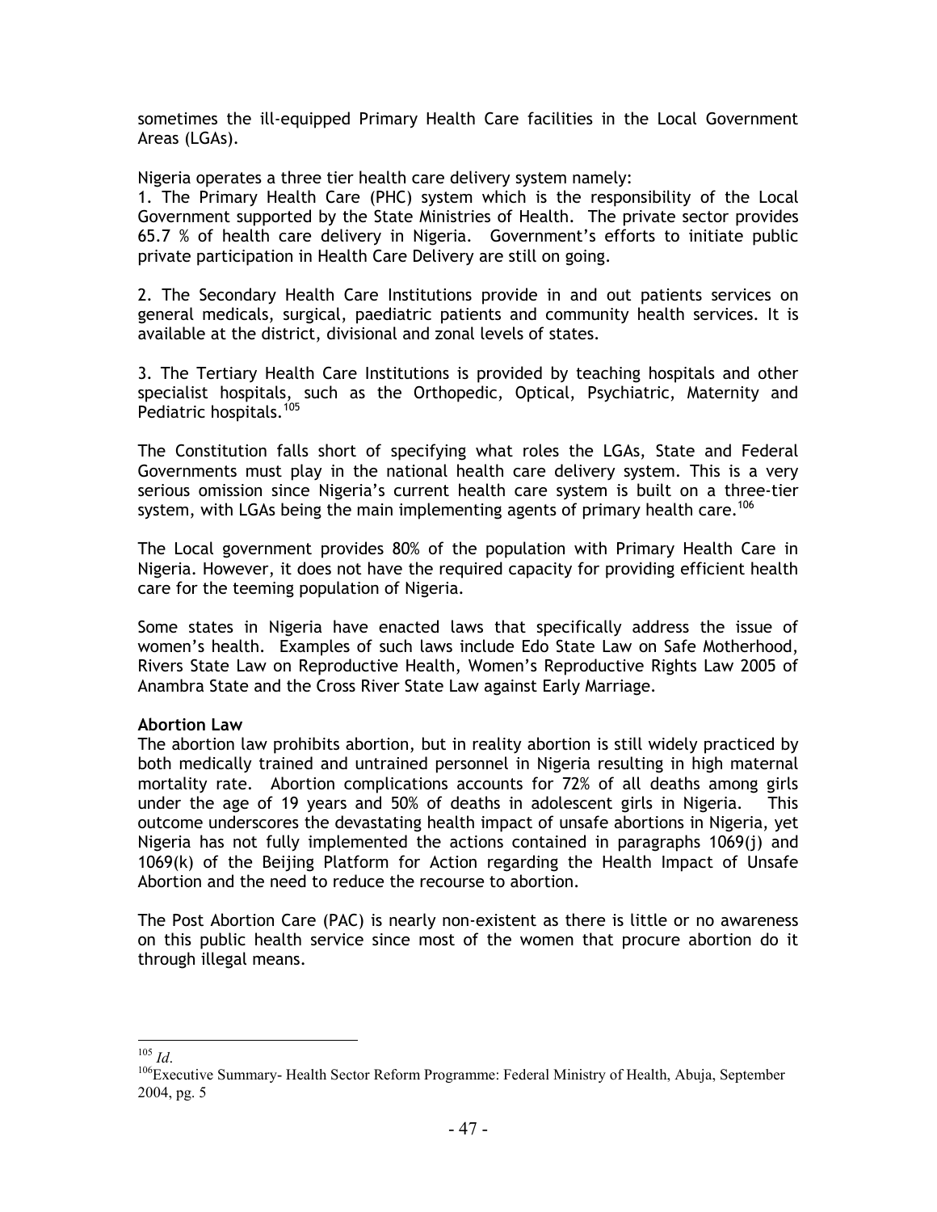sometimes the ill-equipped Primary Health Care facilities in the Local Government Areas (LGAs).

Nigeria operates a three tier health care delivery system namely:

1. The Primary Health Care (PHC) system which is the responsibility of the Local Government supported by the State Ministries of Health. The private sector provides 65.7 % of health care delivery in Nigeria. Government's efforts to initiate public private participation in Health Care Delivery are still on going.

2. The Secondary Health Care Institutions provide in and out patients services on general medicals, surgical, paediatric patients and community health services. It is available at the district, divisional and zonal levels of states.

3. The Tertiary Health Care Institutions is provided by teaching hospitals and other specialist hospitals, such as the Orthopedic, Optical, Psychiatric, Maternity and Pediatric hospitals.[105]

The Constitution falls short of specifying what roles the LGAs, State and Federal Governments must play in the national health care delivery system. This is a very serious omission since Nigeria's current health care system is built on a three-tier system, with LGAs being the main implementing agents of primary health care.[106]

The Local government provides 80% of the population with Primary Health Care in Nigeria. However, it does not have the required capacity for providing efficient health care for the teeming population of Nigeria.

Some states in Nigeria have enacted laws that specifically address the issue of women's health. Examples of such laws include Edo State Law on Safe Motherhood, Rivers State Law on Reproductive Health, Women's Reproductive Rights Law 2005 of Anambra State and the Cross River State Law against Early Marriage.

**Abortion Law**

The abortion law prohibits abortion, but in reality abortion is still widely practiced by both medically trained and untrained personnel in Nigeria resulting in high maternal mortality rate. Abortion complications accounts for 72% of all deaths among girls under the age of 19 years and 50% of deaths in adolescent girls in Nigeria. This outcome underscores the devastating health impact of unsafe abortions in Nigeria, yet Nigeria has not fully implemented the actions contained in paragraphs 1069(j) and 1069(k) of the Beijing Platform for Action regarding the Health Impact of Unsafe Abortion and the need to reduce the recourse to abortion.

The Post Abortion Care (PAC) is nearly non-existent as there is little or no awareness on this public health service since most of the women that procure abortion do it through illegal means.

---

[105] *Id*.

[106] Executive Summary- Health Sector Reform Programme: Federal Ministry of Health, Abuja, September 2004, pg. 5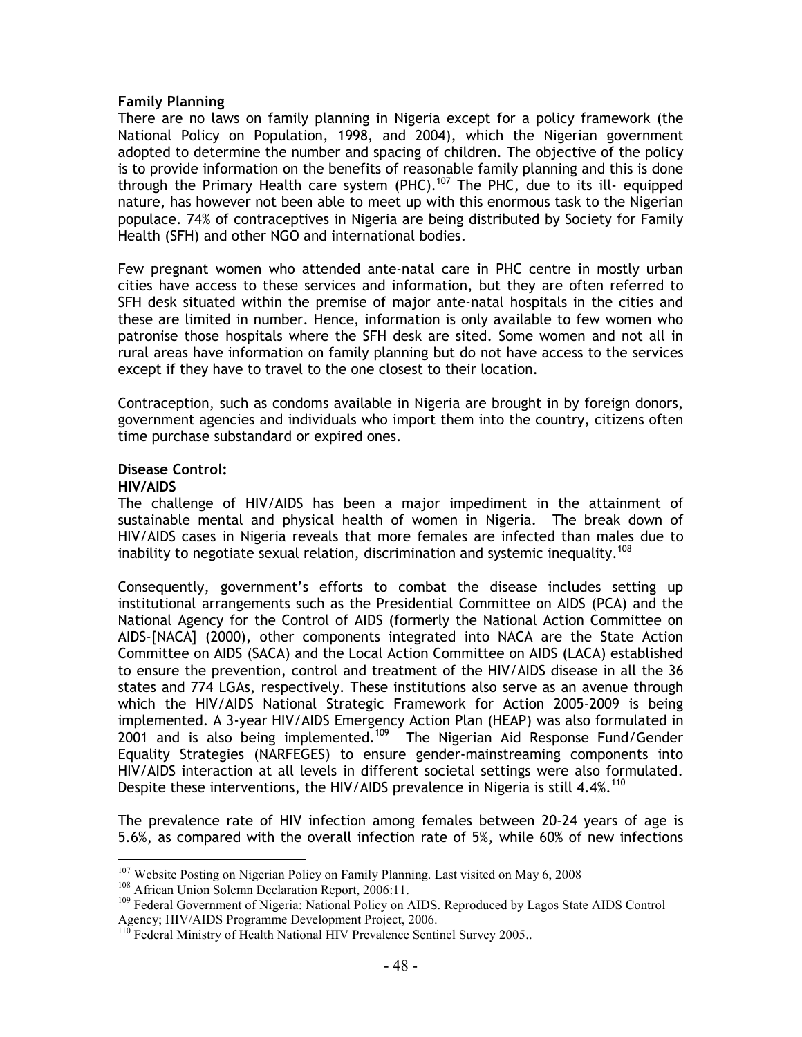**Family Planning**

There are no laws on family planning in Nigeria except for a policy framework (the National Policy on Population, 1998, and 2004), which the Nigerian government adopted to determine the number and spacing of children. The objective of the policy is to provide information on the benefits of reasonable family planning and this is done through the Primary Health care system (PHC).[107] The PHC, due to its ill- equipped nature, has however not been able to meet up with this enormous task to the Nigerian populace. 74% of contraceptives in Nigeria are being distributed by Society for Family Health (SFH) and other NGO and international bodies.

Few pregnant women who attended ante-natal care in PHC centre in mostly urban cities have access to these services and information, but they are often referred to SFH desk situated within the premise of major ante-natal hospitals in the cities and these are limited in number. Hence, information is only available to few women who patronise those hospitals where the SFH desk are sited. Some women and not all in rural areas have information on family planning but do not have access to the services except if they have to travel to the one closest to their location.

Contraception, such as condoms available in Nigeria are brought in by foreign donors, government agencies and individuals who import them into the country, citizens often time purchase substandard or expired ones.

**Disease Control:**

**HIV/AIDS**

The challenge of HIV/AIDS has been a major impediment in the attainment of sustainable mental and physical health of women in Nigeria. The break down of HIV/AIDS cases in Nigeria reveals that more females are infected than males due to inability to negotiate sexual relation, discrimination and systemic inequality.[108]

Consequently, government's efforts to combat the disease includes setting up institutional arrangements such as the Presidential Committee on AIDS (PCA) and the National Agency for the Control of AIDS (formerly the National Action Committee on AIDS-[NACA] (2000), other components integrated into NACA are the State Action Committee on AIDS (SACA) and the Local Action Committee on AIDS (LACA) established to ensure the prevention, control and treatment of the HIV/AIDS disease in all the 36 states and 774 LGAs, respectively. These institutions also serve as an avenue through which the HIV/AIDS National Strategic Framework for Action 2005-2009 is being implemented. A 3-year HIV/AIDS Emergency Action Plan (HEAP) was also formulated in 2001 and is also being implemented.[109] The Nigerian Aid Response Fund/Gender Equality Strategies (NARFEGES) to ensure gender-mainstreaming components into HIV/AIDS interaction at all levels in different societal settings were also formulated. Despite these interventions, the HIV/AIDS prevalence in Nigeria is still 4.4%.[110]

The prevalence rate of HIV infection among females between 20-24 years of age is 5.6%, as compared with the overall infection rate of 5%, while 60% of new infections

---

[107] Website Posting on Nigerian Policy on Family Planning. Last visited on May 6, 2008

[108] African Union Solemn Declaration Report, 2006:11.

[109] Federal Government of Nigeria: National Policy on AIDS. Reproduced by Lagos State AIDS Control Agency; HIV/AIDS Programme Development Project, 2006.

[110] Federal Ministry of Health National HIV Prevalence Sentinel Survey 2005..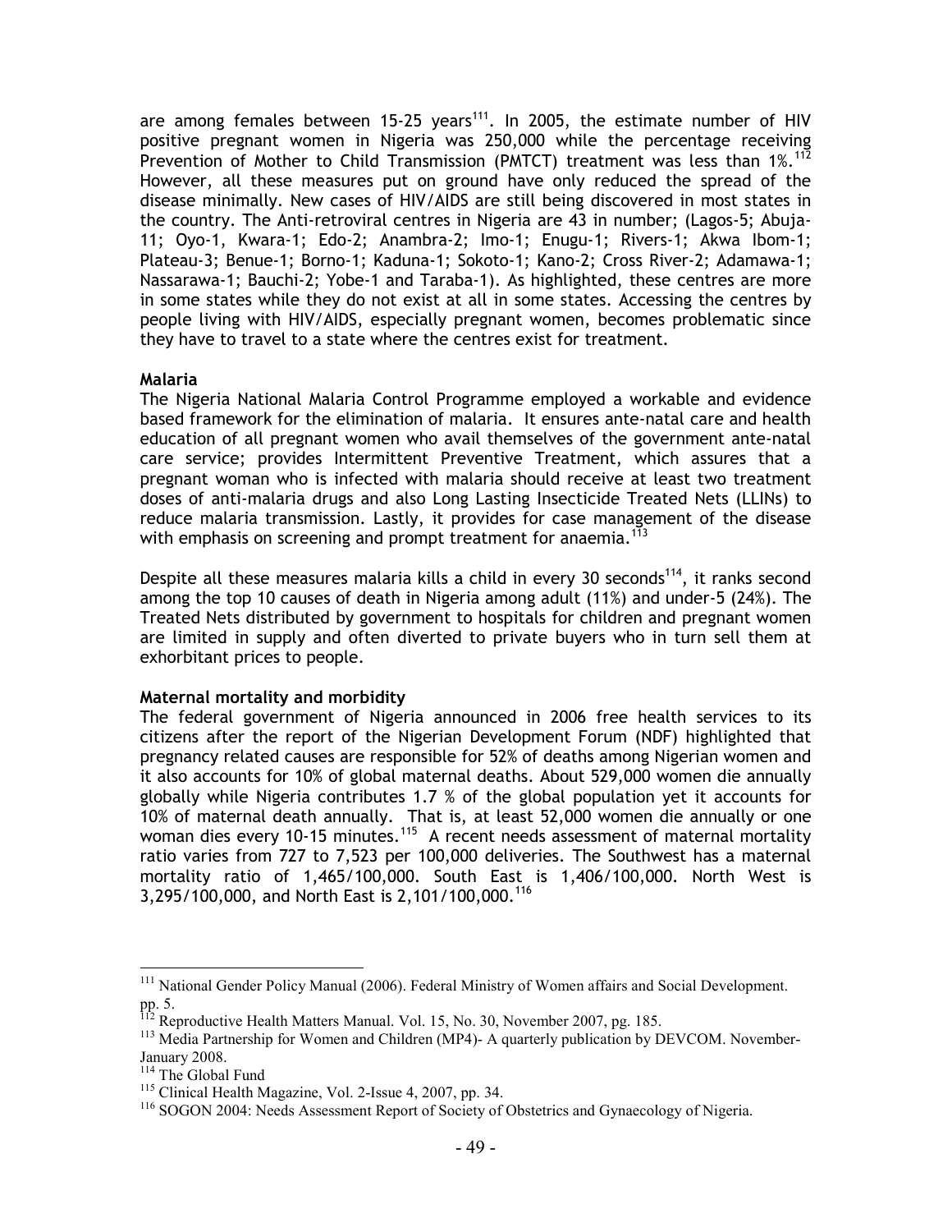are among females between 15-25 years[111]. In 2005, the estimate number of HIV positive pregnant women in Nigeria was 250,000 while the percentage receiving Prevention of Mother to Child Transmission (PMTCT) treatment was less than 1%.[112] However, all these measures put on ground have only reduced the spread of the disease minimally. New cases of HIV/AIDS are still being discovered in most states in the country. The Anti-retroviral centres in Nigeria are 43 in number; (Lagos-5; Abuja-11; Oyo-1, Kwara-1; Edo-2; Anambra-2; Imo-1; Enugu-1; Rivers-1; Akwa Ibom-1; Plateau-3; Benue-1; Borno-1; Kaduna-1; Sokoto-1; Kano-2; Cross River-2; Adamawa-1; Nassarawa-1; Bauchi-2; Yobe-1 and Taraba-1). As highlighted, these centres are more in some states while they do not exist at all in some states. Accessing the centres by people living with HIV/AIDS, especially pregnant women, becomes problematic since they have to travel to a state where the centres exist for treatment.

**Malaria**

The Nigeria National Malaria Control Programme employed a workable and evidence based framework for the elimination of malaria. It ensures ante-natal care and health education of all pregnant women who avail themselves of the government ante-natal care service; provides Intermittent Preventive Treatment, which assures that a pregnant woman who is infected with malaria should receive at least two treatment doses of anti-malaria drugs and also Long Lasting Insecticide Treated Nets (LLINs) to reduce malaria transmission. Lastly, it provides for case management of the disease with emphasis on screening and prompt treatment for anaemia.[113]

Despite all these measures malaria kills a child in every 30 seconds[114], it ranks second among the top 10 causes of death in Nigeria among adult (11%) and under-5 (24%). The Treated Nets distributed by government to hospitals for children and pregnant women are limited in supply and often diverted to private buyers who in turn sell them at exhorbitant prices to people.

**Maternal mortality and morbidity**

The federal government of Nigeria announced in 2006 free health services to its citizens after the report of the Nigerian Development Forum (NDF) highlighted that pregnancy related causes are responsible for 52% of deaths among Nigerian women and it also accounts for 10% of global maternal deaths. About 529,000 women die annually globally while Nigeria contributes 1.7 % of the global population yet it accounts for 10% of maternal death annually. That is, at least 52,000 women die annually or one woman dies every 10-15 minutes.[115] A recent needs assessment of maternal mortality ratio varies from 727 to 7,523 per 100,000 deliveries. The Southwest has a maternal mortality ratio of 1,465/100,000. South East is 1,406/100,000. North West is 3,295/100,000, and North East is 2,101/100,000.[116]

---

[111] National Gender Policy Manual (2006). Federal Ministry of Women affairs and Social Development. pp. 5.

[112] Reproductive Health Matters Manual. Vol. 15, No. 30, November 2007, pg. 185.

[113] Media Partnership for Women and Children (MP4)- A quarterly publication by DEVCOM. November-January 2008.

[114] The Global Fund

[115] Clinical Health Magazine, Vol. 2-Issue 4, 2007, pp. 34.

[116] SOGON 2004: Needs Assessment Report of Society of Obstetrics and Gynaecology of Nigeria.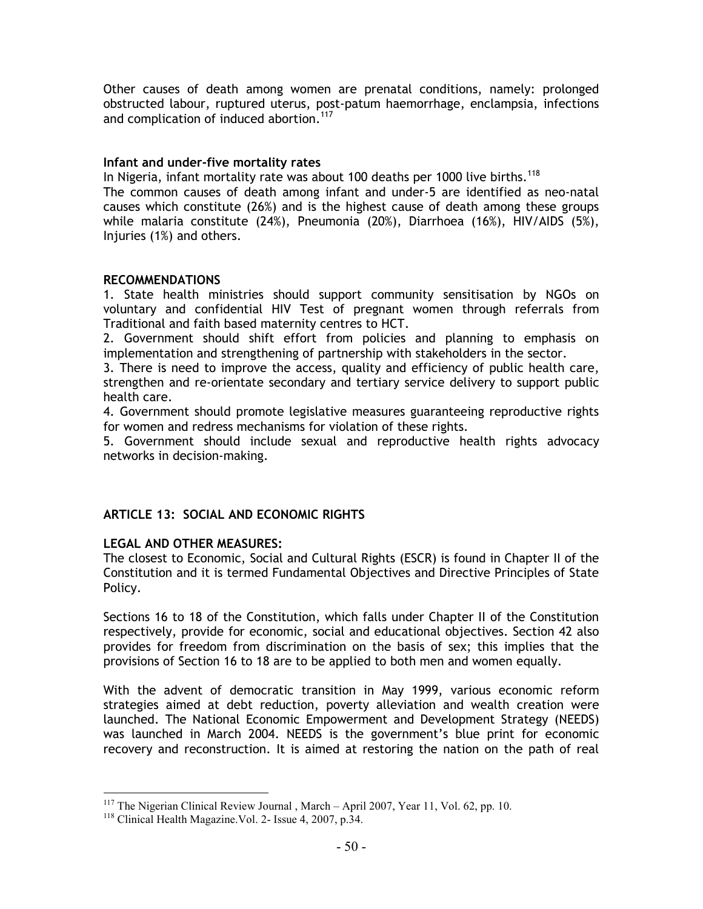Other causes of death among women are prenatal conditions, namely: prolonged obstructed labour, ruptured uterus, post-patum haemorrhage, enclampsia, infections and complication of induced abortion.[117]

**Infant and under-five mortality rates**

In Nigeria, infant mortality rate was about 100 deaths per 1000 live births.[118]

The common causes of death among infant and under-5 are identified as neo-natal causes which constitute (26%) and is the highest cause of death among these groups while malaria constitute (24%), Pneumonia (20%), Diarrhoea (16%), HIV/AIDS (5%), Injuries (1%) and others.

**RECOMMENDATIONS**

1. State health ministries should support community sensitisation by NGOs on voluntary and confidential HIV Test of pregnant women through referrals from Traditional and faith based maternity centres to HCT.
2. Government should shift effort from policies and planning to emphasis on implementation and strengthening of partnership with stakeholders in the sector.
3. There is need to improve the access, quality and efficiency of public health care, strengthen and re-orientate secondary and tertiary service delivery to support public health care.
4. Government should promote legislative measures guaranteeing reproductive rights for women and redress mechanisms for violation of these rights.
5. Government should include sexual and reproductive health rights advocacy networks in decision-making.

## ARTICLE 13: SOCIAL AND ECONOMIC RIGHTS

**LEGAL AND OTHER MEASURES:**

The closest to Economic, Social and Cultural Rights (ESCR) is found in Chapter II of the Constitution and it is termed Fundamental Objectives and Directive Principles of State Policy.

Sections 16 to 18 of the Constitution, which falls under Chapter II of the Constitution respectively, provide for economic, social and educational objectives. Section 42 also provides for freedom from discrimination on the basis of sex; this implies that the provisions of Section 16 to 18 are to be applied to both men and women equally.

With the advent of democratic transition in May 1999, various economic reform strategies aimed at debt reduction, poverty alleviation and wealth creation were launched. The National Economic Empowerment and Development Strategy (NEEDS) was launched in March 2004. NEEDS is the government's blue print for economic recovery and reconstruction. It is aimed at restoring the nation on the path of real

---

[117] The Nigerian Clinical Review Journal , March – April 2007, Year 11, Vol. 62, pp. 10.

[118] Clinical Health Magazine.Vol. 2- Issue 4, 2007, p.34.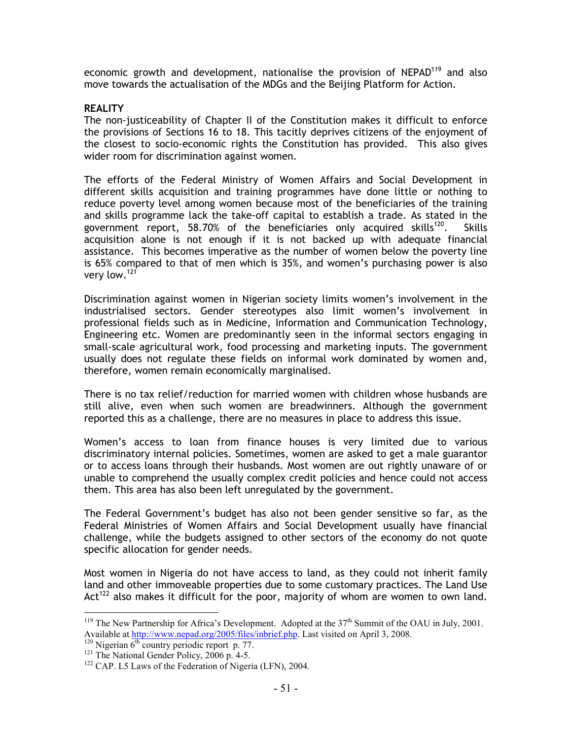economic growth and development, nationalise the provision of NEPAD[119] and also move towards the actualisation of the MDGs and the Beijing Platform for Action.

**REALITY**

The non-justiceability of Chapter II of the Constitution makes it difficult to enforce the provisions of Sections 16 to 18. This tacitly deprives citizens of the enjoyment of the closest to socio-economic rights the Constitution has provided. This also gives wider room for discrimination against women.

The efforts of the Federal Ministry of Women Affairs and Social Development in different skills acquisition and training programmes have done little or nothing to reduce poverty level among women because most of the beneficiaries of the training and skills programme lack the take-off capital to establish a trade. As stated in the government report, 58.70% of the beneficiaries only acquired skills[120]. Skills acquisition alone is not enough if it is not backed up with adequate financial assistance. This becomes imperative as the number of women below the poverty line is 65% compared to that of men which is 35%, and women's purchasing power is also very low.[121]

Discrimination against women in Nigerian society limits women's involvement in the industrialised sectors. Gender stereotypes also limit women's involvement in professional fields such as in Medicine, Information and Communication Technology, Engineering etc. Women are predominantly seen in the informal sectors engaging in small-scale agricultural work, food processing and marketing inputs. The government usually does not regulate these fields on informal work dominated by women and, therefore, women remain economically marginalised.

There is no tax relief/reduction for married women with children whose husbands are still alive, even when such women are breadwinners. Although the government reported this as a challenge, there are no measures in place to address this issue.

Women's access to loan from finance houses is very limited due to various discriminatory internal policies. Sometimes, women are asked to get a male guarantor or to access loans through their husbands. Most women are out rightly unaware of or unable to comprehend the usually complex credit policies and hence could not access them. This area has also been left unregulated by the government.

The Federal Government's budget has also not been gender sensitive so far, as the Federal Ministries of Women Affairs and Social Development usually have financial challenge, while the budgets assigned to other sectors of the economy do not quote specific allocation for gender needs.

Most women in Nigeria do not have access to land, as they could not inherit family land and other immoveable properties due to some customary practices. The Land Use Act[122] also makes it difficult for the poor, majority of whom are women to own land.

---

[119] The New Partnership for Africa's Development. Adopted at the 37th Summit of the OAU in July, 2001. Available at http://www.nepad.org/2005/files/inbrief.php. Last visited on April 3, 2008.

[120] Nigerian 6th country periodic report p. 77.

[121] The National Gender Policy, 2006 p. 4-5.

[122] CAP. L5 Laws of the Federation of Nigeria (LFN), 2004.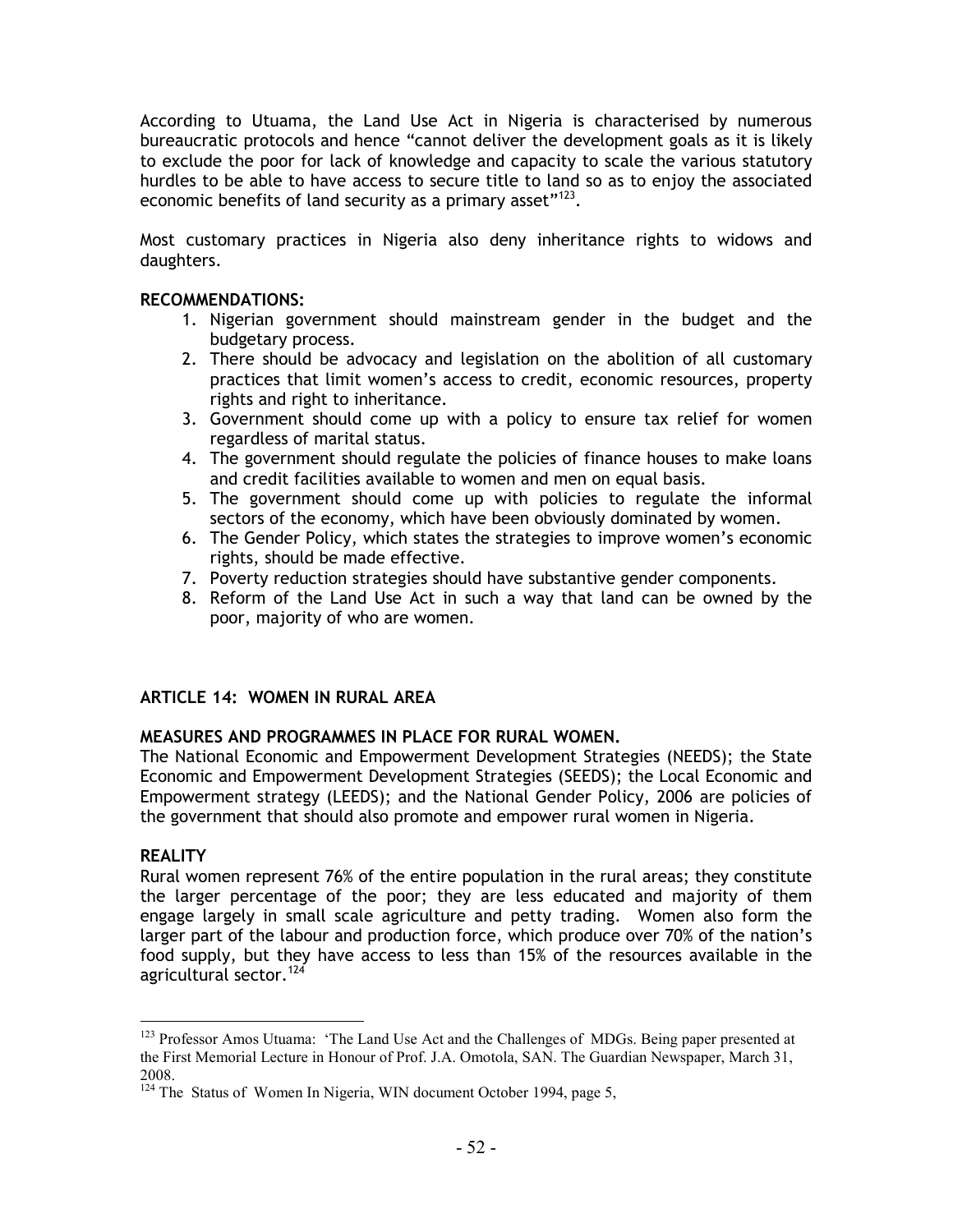According to Utuama, the Land Use Act in Nigeria is characterised by numerous bureaucratic protocols and hence "cannot deliver the development goals as it is likely to exclude the poor for lack of knowledge and capacity to scale the various statutory hurdles to be able to have access to secure title to land so as to enjoy the associated economic benefits of land security as a primary asset"[123].

Most customary practices in Nigeria also deny inheritance rights to widows and daughters.

**RECOMMENDATIONS:**

1. Nigerian government should mainstream gender in the budget and the budgetary process.
2. There should be advocacy and legislation on the abolition of all customary practices that limit women's access to credit, economic resources, property rights and right to inheritance.
3. Government should come up with a policy to ensure tax relief for women regardless of marital status.
4. The government should regulate the policies of finance houses to make loans and credit facilities available to women and men on equal basis.
5. The government should come up with policies to regulate the informal sectors of the economy, which have been obviously dominated by women.
6. The Gender Policy, which states the strategies to improve women's economic rights, should be made effective.
7. Poverty reduction strategies should have substantive gender components.
8. Reform of the Land Use Act in such a way that land can be owned by the poor, majority of who are women.

## ARTICLE 14: WOMEN IN RURAL AREA

### MEASURES AND PROGRAMMES IN PLACE FOR RURAL WOMEN.

The National Economic and Empowerment Development Strategies (NEEDS); the State Economic and Empowerment Development Strategies (SEEDS); the Local Economic and Empowerment strategy (LEEDS); and the National Gender Policy, 2006 are policies of the government that should also promote and empower rural women in Nigeria.

### REALITY

Rural women represent 76% of the entire population in the rural areas; they constitute the larger percentage of the poor; they are less educated and majority of them engage largely in small scale agriculture and petty trading. Women also form the larger part of the labour and production force, which produce over 70% of the nation's food supply, but they have access to less than 15% of the resources available in the agricultural sector.[124]

---

[123] Professor Amos Utuama: 'The Land Use Act and the Challenges of MDGs. Being paper presented at the First Memorial Lecture in Honour of Prof. J.A. Omotola, SAN. The Guardian Newspaper, March 31, 2008.

[124] The Status of Women In Nigeria, WIN document October 1994, page 5,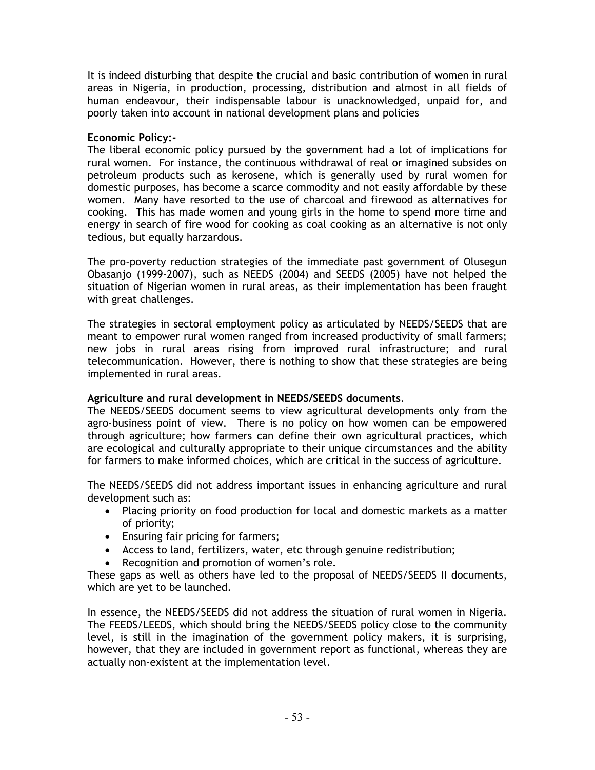It is indeed disturbing that despite the crucial and basic contribution of women in rural areas in Nigeria, in production, processing, distribution and almost in all fields of human endeavour, their indispensable labour is unacknowledged, unpaid for, and poorly taken into account in national development plans and policies

**Economic Policy:-**

The liberal economic policy pursued by the government had a lot of implications for rural women. For instance, the continuous withdrawal of real or imagined subsides on petroleum products such as kerosene, which is generally used by rural women for domestic purposes, has become a scarce commodity and not easily affordable by these women. Many have resorted to the use of charcoal and firewood as alternatives for cooking. This has made women and young girls in the home to spend more time and energy in search of fire wood for cooking as coal cooking as an alternative is not only tedious, but equally harzardous.

The pro-poverty reduction strategies of the immediate past government of Olusegun Obasanjo (1999-2007), such as NEEDS (2004) and SEEDS (2005) have not helped the situation of Nigerian women in rural areas, as their implementation has been fraught with great challenges.

The strategies in sectoral employment policy as articulated by NEEDS/SEEDS that are meant to empower rural women ranged from increased productivity of small farmers; new jobs in rural areas rising from improved rural infrastructure; and rural telecommunication. However, there is nothing to show that these strategies are being implemented in rural areas.

**Agriculture and rural development in NEEDS/SEEDS documents**.

The NEEDS/SEEDS document seems to view agricultural developments only from the agro-business point of view. There is no policy on how women can be empowered through agriculture; how farmers can define their own agricultural practices, which are ecological and culturally appropriate to their unique circumstances and the ability for farmers to make informed choices, which are critical in the success of agriculture.

The NEEDS/SEEDS did not address important issues in enhancing agriculture and rural development such as:

- Placing priority on food production for local and domestic markets as a matter of priority;
- Ensuring fair pricing for farmers;
- Access to land, fertilizers, water, etc through genuine redistribution;
- Recognition and promotion of women's role.

These gaps as well as others have led to the proposal of NEEDS/SEEDS II documents, which are yet to be launched.

In essence, the NEEDS/SEEDS did not address the situation of rural women in Nigeria. The FEEDS/LEEDS, which should bring the NEEDS/SEEDS policy close to the community level, is still in the imagination of the government policy makers, it is surprising, however, that they are included in government report as functional, whereas they are actually non-existent at the implementation level.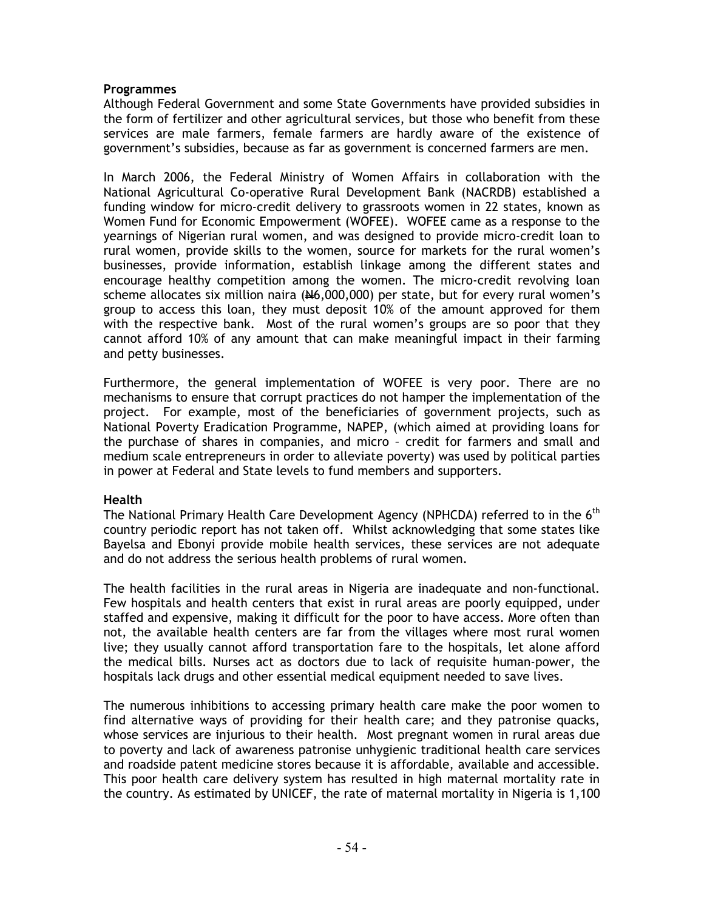### Programmes

Although Federal Government and some State Governments have provided subsidies in the form of fertilizer and other agricultural services, but those who benefit from these services are male farmers, female farmers are hardly aware of the existence of government's subsidies, because as far as government is concerned farmers are men.

In March 2006, the Federal Ministry of Women Affairs in collaboration with the National Agricultural Co-operative Rural Development Bank (NACRDB) established a funding window for micro-credit delivery to grassroots women in 22 states, known as Women Fund for Economic Empowerment (WOFEE). WOFEE came as a response to the yearnings of Nigerian rural women, and was designed to provide micro-credit loan to rural women, provide skills to the women, source for markets for the rural women's businesses, provide information, establish linkage among the different states and encourage healthy competition among the women. The micro-credit revolving loan scheme allocates six million naira (₦6,000,000) per state, but for every rural women's group to access this loan, they must deposit 10% of the amount approved for them with the respective bank. Most of the rural women's groups are so poor that they cannot afford 10% of any amount that can make meaningful impact in their farming and petty businesses.

Furthermore, the general implementation of WOFEE is very poor. There are no mechanisms to ensure that corrupt practices do not hamper the implementation of the project. For example, most of the beneficiaries of government projects, such as National Poverty Eradication Programme, NAPEP, (which aimed at providing loans for the purchase of shares in companies, and micro – credit for farmers and small and medium scale entrepreneurs in order to alleviate poverty) was used by political parties in power at Federal and State levels to fund members and supporters.

### Health

The National Primary Health Care Development Agency (NPHCDA) referred to in the 6th country periodic report has not taken off. Whilst acknowledging that some states like Bayelsa and Ebonyi provide mobile health services, these services are not adequate and do not address the serious health problems of rural women.

The health facilities in the rural areas in Nigeria are inadequate and non-functional. Few hospitals and health centers that exist in rural areas are poorly equipped, under staffed and expensive, making it difficult for the poor to have access. More often than not, the available health centers are far from the villages where most rural women live; they usually cannot afford transportation fare to the hospitals, let alone afford the medical bills. Nurses act as doctors due to lack of requisite human-power, the hospitals lack drugs and other essential medical equipment needed to save lives.

The numerous inhibitions to accessing primary health care make the poor women to find alternative ways of providing for their health care; and they patronise quacks, whose services are injurious to their health. Most pregnant women in rural areas due to poverty and lack of awareness patronise unhygienic traditional health care services and roadside patent medicine stores because it is affordable, available and accessible. This poor health care delivery system has resulted in high maternal mortality rate in the country. As estimated by UNICEF, the rate of maternal mortality in Nigeria is 1,100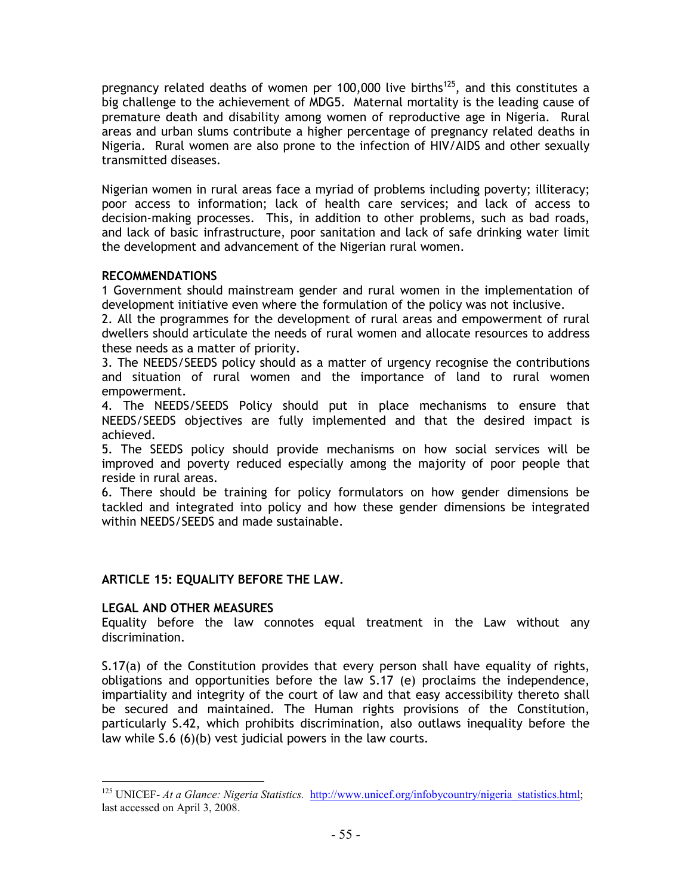pregnancy related deaths of women per 100,000 live births[125], and this constitutes a big challenge to the achievement of MDG5. Maternal mortality is the leading cause of premature death and disability among women of reproductive age in Nigeria. Rural areas and urban slums contribute a higher percentage of pregnancy related deaths in Nigeria. Rural women are also prone to the infection of HIV/AIDS and other sexually transmitted diseases.

Nigerian women in rural areas face a myriad of problems including poverty; illiteracy; poor access to information; lack of health care services; and lack of access to decision-making processes. This, in addition to other problems, such as bad roads, and lack of basic infrastructure, poor sanitation and lack of safe drinking water limit the development and advancement of the Nigerian rural women.

**RECOMMENDATIONS**

1 Government should mainstream gender and rural women in the implementation of development initiative even where the formulation of the policy was not inclusive.
2. All the programmes for the development of rural areas and empowerment of rural dwellers should articulate the needs of rural women and allocate resources to address these needs as a matter of priority.
3. The NEEDS/SEEDS policy should as a matter of urgency recognise the contributions and situation of rural women and the importance of land to rural women empowerment.
4. The NEEDS/SEEDS Policy should put in place mechanisms to ensure that NEEDS/SEEDS objectives are fully implemented and that the desired impact is achieved.
5. The SEEDS policy should provide mechanisms on how social services will be improved and poverty reduced especially among the majority of poor people that reside in rural areas.
6. There should be training for policy formulators on how gender dimensions be tackled and integrated into policy and how these gender dimensions be integrated within NEEDS/SEEDS and made sustainable.

## ARTICLE 15: EQUALITY BEFORE THE LAW.

**LEGAL AND OTHER MEASURES**

Equality before the law connotes equal treatment in the Law without any discrimination.

S.17(a) of the Constitution provides that every person shall have equality of rights, obligations and opportunities before the law S.17 (e) proclaims the independence, impartiality and integrity of the court of law and that easy accessibility thereto shall be secured and maintained. The Human rights provisions of the Constitution, particularly S.42, which prohibits discrimination, also outlaws inequality before the law while S.6 (6)(b) vest judicial powers in the law courts.

[125] UNICEF- *At a Glance: Nigeria Statistics.* http://www.unicef.org/infobycountry/nigeria_statistics.html; last accessed on April 3, 2008.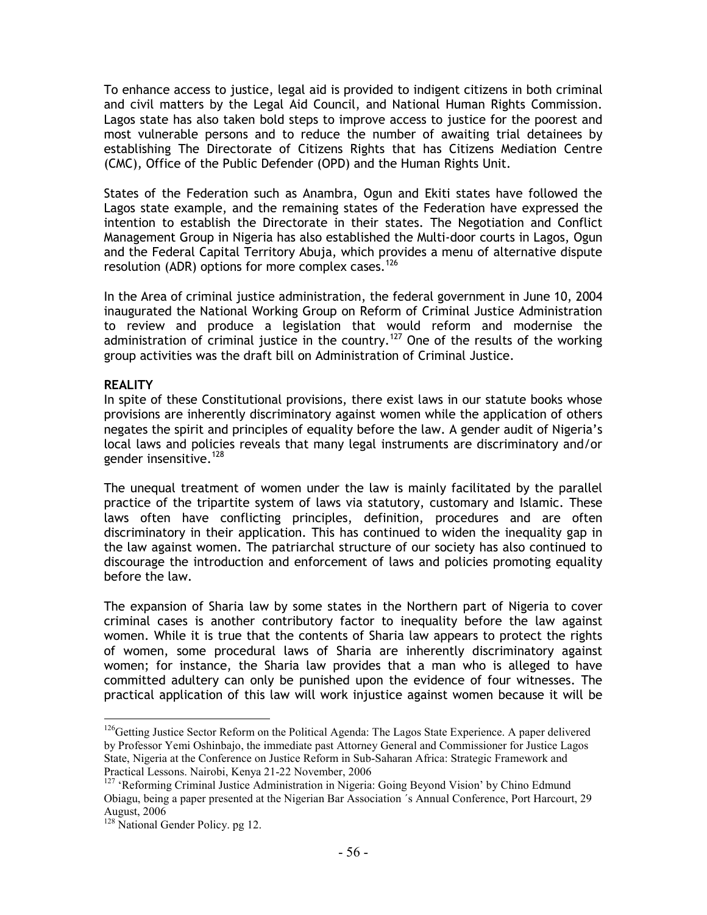To enhance access to justice, legal aid is provided to indigent citizens in both criminal and civil matters by the Legal Aid Council, and National Human Rights Commission. Lagos state has also taken bold steps to improve access to justice for the poorest and most vulnerable persons and to reduce the number of awaiting trial detainees by establishing The Directorate of Citizens Rights that has Citizens Mediation Centre (CMC), Office of the Public Defender (OPD) and the Human Rights Unit.

States of the Federation such as Anambra, Ogun and Ekiti states have followed the Lagos state example, and the remaining states of the Federation have expressed the intention to establish the Directorate in their states. The Negotiation and Conflict Management Group in Nigeria has also established the Multi-door courts in Lagos, Ogun and the Federal Capital Territory Abuja, which provides a menu of alternative dispute resolution (ADR) options for more complex cases.[126]

In the Area of criminal justice administration, the federal government in June 10, 2004 inaugurated the National Working Group on Reform of Criminal Justice Administration to review and produce a legislation that would reform and modernise the administration of criminal justice in the country.[127] One of the results of the working group activities was the draft bill on Administration of Criminal Justice.

**REALITY**

In spite of these Constitutional provisions, there exist laws in our statute books whose provisions are inherently discriminatory against women while the application of others negates the spirit and principles of equality before the law. A gender audit of Nigeria's local laws and policies reveals that many legal instruments are discriminatory and/or gender insensitive.[128]

The unequal treatment of women under the law is mainly facilitated by the parallel practice of the tripartite system of laws via statutory, customary and Islamic. These laws often have conflicting principles, definition, procedures and are often discriminatory in their application. This has continued to widen the inequality gap in the law against women. The patriarchal structure of our society has also continued to discourage the introduction and enforcement of laws and policies promoting equality before the law.

The expansion of Sharia law by some states in the Northern part of Nigeria to cover criminal cases is another contributory factor to inequality before the law against women. While it is true that the contents of Sharia law appears to protect the rights of women, some procedural laws of Sharia are inherently discriminatory against women; for instance, the Sharia law provides that a man who is alleged to have committed adultery can only be punished upon the evidence of four witnesses. The practical application of this law will work injustice against women because it will be

---

[126] Getting Justice Sector Reform on the Political Agenda: The Lagos State Experience. A paper delivered by Professor Yemi Oshinbajo, the immediate past Attorney General and Commissioner for Justice Lagos State, Nigeria at the Conference on Justice Reform in Sub-Saharan Africa: Strategic Framework and Practical Lessons. Nairobi, Kenya 21-22 November, 2006

[127] 'Reforming Criminal Justice Administration in Nigeria: Going Beyond Vision' by Chino Edmund Obiagu, being a paper presented at the Nigerian Bar Association ´s Annual Conference, Port Harcourt, 29 August, 2006

[128] National Gender Policy. pg 12.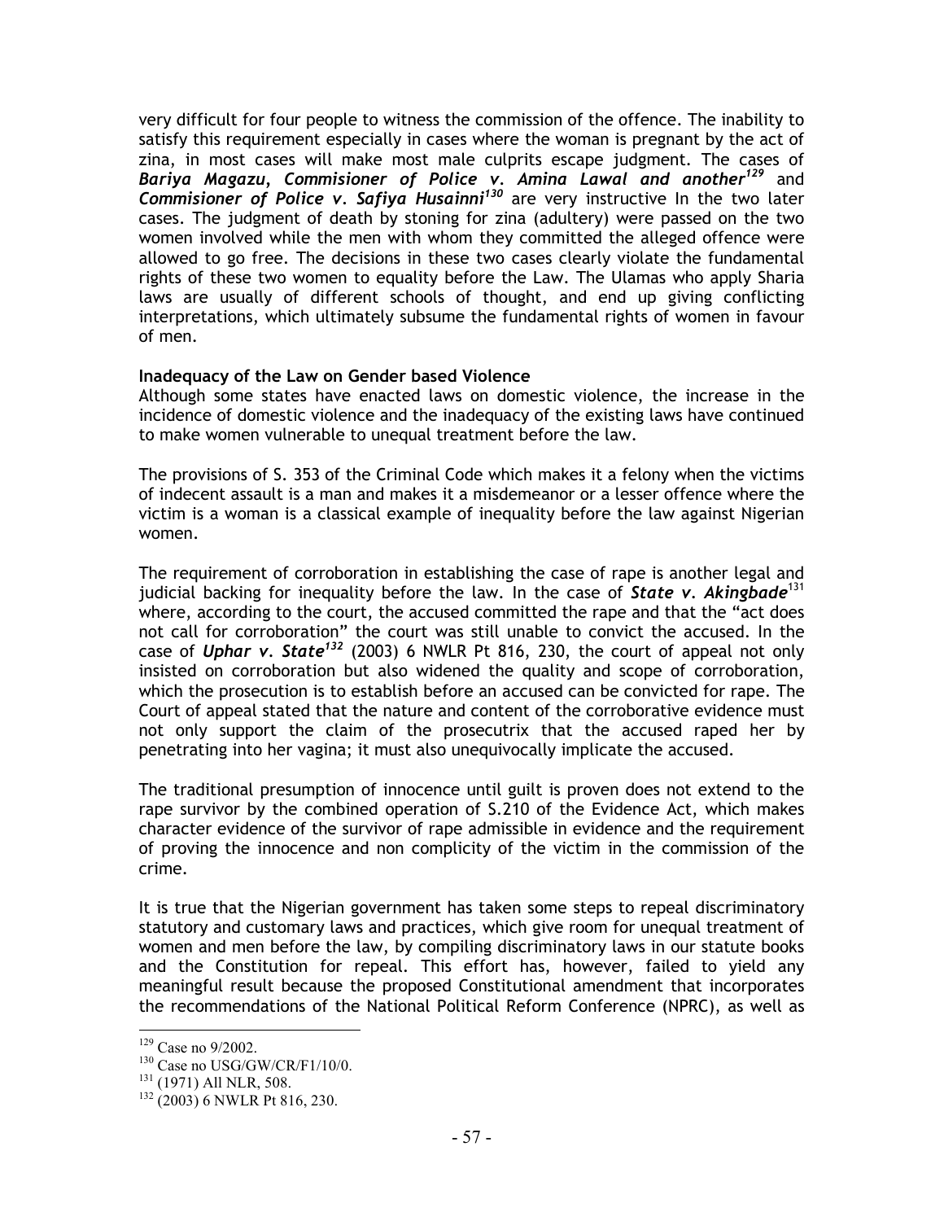very difficult for four people to witness the commission of the offence. The inability to satisfy this requirement especially in cases where the woman is pregnant by the act of zina, in most cases will make most male culprits escape judgment. The cases of ***Bariya Magazu, Commisioner of Police v. Amina Lawal and another***[129] and ***Commisioner of Police v. Safiya Husainni***[130] are very instructive In the two later cases. The judgment of death by stoning for zina (adultery) were passed on the two women involved while the men with whom they committed the alleged offence were allowed to go free. The decisions in these two cases clearly violate the fundamental rights of these two women to equality before the Law. The Ulamas who apply Sharia laws are usually of different schools of thought, and end up giving conflicting interpretations, which ultimately subsume the fundamental rights of women in favour of men.

**Inadequacy of the Law on Gender based Violence**

Although some states have enacted laws on domestic violence, the increase in the incidence of domestic violence and the inadequacy of the existing laws have continued to make women vulnerable to unequal treatment before the law.

The provisions of S. 353 of the Criminal Code which makes it a felony when the victims of indecent assault is a man and makes it a misdemeanor or a lesser offence where the victim is a woman is a classical example of inequality before the law against Nigerian women.

The requirement of corroboration in establishing the case of rape is another legal and judicial backing for inequality before the law. In the case of ***State v. Akingbade***[131] where, according to the court, the accused committed the rape and that the "act does not call for corroboration" the court was still unable to convict the accused. In the case of ***Uphar v. State***[132] (2003) 6 NWLR Pt 816, 230, the court of appeal not only insisted on corroboration but also widened the quality and scope of corroboration, which the prosecution is to establish before an accused can be convicted for rape. The Court of appeal stated that the nature and content of the corroborative evidence must not only support the claim of the prosecutrix that the accused raped her by penetrating into her vagina; it must also unequivocally implicate the accused.

The traditional presumption of innocence until guilt is proven does not extend to the rape survivor by the combined operation of S.210 of the Evidence Act, which makes character evidence of the survivor of rape admissible in evidence and the requirement of proving the innocence and non complicity of the victim in the commission of the crime.

It is true that the Nigerian government has taken some steps to repeal discriminatory statutory and customary laws and practices, which give room for unequal treatment of women and men before the law, by compiling discriminatory laws in our statute books and the Constitution for repeal. This effort has, however, failed to yield any meaningful result because the proposed Constitutional amendment that incorporates the recommendations of the National Political Reform Conference (NPRC), as well as

---

[129] Case no 9/2002.

[130] Case no USG/GW/CR/F1/10/0.

[131] (1971) All NLR, 508.

[132] (2003) 6 NWLR Pt 816, 230.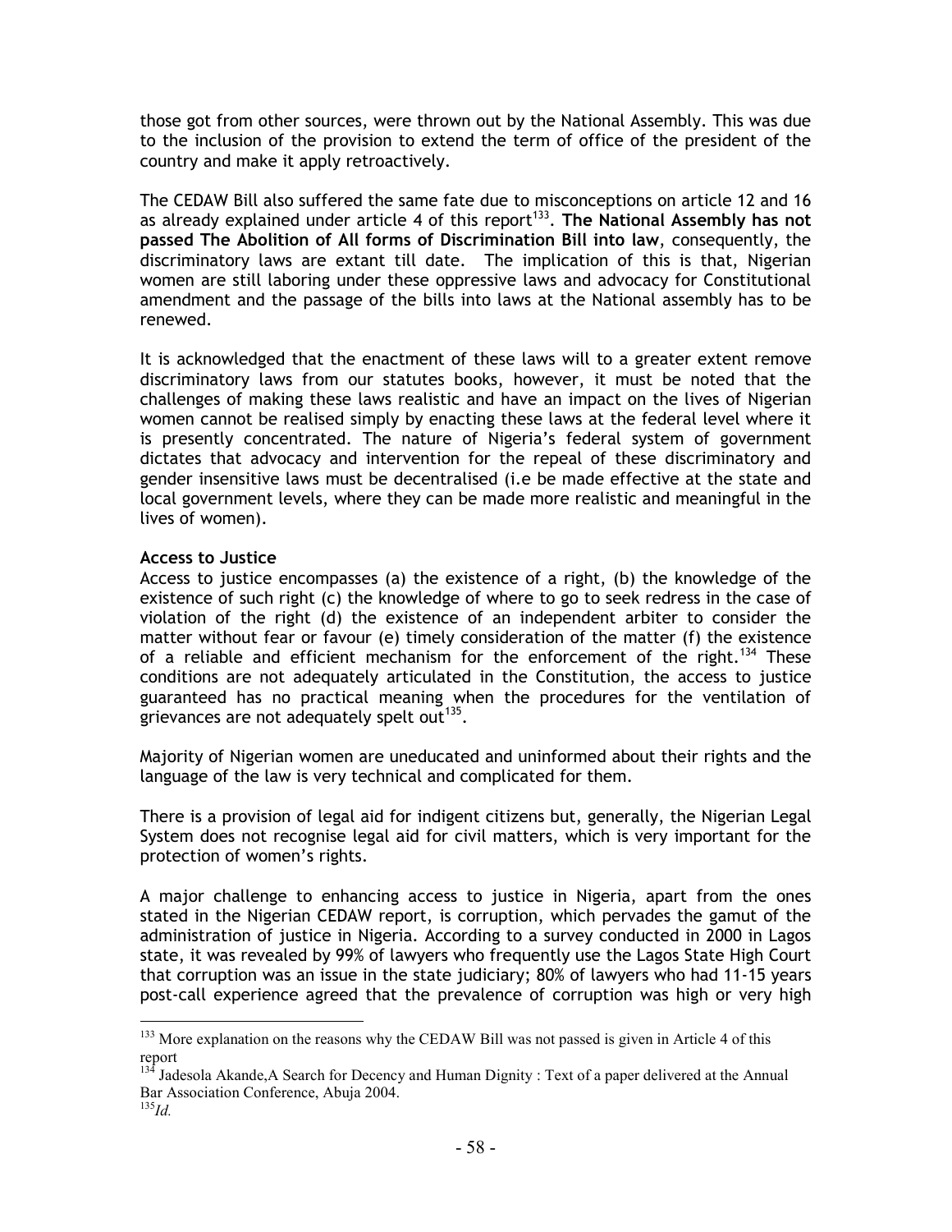those got from other sources, were thrown out by the National Assembly. This was due to the inclusion of the provision to extend the term of office of the president of the country and make it apply retroactively.

The CEDAW Bill also suffered the same fate due to misconceptions on article 12 and 16 as already explained under article 4 of this report[133]. **The National Assembly has not passed The Abolition of All forms of Discrimination Bill into law**, consequently, the discriminatory laws are extant till date. The implication of this is that, Nigerian women are still laboring under these oppressive laws and advocacy for Constitutional amendment and the passage of the bills into laws at the National assembly has to be renewed.

It is acknowledged that the enactment of these laws will to a greater extent remove discriminatory laws from our statutes books, however, it must be noted that the challenges of making these laws realistic and have an impact on the lives of Nigerian women cannot be realised simply by enacting these laws at the federal level where it is presently concentrated. The nature of Nigeria's federal system of government dictates that advocacy and intervention for the repeal of these discriminatory and gender insensitive laws must be decentralised (i.e be made effective at the state and local government levels, where they can be made more realistic and meaningful in the lives of women).

**Access to Justice**

Access to justice encompasses (a) the existence of a right, (b) the knowledge of the existence of such right (c) the knowledge of where to go to seek redress in the case of violation of the right (d) the existence of an independent arbiter to consider the matter without fear or favour (e) timely consideration of the matter (f) the existence of a reliable and efficient mechanism for the enforcement of the right.[134] These conditions are not adequately articulated in the Constitution, the access to justice guaranteed has no practical meaning when the procedures for the ventilation of grievances are not adequately spelt out[135].

Majority of Nigerian women are uneducated and uninformed about their rights and the language of the law is very technical and complicated for them.

There is a provision of legal aid for indigent citizens but, generally, the Nigerian Legal System does not recognise legal aid for civil matters, which is very important for the protection of women's rights.

A major challenge to enhancing access to justice in Nigeria, apart from the ones stated in the Nigerian CEDAW report, is corruption, which pervades the gamut of the administration of justice in Nigeria. According to a survey conducted in 2000 in Lagos state, it was revealed by 99% of lawyers who frequently use the Lagos State High Court that corruption was an issue in the state judiciary; 80% of lawyers who had 11-15 years post-call experience agreed that the prevalence of corruption was high or very high

---

[133] More explanation on the reasons why the CEDAW Bill was not passed is given in Article 4 of this report

[134] Jadesola Akande,A Search for Decency and Human Dignity : Text of a paper delivered at the Annual Bar Association Conference, Abuja 2004.

[135] *Id.*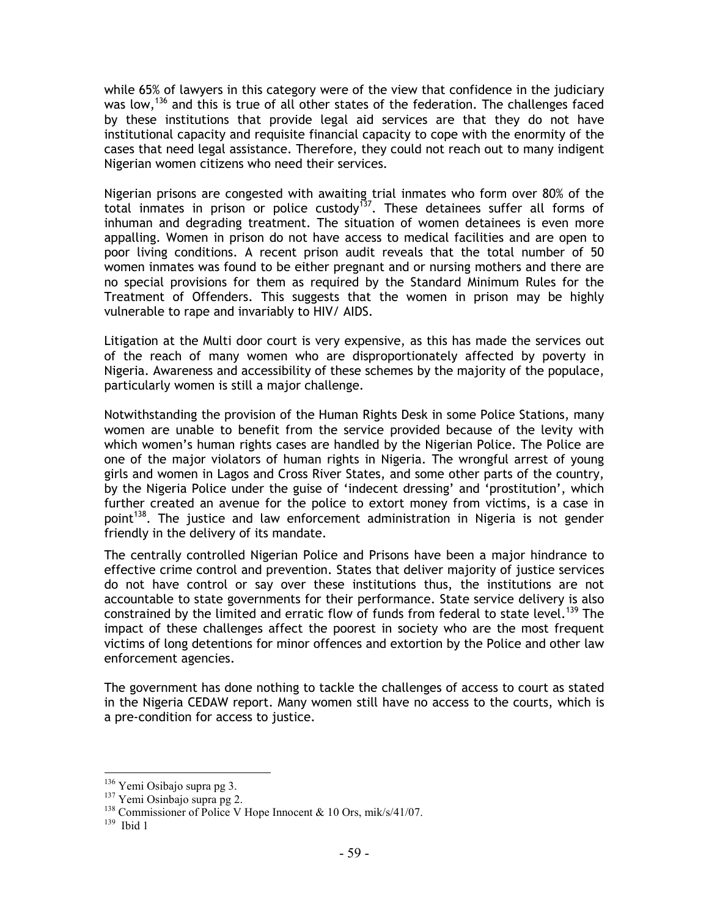while 65% of lawyers in this category were of the view that confidence in the judiciary was low,[136] and this is true of all other states of the federation. The challenges faced by these institutions that provide legal aid services are that they do not have institutional capacity and requisite financial capacity to cope with the enormity of the cases that need legal assistance. Therefore, they could not reach out to many indigent Nigerian women citizens who need their services.

Nigerian prisons are congested with awaiting trial inmates who form over 80% of the total inmates in prison or police custody[137]. These detainees suffer all forms of inhuman and degrading treatment. The situation of women detainees is even more appalling. Women in prison do not have access to medical facilities and are open to poor living conditions. A recent prison audit reveals that the total number of 50 women inmates was found to be either pregnant and or nursing mothers and there are no special provisions for them as required by the Standard Minimum Rules for the Treatment of Offenders. This suggests that the women in prison may be highly vulnerable to rape and invariably to HIV/ AIDS.

Litigation at the Multi door court is very expensive, as this has made the services out of the reach of many women who are disproportionately affected by poverty in Nigeria. Awareness and accessibility of these schemes by the majority of the populace, particularly women is still a major challenge.

Notwithstanding the provision of the Human Rights Desk in some Police Stations, many women are unable to benefit from the service provided because of the levity with which women's human rights cases are handled by the Nigerian Police. The Police are one of the major violators of human rights in Nigeria. The wrongful arrest of young girls and women in Lagos and Cross River States, and some other parts of the country, by the Nigeria Police under the guise of 'indecent dressing' and 'prostitution', which further created an avenue for the police to extort money from victims, is a case in point[138]. The justice and law enforcement administration in Nigeria is not gender friendly in the delivery of its mandate.

The centrally controlled Nigerian Police and Prisons have been a major hindrance to effective crime control and prevention. States that deliver majority of justice services do not have control or say over these institutions thus, the institutions are not accountable to state governments for their performance. State service delivery is also constrained by the limited and erratic flow of funds from federal to state level.[139] The impact of these challenges affect the poorest in society who are the most frequent victims of long detentions for minor offences and extortion by the Police and other law enforcement agencies.

The government has done nothing to tackle the challenges of access to court as stated in the Nigeria CEDAW report. Many women still have no access to the courts, which is a pre-condition for access to justice.

---

[136] Yemi Osibajo supra pg 3.

[137] Yemi Osinbajo supra pg 2.

[138] Commissioner of Police V Hope Innocent & 10 Ors, mik/s/41/07.

[139] Ibid 1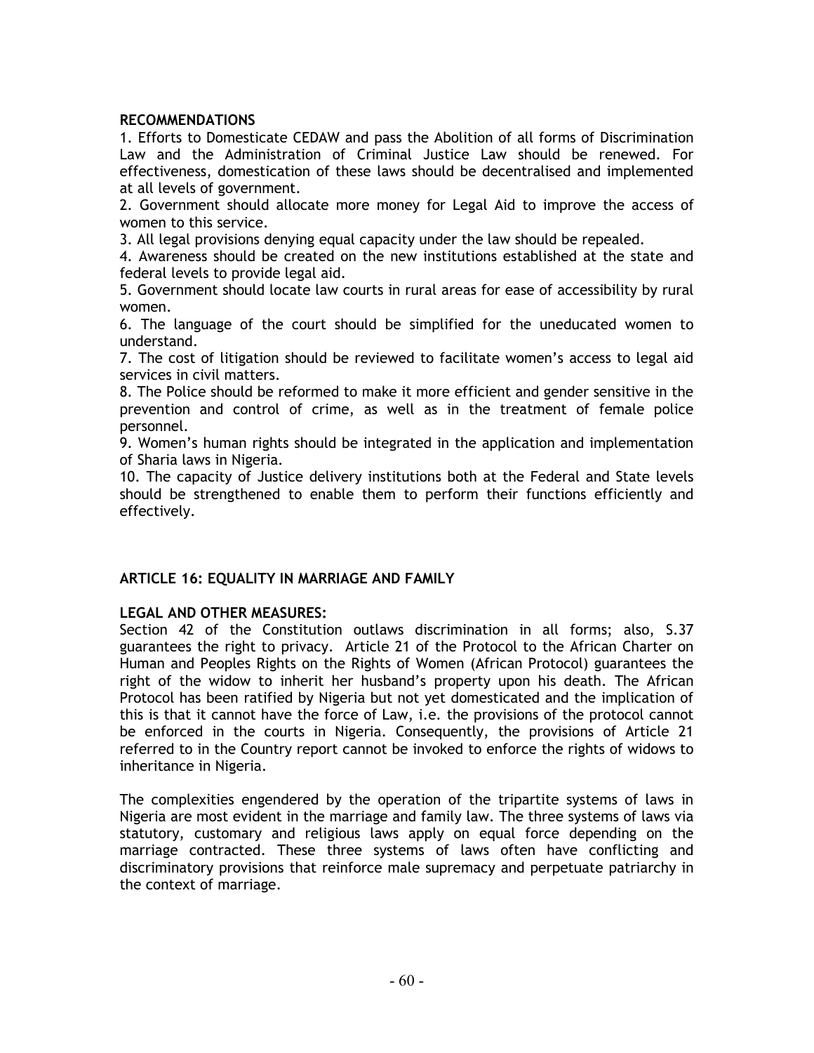**RECOMMENDATIONS**

1. Efforts to Domesticate CEDAW and pass the Abolition of all forms of Discrimination Law and the Administration of Criminal Justice Law should be renewed. For effectiveness, domestication of these laws should be decentralised and implemented at all levels of government.
2. Government should allocate more money for Legal Aid to improve the access of women to this service.
3. All legal provisions denying equal capacity under the law should be repealed.
4. Awareness should be created on the new institutions established at the state and federal levels to provide legal aid.
5. Government should locate law courts in rural areas for ease of accessibility by rural women.
6. The language of the court should be simplified for the uneducated women to understand.
7. The cost of litigation should be reviewed to facilitate women's access to legal aid services in civil matters.
8. The Police should be reformed to make it more efficient and gender sensitive in the prevention and control of crime, as well as in the treatment of female police personnel.
9. Women's human rights should be integrated in the application and implementation of Sharia laws in Nigeria.
10. The capacity of Justice delivery institutions both at the Federal and State levels should be strengthened to enable them to perform their functions efficiently and effectively.

## ARTICLE 16: EQUALITY IN MARRIAGE AND FAMILY

**LEGAL AND OTHER MEASURES:**

Section 42 of the Constitution outlaws discrimination in all forms; also, S.37 guarantees the right to privacy. Article 21 of the Protocol to the African Charter on Human and Peoples Rights on the Rights of Women (African Protocol) guarantees the right of the widow to inherit her husband's property upon his death. The African Protocol has been ratified by Nigeria but not yet domesticated and the implication of this is that it cannot have the force of Law, i.e. the provisions of the protocol cannot be enforced in the courts in Nigeria. Consequently, the provisions of Article 21 referred to in the Country report cannot be invoked to enforce the rights of widows to inheritance in Nigeria.

The complexities engendered by the operation of the tripartite systems of laws in Nigeria are most evident in the marriage and family law. The three systems of laws via statutory, customary and religious laws apply on equal force depending on the marriage contracted. These three systems of laws often have conflicting and discriminatory provisions that reinforce male supremacy and perpetuate patriarchy in the context of marriage.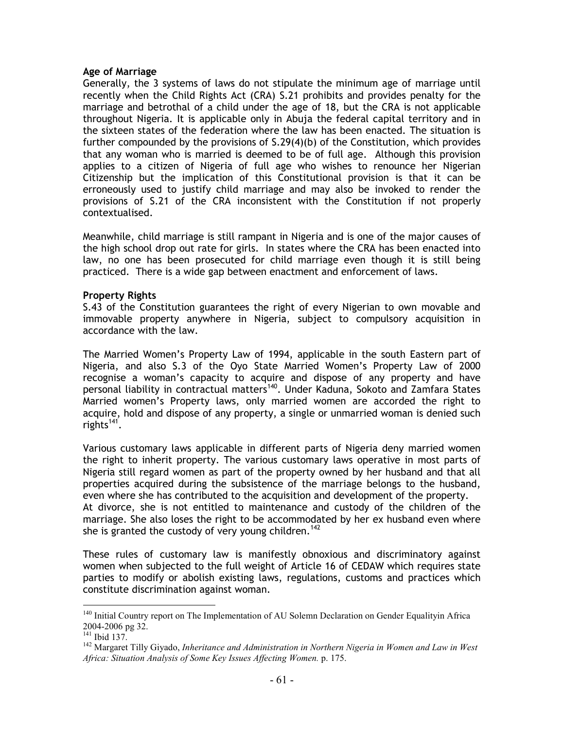**Age of Marriage**

Generally, the 3 systems of laws do not stipulate the minimum age of marriage until recently when the Child Rights Act (CRA) S.21 prohibits and provides penalty for the marriage and betrothal of a child under the age of 18, but the CRA is not applicable throughout Nigeria. It is applicable only in Abuja the federal capital territory and in the sixteen states of the federation where the law has been enacted. The situation is further compounded by the provisions of S.29(4)(b) of the Constitution, which provides that any woman who is married is deemed to be of full age. Although this provision applies to a citizen of Nigeria of full age who wishes to renounce her Nigerian Citizenship but the implication of this Constitutional provision is that it can be erroneously used to justify child marriage and may also be invoked to render the provisions of S.21 of the CRA inconsistent with the Constitution if not properly contextualised.

Meanwhile, child marriage is still rampant in Nigeria and is one of the major causes of the high school drop out rate for girls. In states where the CRA has been enacted into law, no one has been prosecuted for child marriage even though it is still being practiced. There is a wide gap between enactment and enforcement of laws.

**Property Rights**

S.43 of the Constitution guarantees the right of every Nigerian to own movable and immovable property anywhere in Nigeria, subject to compulsory acquisition in accordance with the law.

The Married Women's Property Law of 1994, applicable in the south Eastern part of Nigeria, and also S.3 of the Oyo State Married Women's Property Law of 2000 recognise a woman's capacity to acquire and dispose of any property and have personal liability in contractual matters[140]. Under Kaduna, Sokoto and Zamfara States Married women's Property laws, only married women are accorded the right to acquire, hold and dispose of any property, a single or unmarried woman is denied such rights[141].

Various customary laws applicable in different parts of Nigeria deny married women the right to inherit property. The various customary laws operative in most parts of Nigeria still regard women as part of the property owned by her husband and that all properties acquired during the subsistence of the marriage belongs to the husband, even where she has contributed to the acquisition and development of the property.
At divorce, she is not entitled to maintenance and custody of the children of the marriage. She also loses the right to be accommodated by her ex husband even where she is granted the custody of very young children.[142]

These rules of customary law is manifestly obnoxious and discriminatory against women when subjected to the full weight of Article 16 of CEDAW which requires state parties to modify or abolish existing laws, regulations, customs and practices which constitute discrimination against woman.

---

[140] Initial Country report on The Implementation of AU Solemn Declaration on Gender Equalityin Africa 2004-2006 pg 32.

[141] Ibid 137.

[142] Margaret Tilly Giyado, *Inheritance and Administration in Northern Nigeria in Women and Law in West Africa: Situation Analysis of Some Key Issues Affecting Women.* p. 175.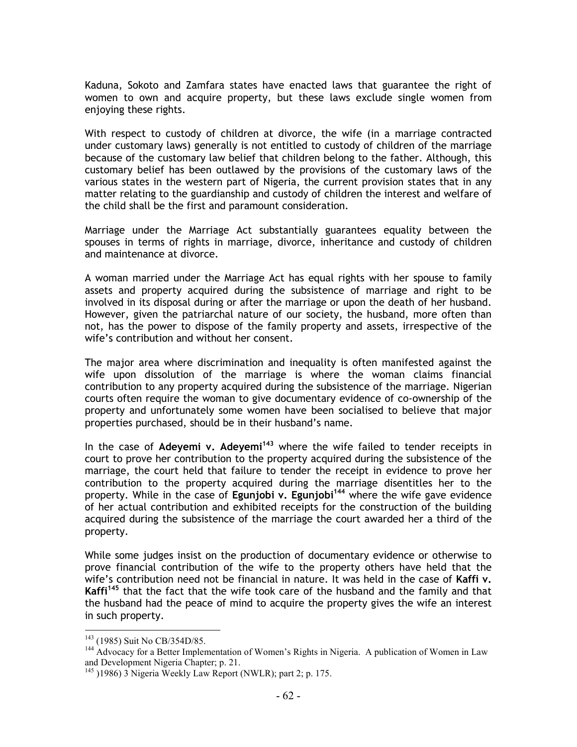Kaduna, Sokoto and Zamfara states have enacted laws that guarantee the right of women to own and acquire property, but these laws exclude single women from enjoying these rights.

With respect to custody of children at divorce, the wife (in a marriage contracted under customary laws) generally is not entitled to custody of children of the marriage because of the customary law belief that children belong to the father. Although, this customary belief has been outlawed by the provisions of the customary laws of the various states in the western part of Nigeria, the current provision states that in any matter relating to the guardianship and custody of children the interest and welfare of the child shall be the first and paramount consideration.

Marriage under the Marriage Act substantially guarantees equality between the spouses in terms of rights in marriage, divorce, inheritance and custody of children and maintenance at divorce.

A woman married under the Marriage Act has equal rights with her spouse to family assets and property acquired during the subsistence of marriage and right to be involved in its disposal during or after the marriage or upon the death of her husband. However, given the patriarchal nature of our society, the husband, more often than not, has the power to dispose of the family property and assets, irrespective of the wife's contribution and without her consent.

The major area where discrimination and inequality is often manifested against the wife upon dissolution of the marriage is where the woman claims financial contribution to any property acquired during the subsistence of the marriage. Nigerian courts often require the woman to give documentary evidence of co-ownership of the property and unfortunately some women have been socialised to believe that major properties purchased, should be in their husband's name.

In the case of **Adeyemi v. Adeyemi**[143] where the wife failed to tender receipts in court to prove her contribution to the property acquired during the subsistence of the marriage, the court held that failure to tender the receipt in evidence to prove her contribution to the property acquired during the marriage disentitles her to the property. While in the case of **Egunjobi v. Egunjobi**[144] where the wife gave evidence of her actual contribution and exhibited receipts for the construction of the building acquired during the subsistence of the marriage the court awarded her a third of the property.

While some judges insist on the production of documentary evidence or otherwise to prove financial contribution of the wife to the property others have held that the wife's contribution need not be financial in nature. It was held in the case of **Kaffi v. Kaffi**[145] that the fact that the wife took care of the husband and the family and that the husband had the peace of mind to acquire the property gives the wife an interest in such property.

---

[143] (1985) Suit No CB/354D/85.

[144] Advocacy for a Better Implementation of Women's Rights in Nigeria. A publication of Women in Law and Development Nigeria Chapter; p. 21.

[145] )1986) 3 Nigeria Weekly Law Report (NWLR); part 2; p. 175.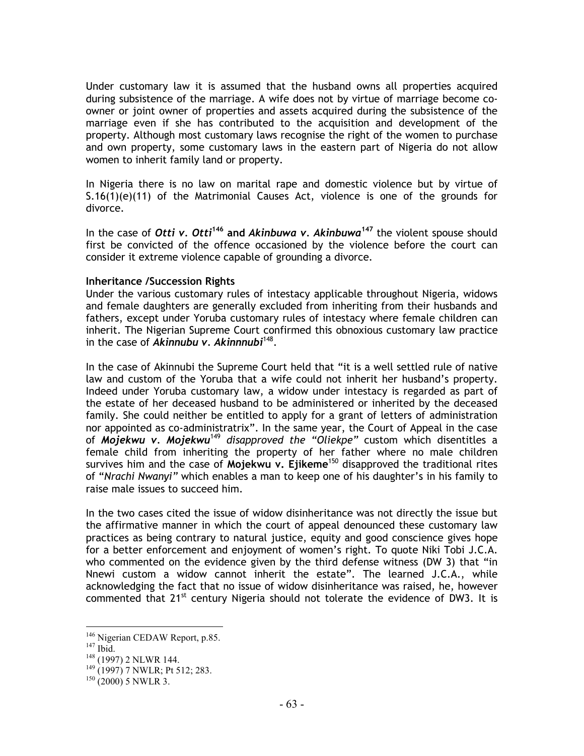Under customary law it is assumed that the husband owns all properties acquired during subsistence of the marriage. A wife does not by virtue of marriage become co-owner or joint owner of properties and assets acquired during the subsistence of the marriage even if she has contributed to the acquisition and development of the property. Although most customary laws recognise the right of the women to purchase and own property, some customary laws in the eastern part of Nigeria do not allow women to inherit family land or property.

In Nigeria there is no law on marital rape and domestic violence but by virtue of S.16(1)(e)(11) of the Matrimonial Causes Act, violence is one of the grounds for divorce.

In the case of ***Otti v. Otti***[146] **and** ***Akinbuwa v. Akinbuwa***[147] the violent spouse should first be convicted of the offence occasioned by the violence before the court can consider it extreme violence capable of grounding a divorce.

**Inheritance /Succession Rights**
Under the various customary rules of intestacy applicable throughout Nigeria, widows and female daughters are generally excluded from inheriting from their husbands and fathers, except under Yoruba customary rules of intestacy where female children can inherit. The Nigerian Supreme Court confirmed this obnoxious customary law practice in the case of ***Akinnubu v. Akinnnubi***[148].

In the case of Akinnubi the Supreme Court held that "it is a well settled rule of native law and custom of the Yoruba that a wife could not inherit her husband's property. Indeed under Yoruba customary law, a widow under intestacy is regarded as part of the estate of her deceased husband to be administered or inherited by the deceased family. She could neither be entitled to apply for a grant of letters of administration nor appointed as co-administratrix". In the same year, the Court of Appeal in the case of ***Mojekwu v. Mojekwu***[149] *disapproved the "Oliekpe"* custom which disentitles a female child from inheriting the property of her father where no male children survives him and the case of **Mojekwu v. Ejikeme**[150] disapproved the traditional rites of "*Nrachi Nwanyi"* which enables a man to keep one of his daughter's in his family to raise male issues to succeed him.

In the two cases cited the issue of widow disinheritance was not directly the issue but the affirmative manner in which the court of appeal denounced these customary law practices as being contrary to natural justice, equity and good conscience gives hope for a better enforcement and enjoyment of women's right. To quote Niki Tobi J.C.A. who commented on the evidence given by the third defense witness (DW 3) that "in Nnewi custom a widow cannot inherit the estate". The learned J.C.A., while acknowledging the fact that no issue of widow disinheritance was raised, he, however commented that 21st century Nigeria should not tolerate the evidence of DW3. It is

---

[146] Nigerian CEDAW Report, p.85.
[147] Ibid.
[148] (1997) 2 NLWR 144.
[149] (1997) 7 NWLR; Pt 512; 283.
[150] (2000) 5 NWLR 3.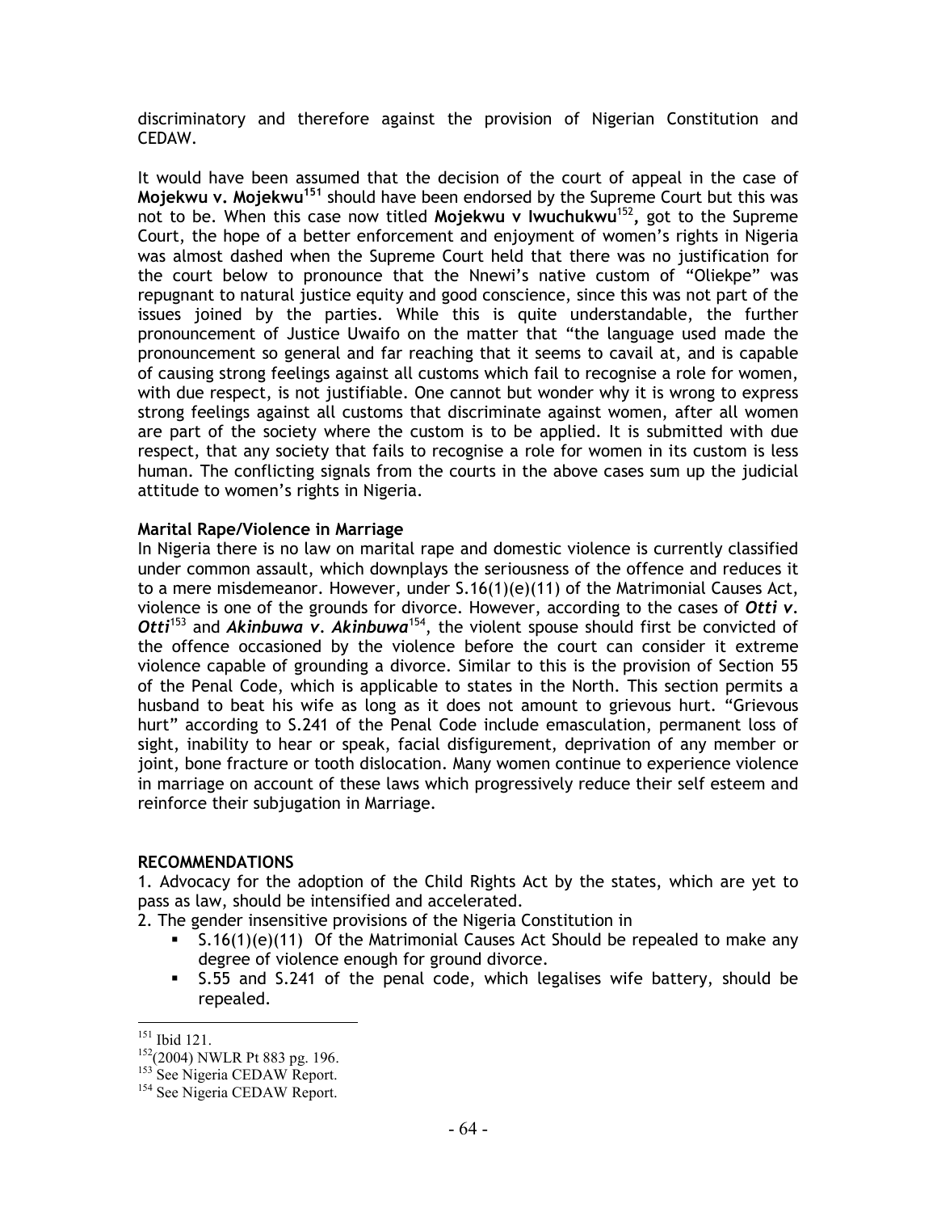discriminatory and therefore against the provision of Nigerian Constitution and CEDAW.

It would have been assumed that the decision of the court of appeal in the case of **Mojekwu v. Mojekwu**[151] should have been endorsed by the Supreme Court but this was not to be. When this case now titled **Mojekwu v Iwuchukwu**[152]**,** got to the Supreme Court, the hope of a better enforcement and enjoyment of women's rights in Nigeria was almost dashed when the Supreme Court held that there was no justification for the court below to pronounce that the Nnewi's native custom of "Oliekpe" was repugnant to natural justice equity and good conscience, since this was not part of the issues joined by the parties. While this is quite understandable, the further pronouncement of Justice Uwaifo on the matter that "the language used made the pronouncement so general and far reaching that it seems to cavail at, and is capable of causing strong feelings against all customs which fail to recognise a role for women, with due respect, is not justifiable. One cannot but wonder why it is wrong to express strong feelings against all customs that discriminate against women, after all women are part of the society where the custom is to be applied. It is submitted with due respect, that any society that fails to recognise a role for women in its custom is less human. The conflicting signals from the courts in the above cases sum up the judicial attitude to women's rights in Nigeria.

**Marital Rape/Violence in Marriage**

In Nigeria there is no law on marital rape and domestic violence is currently classified under common assault, which downplays the seriousness of the offence and reduces it to a mere misdemeanor. However, under S.16(1)(e)(11) of the Matrimonial Causes Act, violence is one of the grounds for divorce. However, according to the cases of ***Otti v. Otti***[153] and ***Akinbuwa v. Akinbuwa***[154], the violent spouse should first be convicted of the offence occasioned by the violence before the court can consider it extreme violence capable of grounding a divorce. Similar to this is the provision of Section 55 of the Penal Code, which is applicable to states in the North. This section permits a husband to beat his wife as long as it does not amount to grievous hurt. "Grievous hurt" according to S.241 of the Penal Code include emasculation, permanent loss of sight, inability to hear or speak, facial disfigurement, deprivation of any member or joint, bone fracture or tooth dislocation. Many women continue to experience violence in marriage on account of these laws which progressively reduce their self esteem and reinforce their subjugation in Marriage.

**RECOMMENDATIONS**

1. Advocacy for the adoption of the Child Rights Act by the states, which are yet to pass as law, should be intensified and accelerated.
2. The gender insensitive provisions of the Nigeria Constitution in
   - S.16(1)(e)(11) Of the Matrimonial Causes Act Should be repealed to make any degree of violence enough for ground divorce.
   - S.55 and S.241 of the penal code, which legalises wife battery, should be repealed.

---

[151] Ibid 121.

[152] (2004) NWLR Pt 883 pg. 196.

[153] See Nigeria CEDAW Report.

[154] See Nigeria CEDAW Report.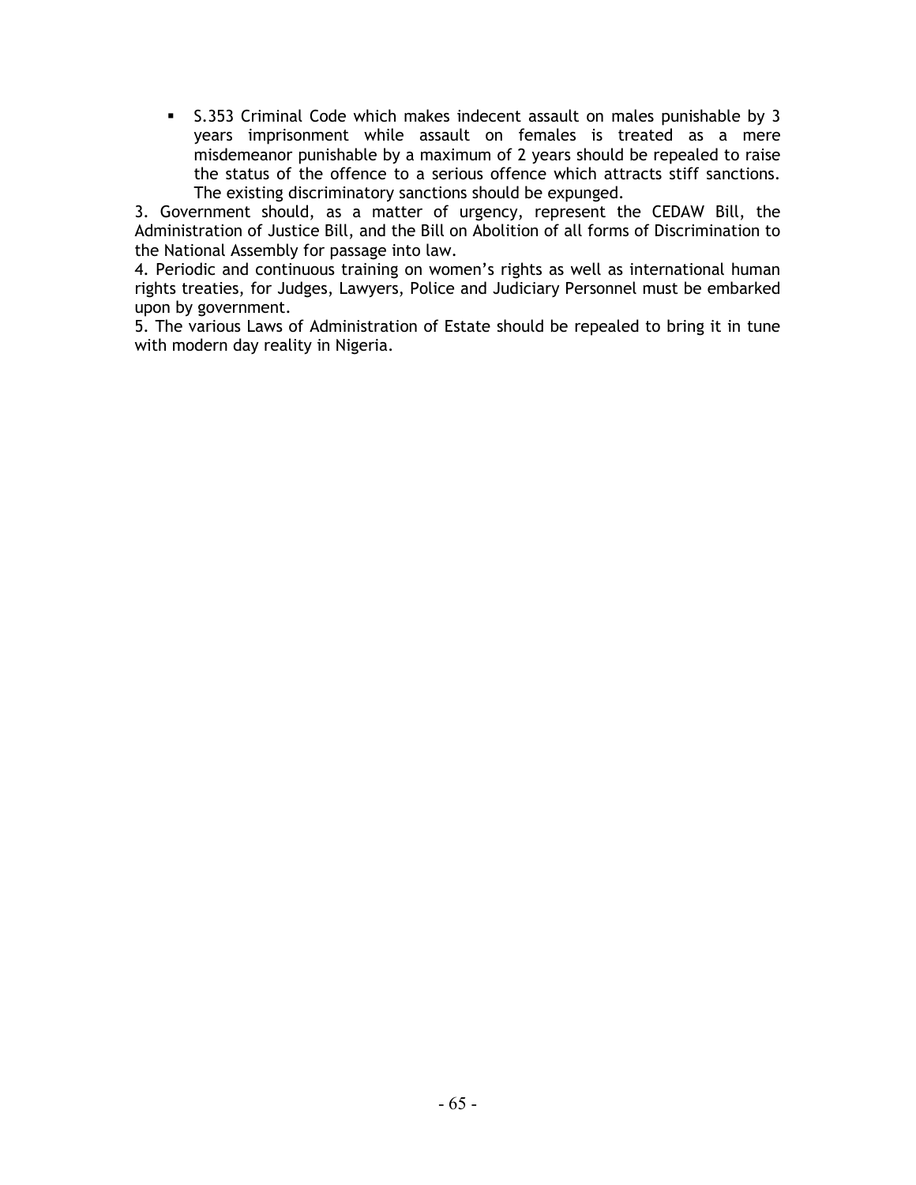- S.353 Criminal Code which makes indecent assault on males punishable by 3 years imprisonment while assault on females is treated as a mere misdemeanor punishable by a maximum of 2 years should be repealed to raise the status of the offence to a serious offence which attracts stiff sanctions. The existing discriminatory sanctions should be expunged.

3. Government should, as a matter of urgency, represent the CEDAW Bill, the Administration of Justice Bill, and the Bill on Abolition of all forms of Discrimination to the National Assembly for passage into law.
4. Periodic and continuous training on women's rights as well as international human rights treaties, for Judges, Lawyers, Police and Judiciary Personnel must be embarked upon by government.
5. The various Laws of Administration of Estate should be repealed to bring it in tune with modern day reality in Nigeria.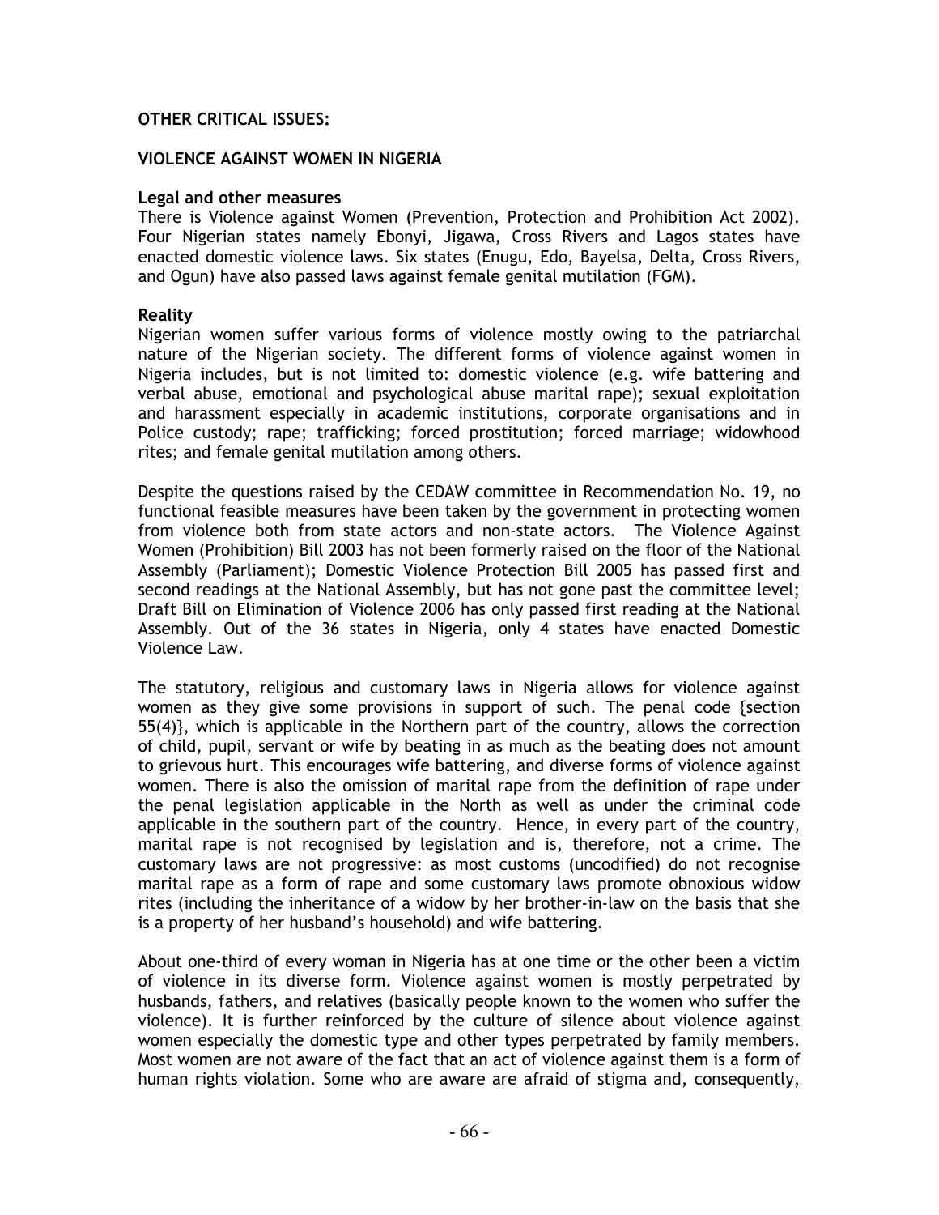**OTHER CRITICAL ISSUES:**

**VIOLENCE AGAINST WOMEN IN NIGERIA**

**Legal and other measures**

There is Violence against Women (Prevention, Protection and Prohibition Act 2002). Four Nigerian states namely Ebonyi, Jigawa, Cross Rivers and Lagos states have enacted domestic violence laws. Six states (Enugu, Edo, Bayelsa, Delta, Cross Rivers, and Ogun) have also passed laws against female genital mutilation (FGM).

**Reality**

Nigerian women suffer various forms of violence mostly owing to the patriarchal nature of the Nigerian society. The different forms of violence against women in Nigeria includes, but is not limited to: domestic violence (e.g. wife battering and verbal abuse, emotional and psychological abuse marital rape); sexual exploitation and harassment especially in academic institutions, corporate organisations and in Police custody; rape; trafficking; forced prostitution; forced marriage; widowhood rites; and female genital mutilation among others.

Despite the questions raised by the CEDAW committee in Recommendation No. 19, no functional feasible measures have been taken by the government in protecting women from violence both from state actors and non-state actors. The Violence Against Women (Prohibition) Bill 2003 has not been formerly raised on the floor of the National Assembly (Parliament); Domestic Violence Protection Bill 2005 has passed first and second readings at the National Assembly, but has not gone past the committee level; Draft Bill on Elimination of Violence 2006 has only passed first reading at the National Assembly. Out of the 36 states in Nigeria, only 4 states have enacted Domestic Violence Law.

The statutory, religious and customary laws in Nigeria allows for violence against women as they give some provisions in support of such. The penal code {section 55(4)}, which is applicable in the Northern part of the country, allows the correction of child, pupil, servant or wife by beating in as much as the beating does not amount to grievous hurt. This encourages wife battering, and diverse forms of violence against women. There is also the omission of marital rape from the definition of rape under the penal legislation applicable in the North as well as under the criminal code applicable in the southern part of the country. Hence, in every part of the country, marital rape is not recognised by legislation and is, therefore, not a crime. The customary laws are not progressive: as most customs (uncodified) do not recognise marital rape as a form of rape and some customary laws promote obnoxious widow rites (including the inheritance of a widow by her brother-in-law on the basis that she is a property of her husband's household) and wife battering.

About one-third of every woman in Nigeria has at one time or the other been a victim of violence in its diverse form. Violence against women is mostly perpetrated by husbands, fathers, and relatives (basically people known to the women who suffer the violence). It is further reinforced by the culture of silence about violence against women especially the domestic type and other types perpetrated by family members. Most women are not aware of the fact that an act of violence against them is a form of human rights violation. Some who are aware are afraid of stigma and, consequently,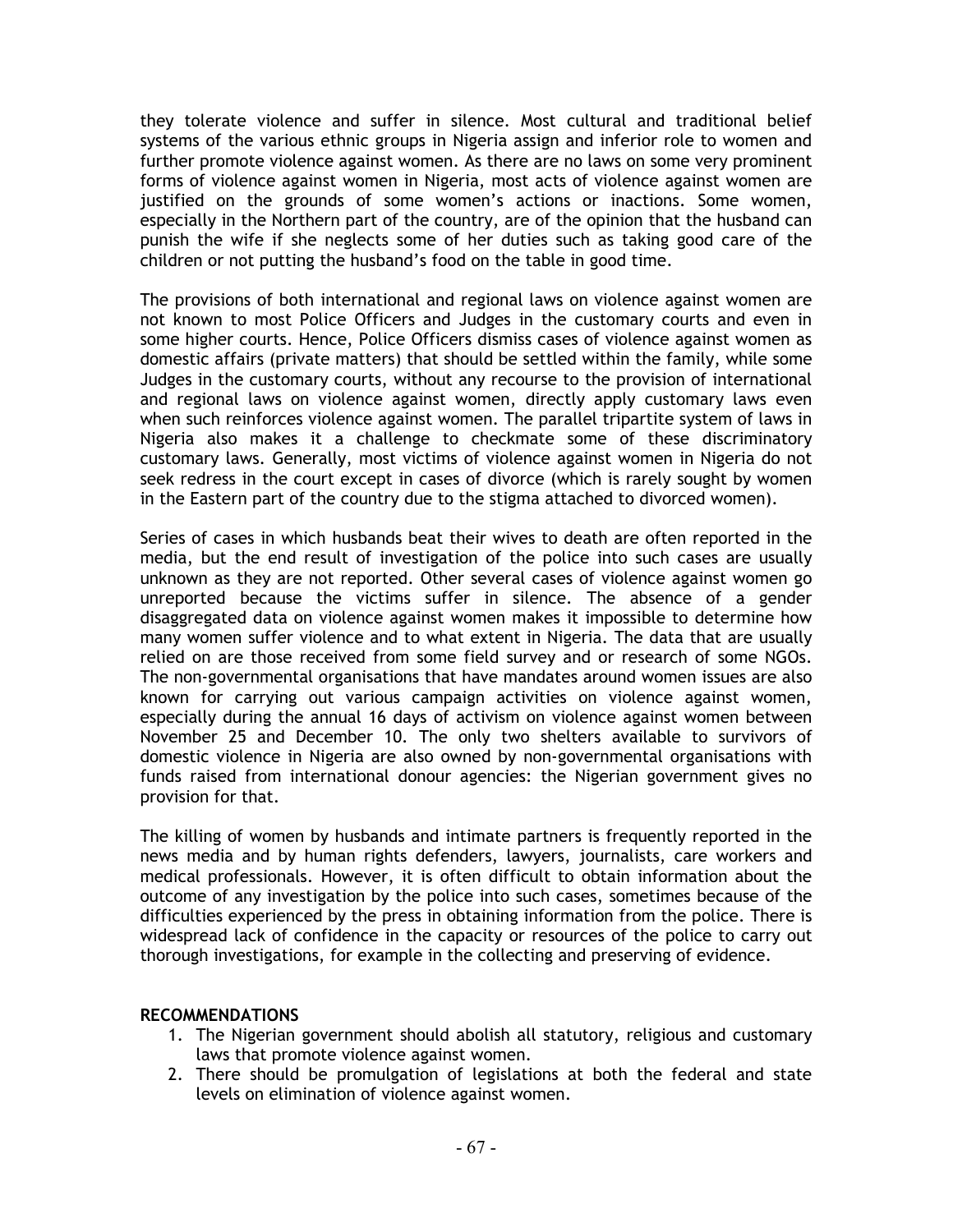they tolerate violence and suffer in silence. Most cultural and traditional belief systems of the various ethnic groups in Nigeria assign and inferior role to women and further promote violence against women. As there are no laws on some very prominent forms of violence against women in Nigeria, most acts of violence against women are justified on the grounds of some women's actions or inactions. Some women, especially in the Northern part of the country, are of the opinion that the husband can punish the wife if she neglects some of her duties such as taking good care of the children or not putting the husband's food on the table in good time.

The provisions of both international and regional laws on violence against women are not known to most Police Officers and Judges in the customary courts and even in some higher courts. Hence, Police Officers dismiss cases of violence against women as domestic affairs (private matters) that should be settled within the family, while some Judges in the customary courts, without any recourse to the provision of international and regional laws on violence against women, directly apply customary laws even when such reinforces violence against women. The parallel tripartite system of laws in Nigeria also makes it a challenge to checkmate some of these discriminatory customary laws. Generally, most victims of violence against women in Nigeria do not seek redress in the court except in cases of divorce (which is rarely sought by women in the Eastern part of the country due to the stigma attached to divorced women).

Series of cases in which husbands beat their wives to death are often reported in the media, but the end result of investigation of the police into such cases are usually unknown as they are not reported. Other several cases of violence against women go unreported because the victims suffer in silence. The absence of a gender disaggregated data on violence against women makes it impossible to determine how many women suffer violence and to what extent in Nigeria. The data that are usually relied on are those received from some field survey and or research of some NGOs. The non-governmental organisations that have mandates around women issues are also known for carrying out various campaign activities on violence against women, especially during the annual 16 days of activism on violence against women between November 25 and December 10. The only two shelters available to survivors of domestic violence in Nigeria are also owned by non-governmental organisations with funds raised from international donour agencies: the Nigerian government gives no provision for that.

The killing of women by husbands and intimate partners is frequently reported in the news media and by human rights defenders, lawyers, journalists, care workers and medical professionals. However, it is often difficult to obtain information about the outcome of any investigation by the police into such cases, sometimes because of the difficulties experienced by the press in obtaining information from the police. There is widespread lack of confidence in the capacity or resources of the police to carry out thorough investigations, for example in the collecting and preserving of evidence.

**RECOMMENDATIONS**

1. The Nigerian government should abolish all statutory, religious and customary laws that promote violence against women.
2. There should be promulgation of legislations at both the federal and state levels on elimination of violence against women.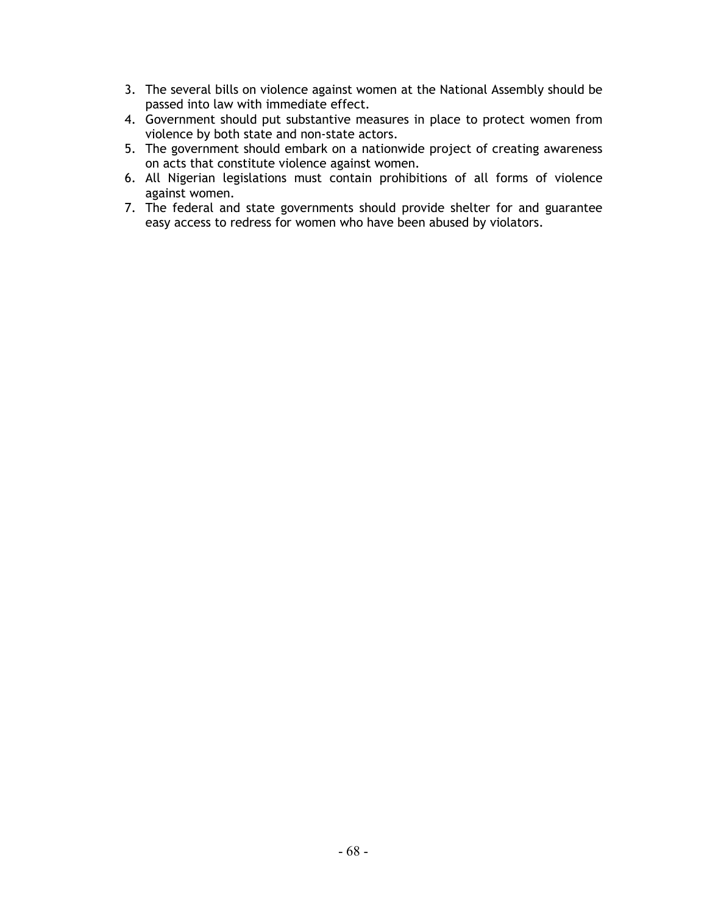3. The several bills on violence against women at the National Assembly should be passed into law with immediate effect.
4. Government should put substantive measures in place to protect women from violence by both state and non-state actors.
5. The government should embark on a nationwide project of creating awareness on acts that constitute violence against women.
6. All Nigerian legislations must contain prohibitions of all forms of violence against women.
7. The federal and state governments should provide shelter for and guarantee easy access to redress for women who have been abused by violators.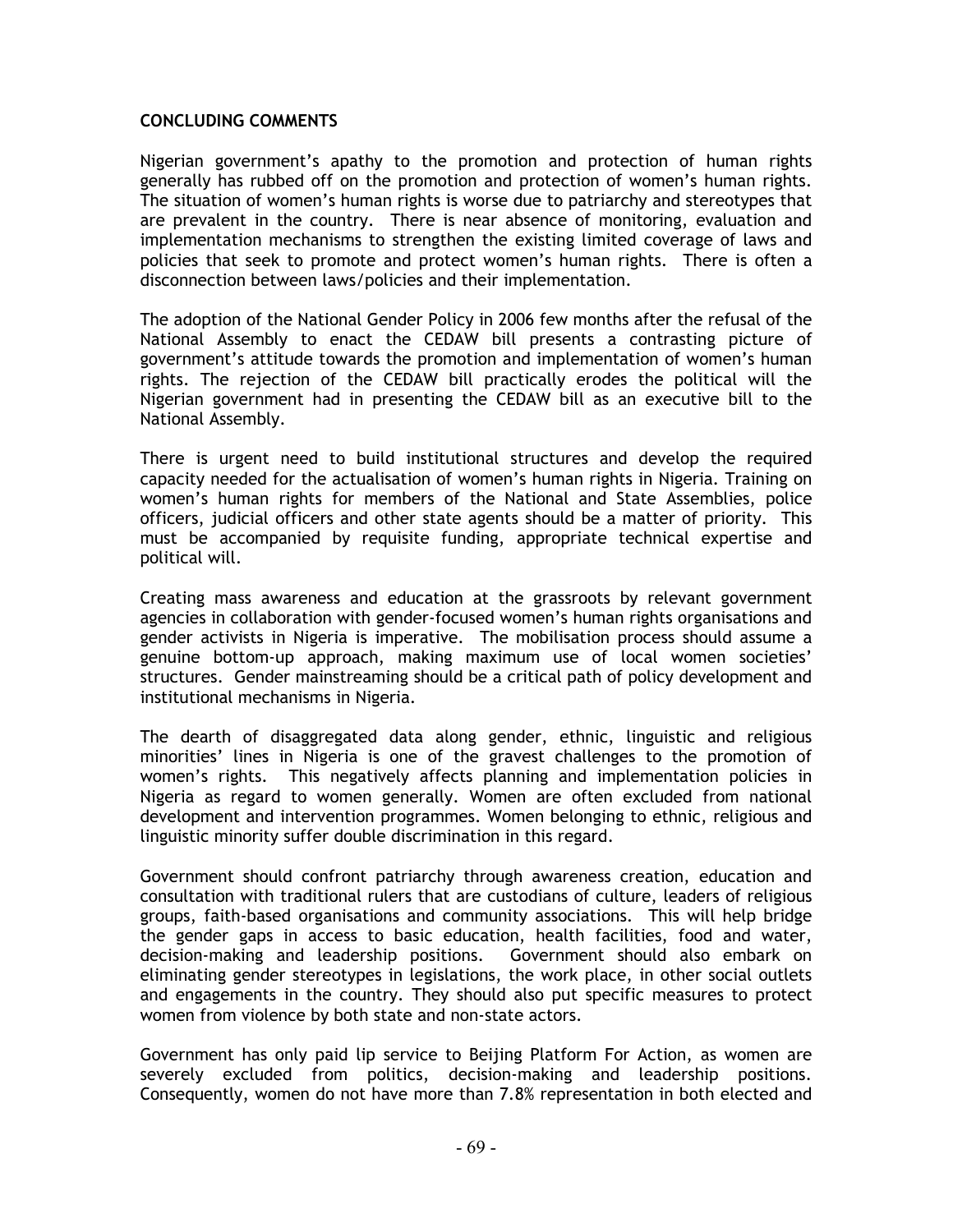## CONCLUDING COMMENTS

Nigerian government's apathy to the promotion and protection of human rights generally has rubbed off on the promotion and protection of women's human rights. The situation of women's human rights is worse due to patriarchy and stereotypes that are prevalent in the country. There is near absence of monitoring, evaluation and implementation mechanisms to strengthen the existing limited coverage of laws and policies that seek to promote and protect women's human rights. There is often a disconnection between laws/policies and their implementation.

The adoption of the National Gender Policy in 2006 few months after the refusal of the National Assembly to enact the CEDAW bill presents a contrasting picture of government's attitude towards the promotion and implementation of women's human rights. The rejection of the CEDAW bill practically erodes the political will the Nigerian government had in presenting the CEDAW bill as an executive bill to the National Assembly.

There is urgent need to build institutional structures and develop the required capacity needed for the actualisation of women's human rights in Nigeria. Training on women's human rights for members of the National and State Assemblies, police officers, judicial officers and other state agents should be a matter of priority. This must be accompanied by requisite funding, appropriate technical expertise and political will.

Creating mass awareness and education at the grassroots by relevant government agencies in collaboration with gender-focused women's human rights organisations and gender activists in Nigeria is imperative. The mobilisation process should assume a genuine bottom-up approach, making maximum use of local women societies' structures. Gender mainstreaming should be a critical path of policy development and institutional mechanisms in Nigeria.

The dearth of disaggregated data along gender, ethnic, linguistic and religious minorities' lines in Nigeria is one of the gravest challenges to the promotion of women's rights. This negatively affects planning and implementation policies in Nigeria as regard to women generally. Women are often excluded from national development and intervention programmes. Women belonging to ethnic, religious and linguistic minority suffer double discrimination in this regard.

Government should confront patriarchy through awareness creation, education and consultation with traditional rulers that are custodians of culture, leaders of religious groups, faith-based organisations and community associations. This will help bridge the gender gaps in access to basic education, health facilities, food and water, decision-making and leadership positions. Government should also embark on eliminating gender stereotypes in legislations, the work place, in other social outlets and engagements in the country. They should also put specific measures to protect women from violence by both state and non-state actors.

Government has only paid lip service to Beijing Platform For Action, as women are severely excluded from politics, decision-making and leadership positions. Consequently, women do not have more than 7.8% representation in both elected and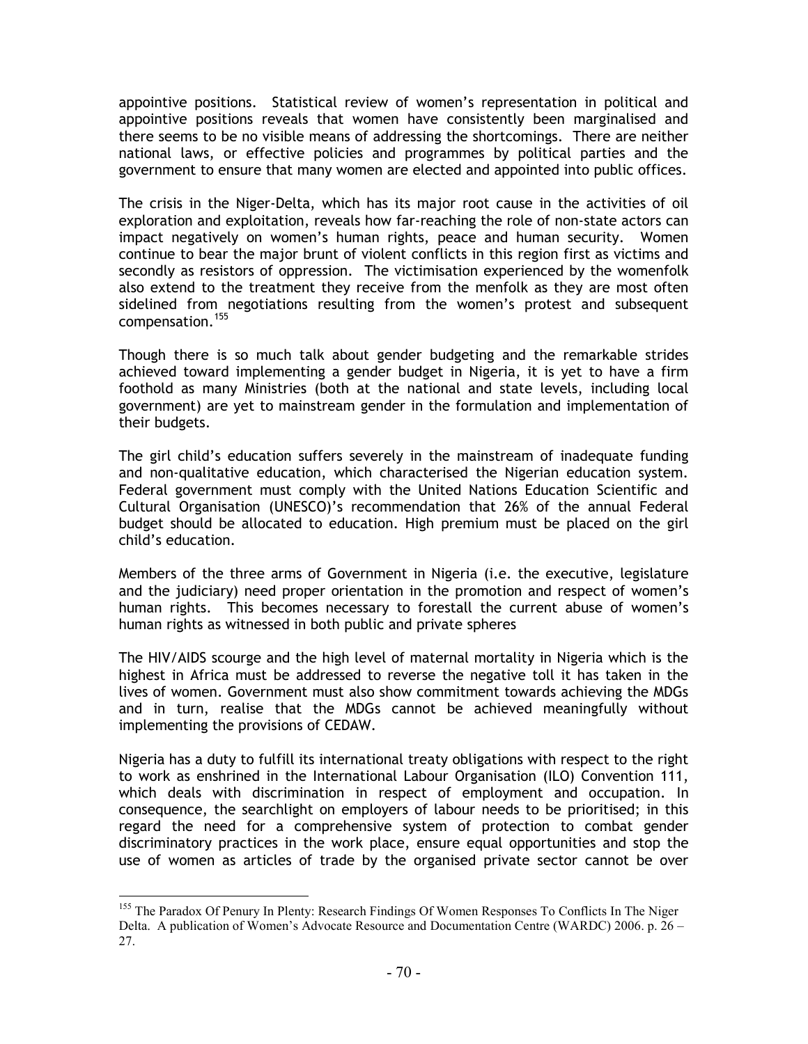appointive positions. Statistical review of women's representation in political and appointive positions reveals that women have consistently been marginalised and there seems to be no visible means of addressing the shortcomings. There are neither national laws, or effective policies and programmes by political parties and the government to ensure that many women are elected and appointed into public offices.

The crisis in the Niger-Delta, which has its major root cause in the activities of oil exploration and exploitation, reveals how far-reaching the role of non-state actors can impact negatively on women's human rights, peace and human security. Women continue to bear the major brunt of violent conflicts in this region first as victims and secondly as resistors of oppression. The victimisation experienced by the womenfolk also extend to the treatment they receive from the menfolk as they are most often sidelined from negotiations resulting from the women's protest and subsequent compensation.[155]

Though there is so much talk about gender budgeting and the remarkable strides achieved toward implementing a gender budget in Nigeria, it is yet to have a firm foothold as many Ministries (both at the national and state levels, including local government) are yet to mainstream gender in the formulation and implementation of their budgets.

The girl child's education suffers severely in the mainstream of inadequate funding and non-qualitative education, which characterised the Nigerian education system. Federal government must comply with the United Nations Education Scientific and Cultural Organisation (UNESCO)'s recommendation that 26% of the annual Federal budget should be allocated to education. High premium must be placed on the girl child's education.

Members of the three arms of Government in Nigeria (i.e. the executive, legislature and the judiciary) need proper orientation in the promotion and respect of women's human rights. This becomes necessary to forestall the current abuse of women's human rights as witnessed in both public and private spheres

The HIV/AIDS scourge and the high level of maternal mortality in Nigeria which is the highest in Africa must be addressed to reverse the negative toll it has taken in the lives of women. Government must also show commitment towards achieving the MDGs and in turn, realise that the MDGs cannot be achieved meaningfully without implementing the provisions of CEDAW.

Nigeria has a duty to fulfill its international treaty obligations with respect to the right to work as enshrined in the International Labour Organisation (ILO) Convention 111, which deals with discrimination in respect of employment and occupation. In consequence, the searchlight on employers of labour needs to be prioritised; in this regard the need for a comprehensive system of protection to combat gender discriminatory practices in the work place, ensure equal opportunities and stop the use of women as articles of trade by the organised private sector cannot be over

---

[155] The Paradox Of Penury In Plenty: Research Findings Of Women Responses To Conflicts In The Niger Delta. A publication of Women's Advocate Resource and Documentation Centre (WARDC) 2006. p. 26 – 27.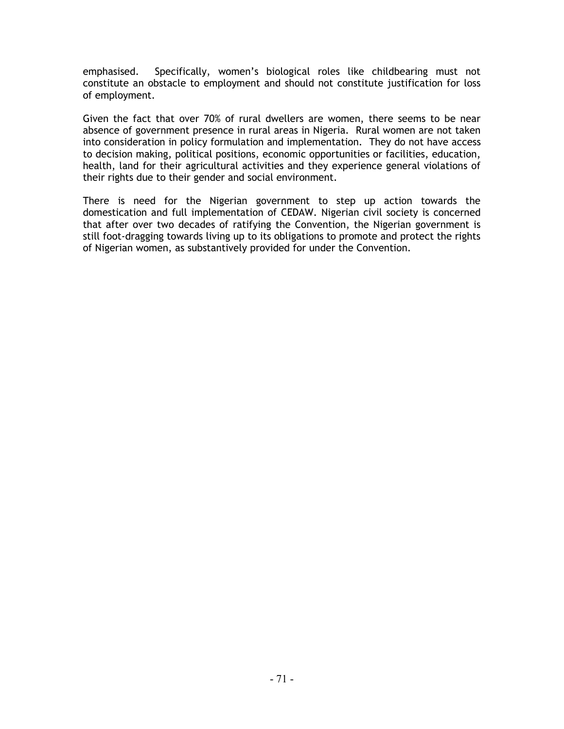emphasised. Specifically, women's biological roles like childbearing must not constitute an obstacle to employment and should not constitute justification for loss of employment.

Given the fact that over 70% of rural dwellers are women, there seems to be near absence of government presence in rural areas in Nigeria. Rural women are not taken into consideration in policy formulation and implementation. They do not have access to decision making, political positions, economic opportunities or facilities, education, health, land for their agricultural activities and they experience general violations of their rights due to their gender and social environment.

There is need for the Nigerian government to step up action towards the domestication and full implementation of CEDAW. Nigerian civil society is concerned that after over two decades of ratifying the Convention, the Nigerian government is still foot-dragging towards living up to its obligations to promote and protect the rights of Nigerian women, as substantively provided for under the Convention.